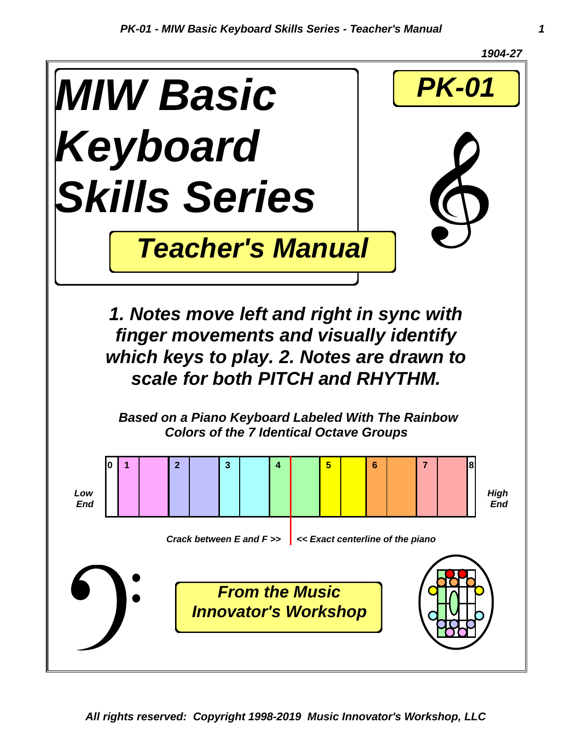1904-27

# MIW Basic Keyboard Skills Series

## PK-01

## Teacher's Manual

***1. Notes move left and right in sync with finger movements and visually identify which keys to play. 2. Notes are drawn to scale for both PITCH and RHYTHM.***

***Based on a Piano Keyboard Labeled With The Rainbow Colors of the 7 Identical Octave Groups***

*Low End* | 0 | 1 | 2 | 3 | 4 | 5 | 6 | 7 | 8 | *High End*

*Crack between E and F >>* | *<< Exact centerline of the piano*

### From the Music Innovator's Workshop

*All rights reserved: Copyright 1998-2019 Music Innovator's Workshop, LLC*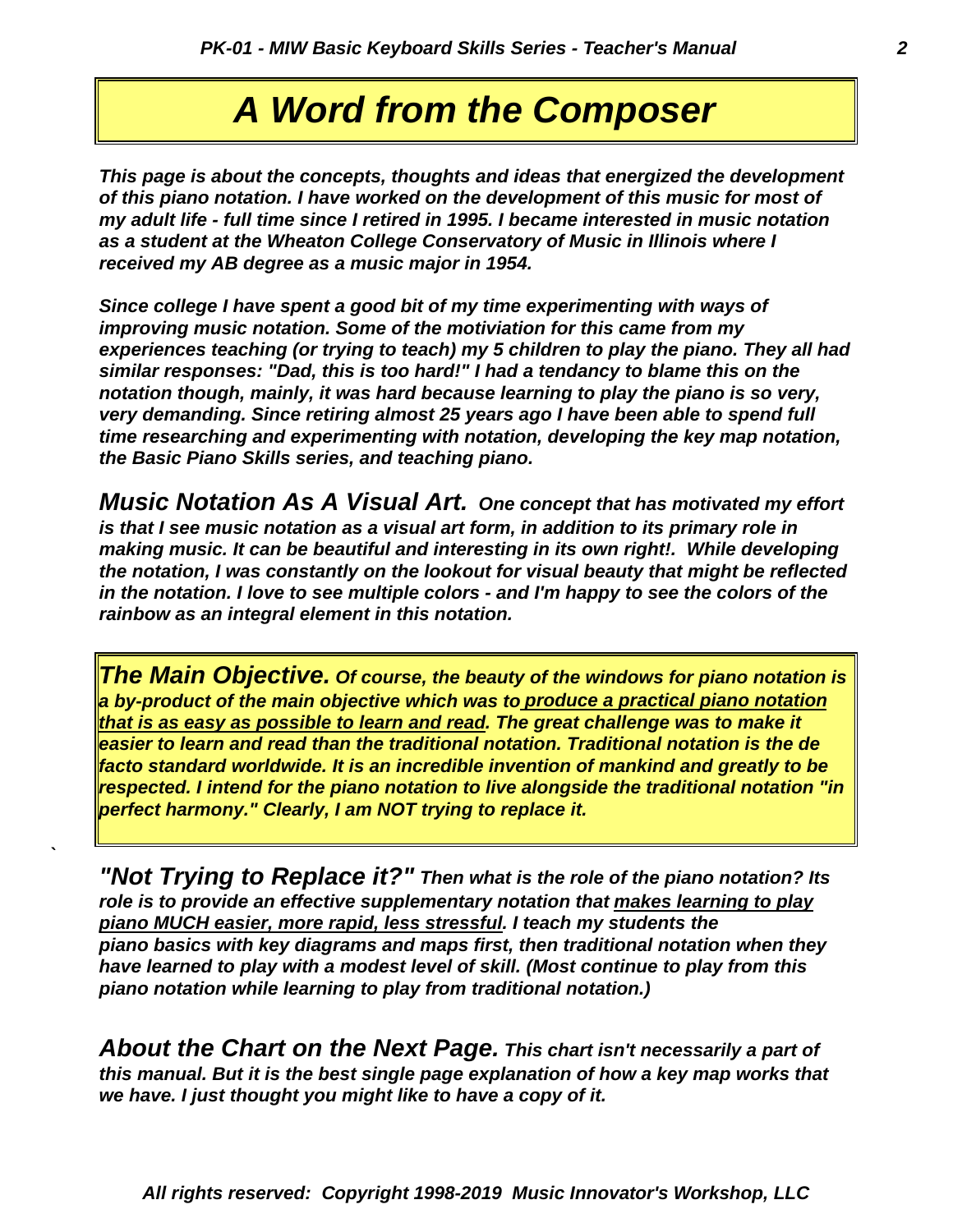# A Word from the Composer

***This page is about the concepts, thoughts and ideas that energized the development of this piano notation. I have worked on the development of this music for most of my adult life - full time since I retired in 1995. I became interested in music notation as a student at the Wheaton College Conservatory of Music in Illinois where I received my AB degree as a music major in 1954.***

***Since college I have spent a good bit of my time experimenting with ways of improving music notation. Some of the motiviation for this came from my experiences teaching (or trying to teach) my 5 children to play the piano. They all had similar responses: "Dad, this is too hard!" I had a tendancy to blame this on the notation though, mainly, it was hard because learning to play the piano is so very, very demanding. Since retiring almost 25 years ago I have been able to spend full time researching and experimenting with notation, developing the key map notation, the Basic Piano Skills series, and teaching piano.***

***Music Notation As A Visual Art.*** ***One concept that has motivated my effort is that I see music notation as a visual art form, in addition to its primary role in making music. It can be beautiful and interesting in its own right!. While developing the notation, I was constantly on the lookout for visual beauty that might be reflected in the notation. I love to see multiple colors - and I'm happy to see the colors of the rainbow as an integral element in this notation.***

***The Main Objective.*** ***Of course, the beauty of the windows for piano notation is a by-product of the main objective which was to <u>produce a practical piano notation that is as easy as possible to learn and read</u>. The great challenge was to make it easier to learn and read than the traditional notation. Traditional notation is the de facto standard worldwide. It is an incredible invention of mankind and greatly to be respected. I intend for the piano notation to live alongside the traditional notation "in perfect harmony." Clearly, I am NOT trying to replace it.***

***"Not Trying to Replace it?"*** ***Then what is the role of the piano notation? Its role is to provide an effective supplementary notation that <u>makes learning to play piano MUCH easier, more rapid, less stressful</u>. I teach my students the piano basics with key diagrams and maps first, then traditional notation when they have learned to play with a modest level of skill. (Most continue to play from this piano notation while learning to play from traditional notation.)***

***About the Chart on the Next Page.*** ***This chart isn't necessarily a part of this manual. But it is the best single page explanation of how a key map works that we have. I just thought you might like to have a copy of it.***

*All rights reserved: Copyright 1998-2019 Music Innovator's Workshop, LLC*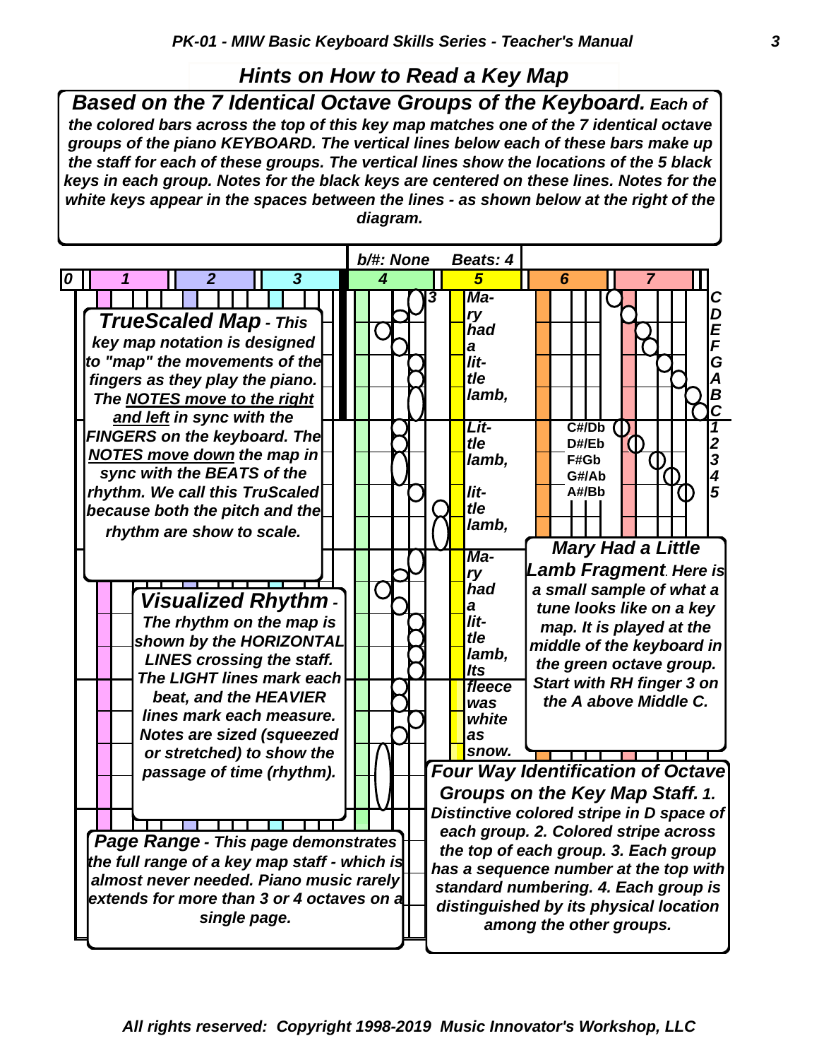## Hints on How to Read a Key Map

***Based on the 7 Identical Octave Groups of the Keyboard.*** *Each of the colored bars across the top of this key map matches one of the 7 identical octave groups of the piano KEYBOARD. The vertical lines below each of these bars make up the staff for each of these groups. The vertical lines show the locations of the 5 black keys in each group. Notes for the black keys are centered on these lines. Notes for the white keys appear in the spaces between the lines - as shown below at the right of the diagram.*

b/#: None Beats: 4

0 | 1 | 2 | 3 | 4 | 5 | 6 | 7

C D E F G A B C

C#/Db D#/Eb F#Gb G#/Ab A#/Bb

1 2 3 4 5

3

Ma- ry had a lit- tle lamb, Lit- tle lamb, lit- tle lamb, Ma- ry had a lit- tle lamb, Its fleece was white as snow.

***TrueScaled Map*** *- This key map notation is designed to "map" the movements of the fingers as they play the piano. The NOTES move to the right and left in sync with the FINGERS on the keyboard. The NOTES move down the map in sync with the BEATS of the rhythm. We call this TruScaled because both the pitch and the rhythm are show to scale.*

***Visualized Rhythm*** *- The rhythm on the map is shown by the HORIZONTAL LINES crossing the staff. The LIGHT lines mark each beat, and the HEAVIER lines mark each measure. Notes are sized (squeezed or stretched) to show the passage of time (rhythm).*

***Page Range*** *- This page demonstrates the full range of a key map staff - which is almost never needed. Piano music rarely extends for more than 3 or 4 octaves on a single page.*

***Mary Had a Little Lamb Fragment****. Here is a small sample of what a tune looks like on a key map. It is played at the middle of the keyboard in the green octave group. Start with RH finger 3 on the A above Middle C.*

***Four Way Identification of Octave Groups on the Key Map Staff.*** *1. Distinctive colored stripe in D space of each group. 2. Colored stripe across the top of each group. 3. Each group has a sequence number at the top with standard numbering. 4. Each group is distinguished by its physical location among the other groups.*

*All rights reserved: Copyright 1998-2019 Music Innovator's Workshop, LLC*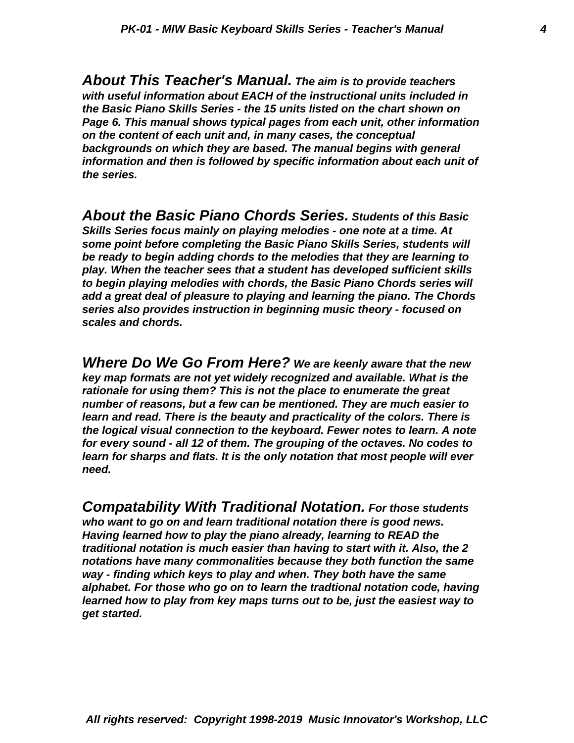***About This Teacher's Manual.*** ***The aim is to provide teachers with useful information about EACH of the instructional units included in the Basic Piano Skills Series - the 15 units listed on the chart shown on Page 6. This manual shows typical pages from each unit, other information on the content of each unit and, in many cases, the conceptual backgrounds on which they are based. The manual begins with general information and then is followed by specific information about each unit of the series.***

***About the Basic Piano Chords Series.*** ***Students of this Basic Skills Series focus mainly on playing melodies - one note at a time. At some point before completing the Basic Piano Skills Series, students will be ready to begin adding chords to the melodies that they are learning to play. When the teacher sees that a student has developed sufficient skills to begin playing melodies with chords, the Basic Piano Chords series will add a great deal of pleasure to playing and learning the piano. The Chords series also provides instruction in beginning music theory - focused on scales and chords.***

***Where Do We Go From Here?*** ***We are keenly aware that the new key map formats are not yet widely recognized and available. What is the rationale for using them? This is not the place to enumerate the great number of reasons, but a few can be mentioned. They are much easier to learn and read. There is the beauty and practicality of the colors. There is the logical visual connection to the keyboard. Fewer notes to learn. A note for every sound - all 12 of them. The grouping of the octaves. No codes to learn for sharps and flats. It is the only notation that most people will ever need.***

***Compatability With Traditional Notation.*** ***For those students who want to go on and learn traditional notation there is good news. Having learned how to play the piano already, learning to READ the traditional notation is much easier than having to start with it. Also, the 2 notations have many commonalities because they both function the same way - finding which keys to play and when. They both have the same alphabet. For those who go on to learn the tradtional notation code, having learned how to play from key maps turns out to be, just the easiest way to get started.***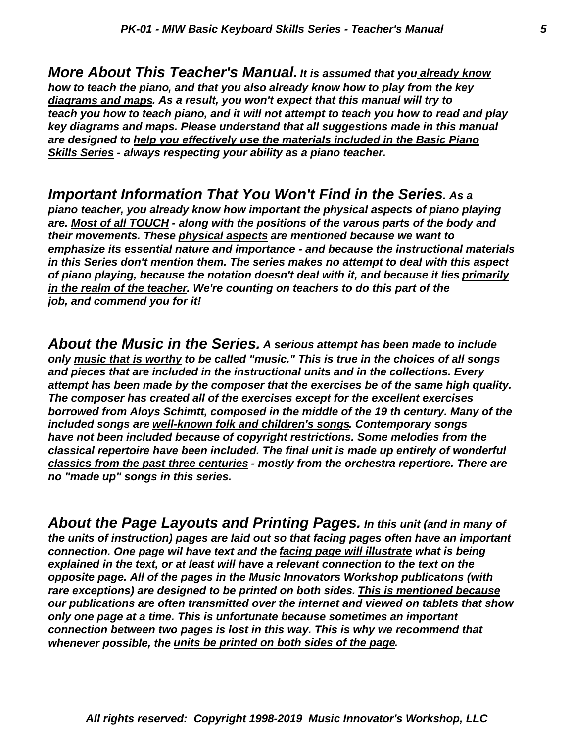***More About This Teacher's Manual.*** ***It is assumed that you <u>already know how to teach the piano</u>, and that you also <u>already know how to play from the key diagrams and maps</u>. As a result, you won't expect that this manual will try to teach you how to teach piano, and it will not attempt to teach you how to read and play key diagrams and maps. Please understand that all suggestions made in this manual are designed to <u>help you effectively use the materials included in the Basic Piano Skills Series</u> - always respecting your ability as a piano teacher.***

***Important Information That You Won't Find in the Series.*** ***As a piano teacher, you already know how important the physical aspects of piano playing are. <u>Most of all TOUCH</u> - along with the positions of the varous parts of the body and their movements. These <u>physical aspects</u> are mentioned because we want to emphasize its essential nature and importance - and because the instructional materials in this Series don't mention them. The series makes no attempt to deal with this aspect of piano playing, because the notation doesn't deal with it, and because it lies <u>primarily in the realm of the teacher</u>. We're counting on teachers to do this part of the job, and commend you for it!***

***About the Music in the Series.*** ***A serious attempt has been made to include only <u>music that is worthy</u> to be called "music." This is true in the choices of all songs and pieces that are included in the instructional units and in the collections. Every attempt has been made by the composer that the exercises be of the same high quality. The composer has created all of the exercises except for the excellent exercises borrowed from Aloys Schimtt, composed in the middle of the 19 th century. Many of the included songs are <u>well-known folk and children's songs</u>. Contemporary songs have not been included because of copyright restrictions. Some melodies from the classical repertoire have been included. The final unit is made up entirely of wonderful <u>classics from the past three centuries</u> - mostly from the orchestra repertiore. There are no "made up" songs in this series.***

***About the Page Layouts and Printing Pages.*** ***In this unit (and in many of the units of instruction) pages are laid out so that facing pages often have an important connection. One page wil have text and the <u>facing page will illustrate</u> what is being explained in the text, or at least will have a relevant connection to the text on the opposite page. All of the pages in the Music Innovators Workshop publicatons (with rare exceptions) are designed to be printed on both sides. <u>This is mentioned because</u> our publications are often transmitted over the internet and viewed on tablets that show only one page at a time. This is unfortunate because sometimes an important connection between two pages is lost in this way. This is why we recommend that whenever possible, the <u>units be printed on both sides of the page</u>.***

***All rights reserved: Copyright 1998-2019 Music Innovator's Workshop, LLC***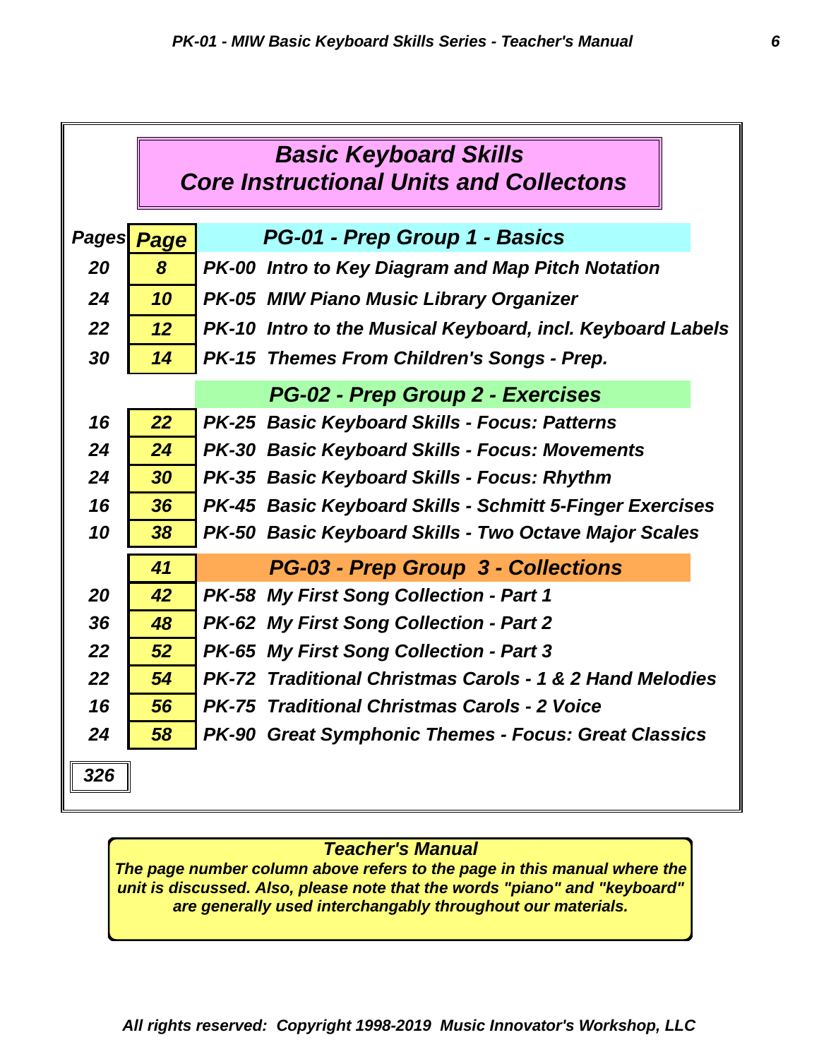# Basic Keyboard Skills
## Core Instructional Units and Collectons

| Pages | Page | |
|---|---|---|
| | | **PG-01 - Prep Group 1 - Basics** |
| 20 | 8 | PK-00 Intro to Key Diagram and Map Pitch Notation |
| 24 | 10 | PK-05 MIW Piano Music Library Organizer |
| 22 | 12 | PK-10 Intro to the Musical Keyboard, incl. Keyboard Labels |
| 30 | 14 | PK-15 Themes From Children's Songs - Prep. |
| | | **PG-02 - Prep Group 2 - Exercises** |
| 16 | 22 | PK-25 Basic Keyboard Skills - Focus: Patterns |
| 24 | 24 | PK-30 Basic Keyboard Skills - Focus: Movements |
| 24 | 30 | PK-35 Basic Keyboard Skills - Focus: Rhythm |
| 16 | 36 | PK-45 Basic Keyboard Skills - Schmitt 5-Finger Exercises |
| 10 | 38 | PK-50 Basic Keyboard Skills - Two Octave Major Scales |
| | 41 | **PG-03 - Prep Group 3 - Collections** |
| 20 | 42 | PK-58 My First Song Collection - Part 1 |
| 36 | 48 | PK-62 My First Song Collection - Part 2 |
| 22 | 52 | PK-65 My First Song Collection - Part 3 |
| 22 | 54 | PK-72 Traditional Christmas Carols - 1 & 2 Hand Melodies |
| 16 | 56 | PK-75 Traditional Christmas Carols - 2 Voice |
| 24 | 58 | PK-90 Great Symphonic Themes - Focus: Great Classics |
| 326 | | |

**Teacher's Manual**

*The page number column above refers to the page in this manual where the unit is discussed. Also, please note that the words "piano" and "keyboard" are generally used interchangably throughout our materials.*

*All rights reserved: Copyright 1998-2019 Music Innovator's Workshop, LLC*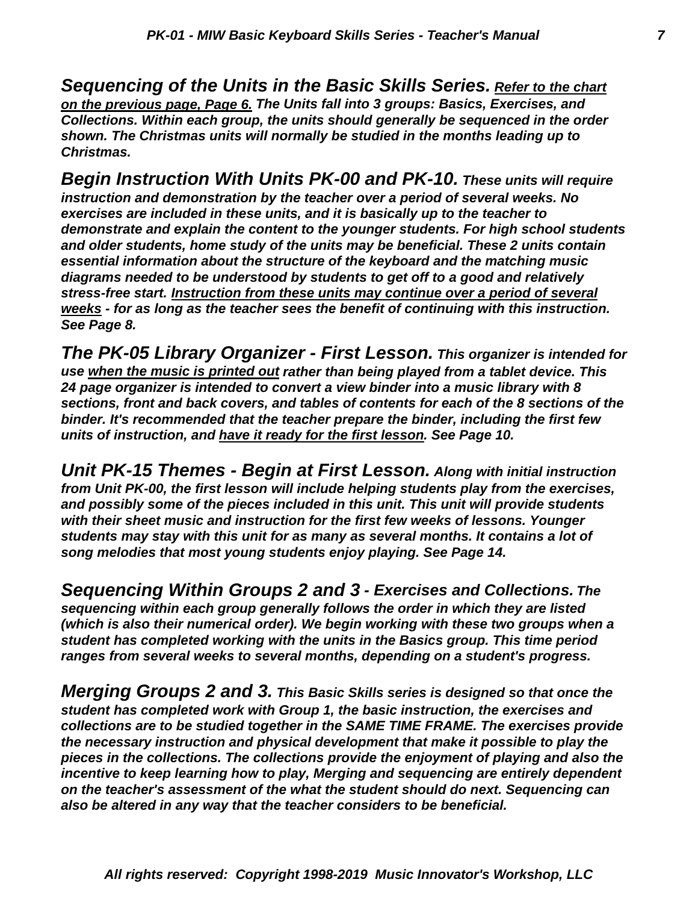***Sequencing of the Units in the Basic Skills Series.*** ***<u>Refer to the chart on the previous page, Page 6.</u> The Units fall into 3 groups: Basics, Exercises, and Collections. Within each group, the units should generally be sequenced in the order shown. The Christmas units will normally be studied in the months leading up to Christmas.***

***Begin Instruction With Units PK-00 and PK-10.*** ***These units will require instruction and demonstration by the teacher over a period of several weeks. No exercises are included in these units, and it is basically up to the teacher to demonstrate and explain the content to the younger students. For high school students and older students, home study of the units may be beneficial. These 2 units contain essential information about the structure of the keyboard and the matching music diagrams needed to be understood by students to get off to a good and relatively stress-free start. <u>Instruction from these units may continue over a period of several weeks</u> - for as long as the teacher sees the benefit of continuing with this instruction. See Page 8.***

***The PK-05 Library Organizer - First Lesson.*** ***This organizer is intended for use <u>when the music is printed out</u> rather than being played from a tablet device. This 24 page organizer is intended to convert a view binder into a music library with 8 sections, front and back covers, and tables of contents for each of the 8 sections of the binder. It's recommended that the teacher prepare the binder, including the first few units of instruction, and <u>have it ready for the first lesson</u>. See Page 10.***

***Unit PK-15 Themes - Begin at First Lesson.*** ***Along with initial instruction from Unit PK-00, the first lesson will include helping students play from the exercises, and possibly some of the pieces included in this unit. This unit will provide students with their sheet music and instruction for the first few weeks of lessons. Younger students may stay with this unit for as many as several months. It contains a lot of song melodies that most young students enjoy playing. See Page 14.***

***Sequencing Within Groups 2 and 3 - Exercises and Collections.*** ***The sequencing within each group generally follows the order in which they are listed (which is also their numerical order). We begin working with these two groups when a student has completed working with the units in the Basics group. This time period ranges from several weeks to several months, depending on a student's progress.***

***Merging Groups 2 and 3.*** ***This Basic Skills series is designed so that once the student has completed work with Group 1, the basic instruction, the exercises and collections are to be studied together in the SAME TIME FRAME. The exercises provide the necessary instruction and physical development that make it possible to play the pieces in the collections. The collections provide the enjoyment of playing and also the incentive to keep learning how to play, Merging and sequencing are entirely dependent on the teacher's assessment of the what the student should do next. Sequencing can also be altered in any way that the teacher considers to be beneficial.***

***All rights reserved: Copyright 1998-2019 Music Innovator's Workshop, LLC***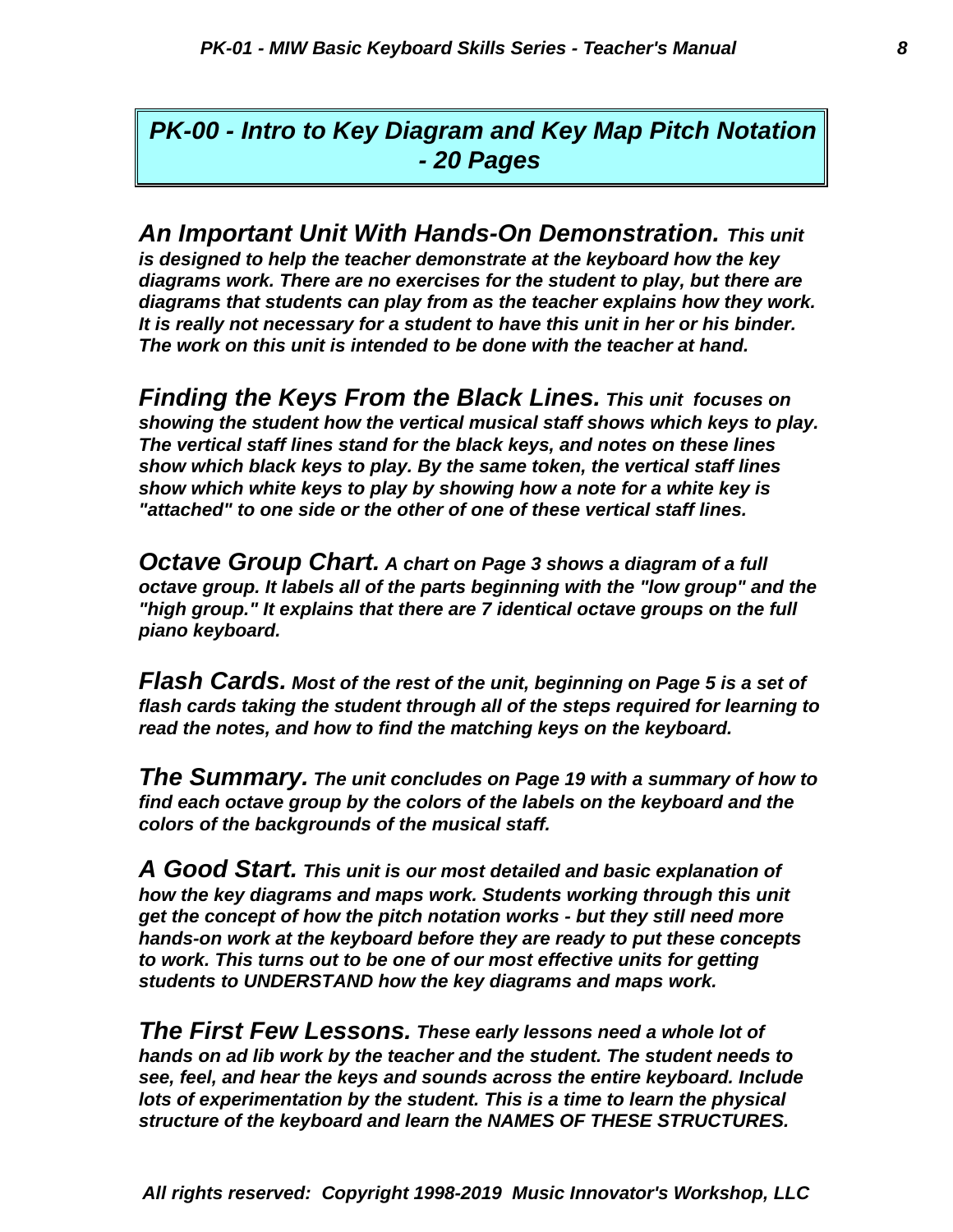# *PK-00 - Intro to Key Diagram and Key Map Pitch Notation - 20 Pages*

***An Important Unit With Hands-On Demonstration.*** ***This unit is designed to help the teacher demonstrate at the keyboard how the key diagrams work. There are no exercises for the student to play, but there are diagrams that students can play from as the teacher explains how they work. It is really not necessary for a student to have this unit in her or his binder. The work on this unit is intended to be done with the teacher at hand.***

***Finding the Keys From the Black Lines.*** ***This unit focuses on showing the student how the vertical musical staff shows which keys to play. The vertical staff lines stand for the black keys, and notes on these lines show which black keys to play. By the same token, the vertical staff lines show which white keys to play by showing how a note for a white key is "attached" to one side or the other of one of these vertical staff lines.***

***Octave Group Chart.*** ***A chart on Page 3 shows a diagram of a full octave group. It labels all of the parts beginning with the "low group" and the "high group." It explains that there are 7 identical octave groups on the full piano keyboard.***

***Flash Cards.*** ***Most of the rest of the unit, beginning on Page 5 is a set of flash cards taking the student through all of the steps required for learning to read the notes, and how to find the matching keys on the keyboard.***

***The Summary.*** ***The unit concludes on Page 19 with a summary of how to find each octave group by the colors of the labels on the keyboard and the colors of the backgrounds of the musical staff.***

***A Good Start.*** ***This unit is our most detailed and basic explanation of how the key diagrams and maps work. Students working through this unit get the concept of how the pitch notation works - but they still need more hands-on work at the keyboard before they are ready to put these concepts to work. This turns out to be one of our most effective units for getting students to UNDERSTAND how the key diagrams and maps work.***

***The First Few Lessons.*** ***These early lessons need a whole lot of hands on ad lib work by the teacher and the student. The student needs to see, feel, and hear the keys and sounds across the entire keyboard. Include lots of experimentation by the student. This is a time to learn the physical structure of the keyboard and learn the NAMES OF THESE STRUCTURES.***

***All rights reserved: Copyright 1998-2019 Music Innovator's Workshop, LLC***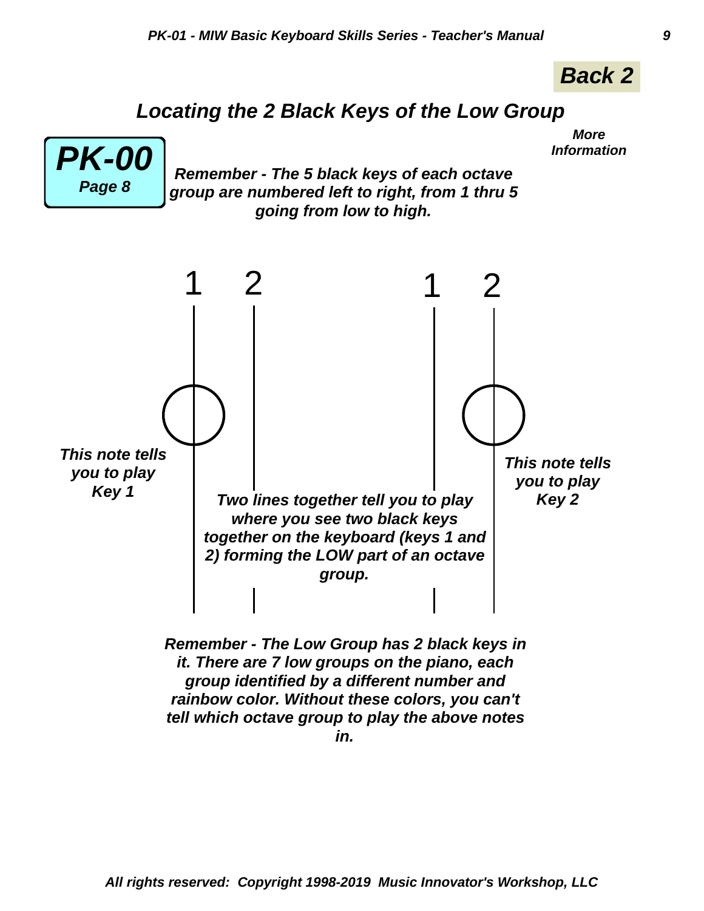**Back 2**

## *Locating the 2 Black Keys of the Low Group*

***More Information***

***PK-00***
***Page 8***

***Remember - The 5 black keys of each octave group are numbered left to right, from 1 thru 5 going from low to high.***

1 2 1 2

***This note tells you to play Key 1***

***This note tells you to play Key 2***

***Two lines together tell you to play where you see two black keys together on the keyboard (keys 1 and 2) forming the LOW part of an octave group.***

***Remember - The Low Group has 2 black keys in it. There are 7 low groups on the piano, each group identified by a different number and rainbow color. Without these colors, you can't tell which octave group to play the above notes in.***

***All rights reserved: Copyright 1998-2019 Music Innovator's Workshop, LLC***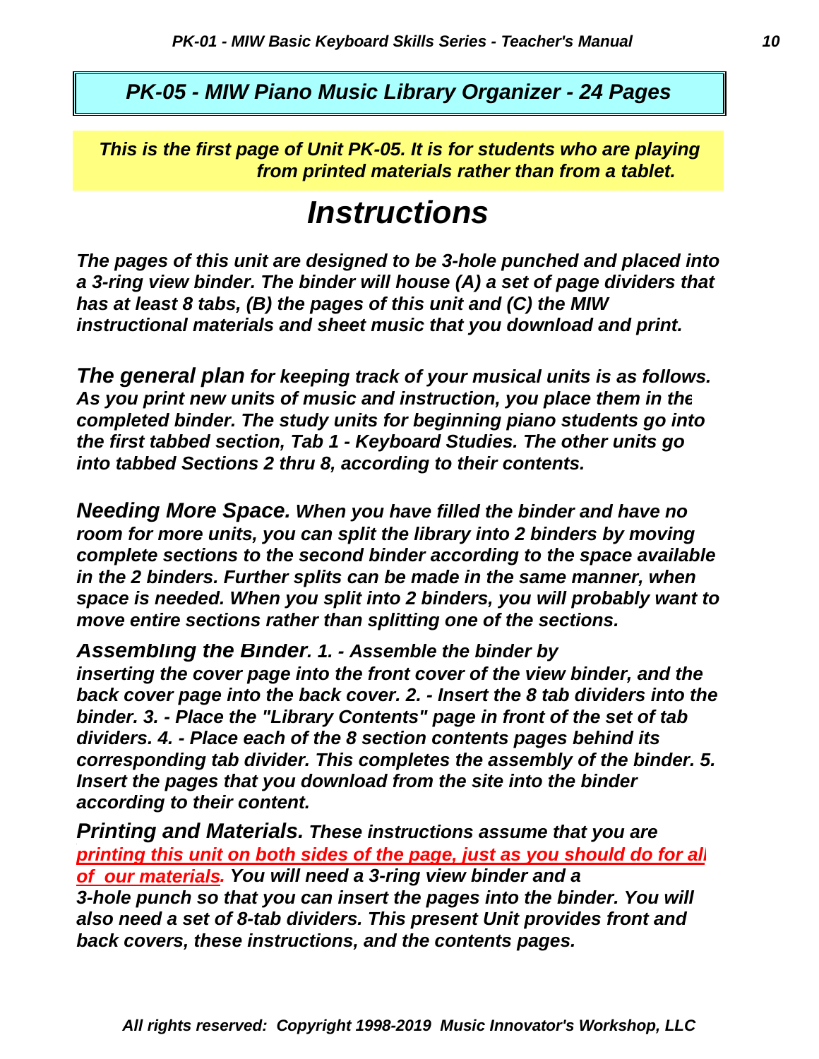## *PK-05 - MIW Piano Music Library Organizer - 24 Pages*

***This is the first page of Unit PK-05. It is for students who are playing from printed materials rather than from a tablet.***

# *Instructions*

***The pages of this unit are designed to be 3-hole punched and placed into a 3-ring view binder. The binder will house (A) a set of page dividers that has at least 8 tabs, (B) the pages of this unit and (C) the MIW instructional materials and sheet music that you download and print.***

***The general plan for keeping track of your musical units is as follows. As you print new units of music and instruction, you place them in the completed binder. The study units for beginning piano students go into the first tabbed section, Tab 1 - Keyboard Studies. The other units go into tabbed Sections 2 thru 8, according to their contents.***

***Needing More Space. When you have filled the binder and have no room for more units, you can split the library into 2 binders by moving complete sections to the second binder according to the space available in the 2 binders. Further splits can be made in the same manner, when space is needed. When you split into 2 binders, you will probably want to move entire sections rather than splitting one of the sections.***

***Assembling the Binder. 1. - Assemble the binder by inserting the cover page into the front cover of the view binder, and the back cover page into the back cover. 2. - Insert the 8 tab dividers into the binder. 3. - Place the "Library Contents" page in front of the set of tab dividers. 4. - Place each of the 8 section contents pages behind its corresponding tab divider. This completes the assembly of the binder. 5. Insert the pages that you download from the site into the binder according to their content.***

***Printing and Materials. These instructions assume that you are <u>printing this unit on both sides of the page, just as you should do for all of our materials</u>. You will need a 3-ring view binder and a 3-hole punch so that you can insert the pages into the binder. You will also need a set of 8-tab dividers. This present Unit provides front and back covers, these instructions, and the contents pages.***

***All rights reserved: Copyright 1998-2019 Music Innovator's Workshop, LLC***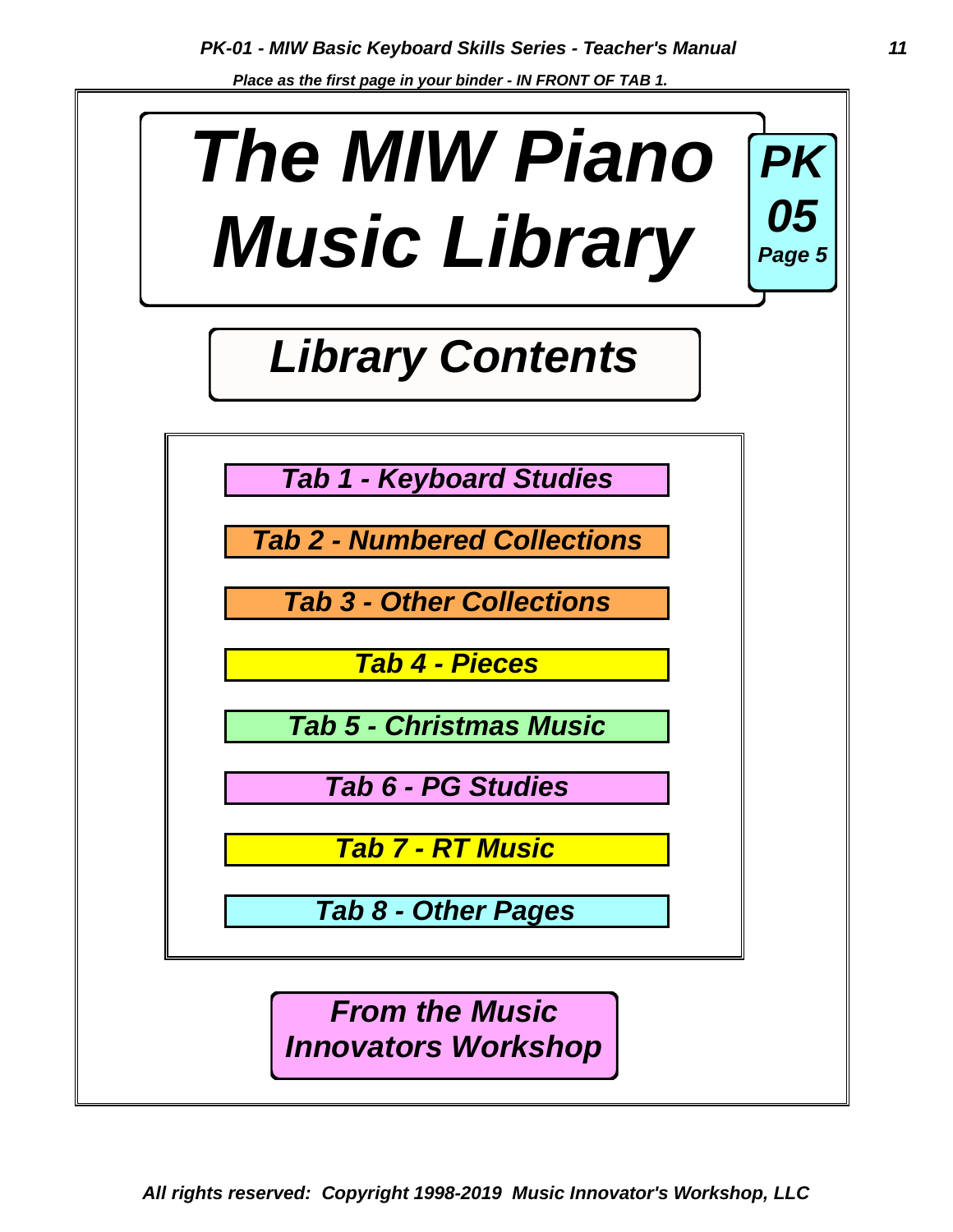*Place as the first page in your binder - IN FRONT OF TAB 1.*

# *The MIW Piano Music Library*

**PK 05 Page 5**

## *Library Contents*

- *Tab 1 - Keyboard Studies*
- *Tab 2 - Numbered Collections*
- *Tab 3 - Other Collections*
- *Tab 4 - Pieces*
- *Tab 5 - Christmas Music*
- *Tab 6 - PG Studies*
- *Tab 7 - RT Music*
- *Tab 8 - Other Pages*

***From the Music Innovators Workshop***

*All rights reserved: Copyright 1998-2019 Music Innovator's Workshop, LLC*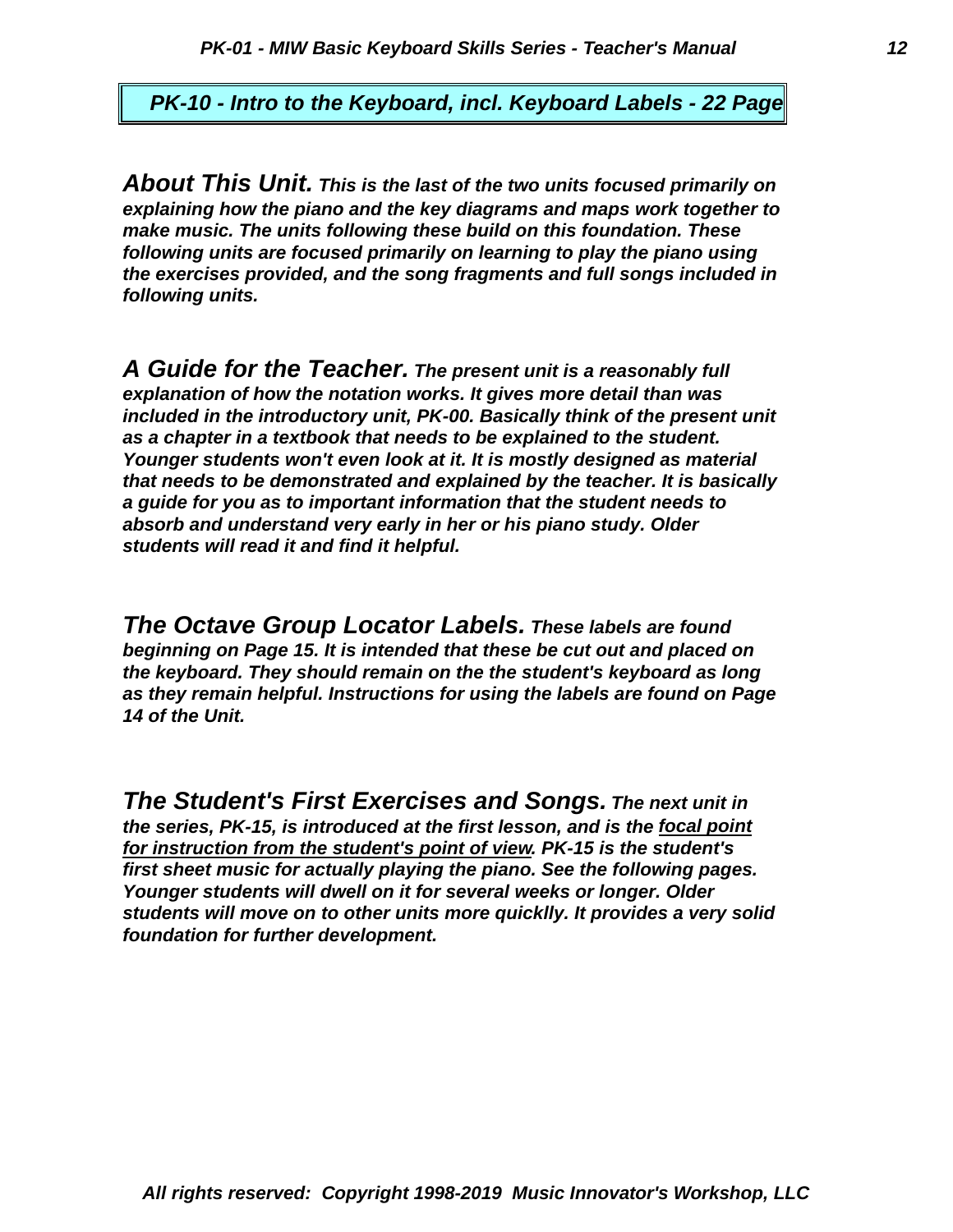## *PK-10 - Intro to the Keyboard, incl. Keyboard Labels - 22 Page*

***About This Unit.*** ***This is the last of the two units focused primarily on explaining how the piano and the key diagrams and maps work together to make music. The units following these build on this foundation. These following units are focused primarily on learning to play the piano using the exercises provided, and the song fragments and full songs included in following units.***

***A Guide for the Teacher.*** ***The present unit is a reasonably full explanation of how the notation works. It gives more detail than was included in the introductory unit, PK-00. Basically think of the present unit as a chapter in a textbook that needs to be explained to the student. Younger students won't even look at it. It is mostly designed as material that needs to be demonstrated and explained by the teacher. It is basically a guide for you as to important information that the student needs to absorb and understand very early in her or his piano study. Older students will read it and find it helpful.***

***The Octave Group Locator Labels.*** ***These labels are found beginning on Page 15. It is intended that these be cut out and placed on the keyboard. They should remain on the the student's keyboard as long as they remain helpful. Instructions for using the labels are found on Page 14 of the Unit.***

***The Student's First Exercises and Songs.*** ***The next unit in the series, PK-15, is introduced at the first lesson, and is the <u>focal point for instruction from the student's point of view</u>. PK-15 is the student's first sheet music for actually playing the piano. See the following pages. Younger students will dwell on it for several weeks or longer. Older students will move on to other units more quicklly. It provides a very solid foundation for further development.***

*All rights reserved: Copyright 1998-2019 Music Innovator's Workshop, LLC*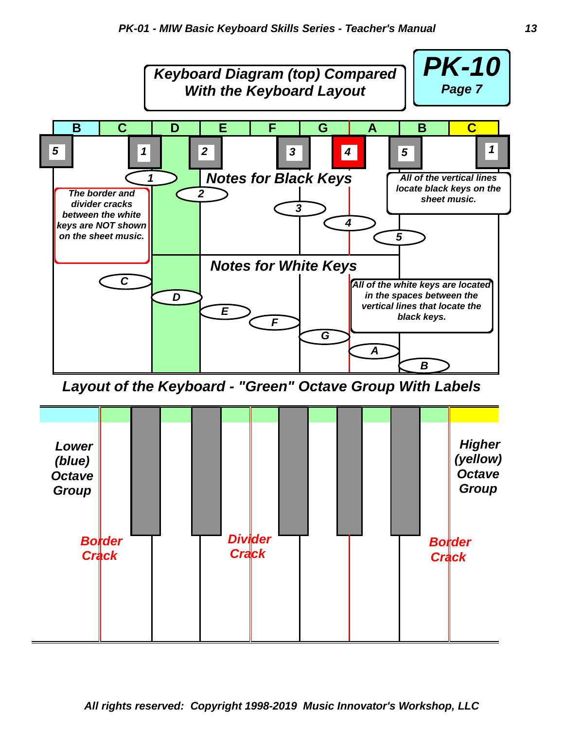# Keyboard Diagram (top) Compared With the Keyboard Layout

**PK-10**
Page 7

B C D E F G A B C

5 1 2 3 4 5 1

1 2 3 4 5

**Notes for Black Keys**

*The border and divider cracks between the white keys are NOT shown on the sheet music.*

*All of the vertical lines locate black keys on the sheet music.*

**Notes for White Keys**

C D E F G A B

*All of the white keys are located in the spaces between the vertical lines that locate the black keys.*

## Layout of the Keyboard - "Green" Octave Group With Labels

Lower (blue) Octave Group

Higher (yellow) Octave Group

Border Crack

Divider Crack

Border Crack

All rights reserved: Copyright 1998-2019 Music Innovator's Workshop, LLC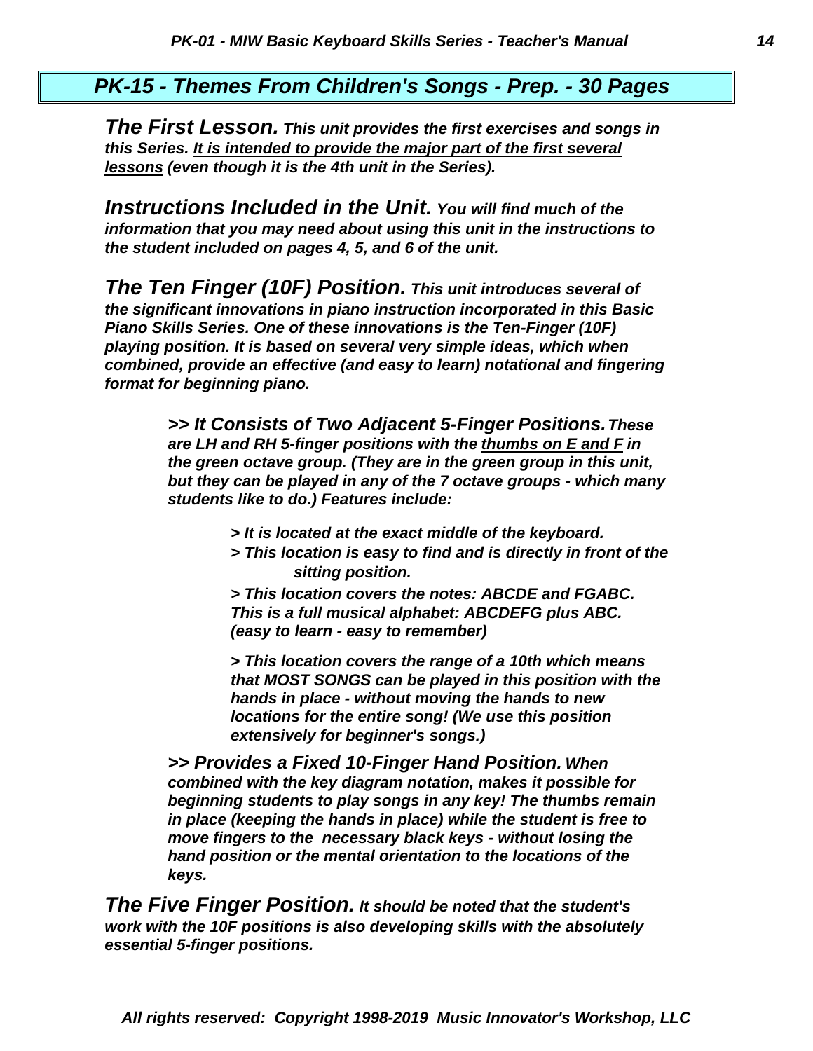## *PK-15 - Themes From Children's Songs - Prep. - 30 Pages*

***The First Lesson.*** ***This unit provides the first exercises and songs in this Series. <u>It is intended to provide the major part of the first several lessons</u> (even though it is the 4th unit in the Series).***

***Instructions Included in the Unit.*** ***You will find much of the information that you may need about using this unit in the instructions to the student included on pages 4, 5, and 6 of the unit.***

***The Ten Finger (10F) Position.*** ***This unit introduces several of the significant innovations in piano instruction incorporated in this Basic Piano Skills Series. One of these innovations is the Ten-Finger (10F) playing position. It is based on several very simple ideas, which when combined, provide an effective (and easy to learn) notational and fingering format for beginning piano.***

> ***>> It Consists of Two Adjacent 5-Finger Positions.*** ***These are LH and RH 5-finger positions with the <u>thumbs on E and F</u> in the green octave group. (They are in the green group in this unit, but they can be played in any of the 7 octave groups - which many students like to do.) Features include:***
>
> ***> It is located at the exact middle of the keyboard.***
>
> ***> This location is easy to find and is directly in front of the sitting position.***
>
> ***> This location covers the notes: ABCDE and FGABC. This is a full musical alphabet: ABCDEFG plus ABC. (easy to learn - easy to remember)***
>
> ***> This location covers the range of a 10th which means that MOST SONGS can be played in this position with the hands in place - without moving the hands to new locations for the entire song! (We use this position extensively for beginner's songs.)***
>
> ***>> Provides a Fixed 10-Finger Hand Position.*** ***When combined with the key diagram notation, makes it possible for beginning students to play songs in any key! The thumbs remain in place (keeping the hands in place) while the student is free to move fingers to the necessary black keys - without losing the hand position or the mental orientation to the locations of the keys.***

***The Five Finger Position.*** ***It should be noted that the student's work with the 10F positions is also developing skills with the absolutely essential 5-finger positions.***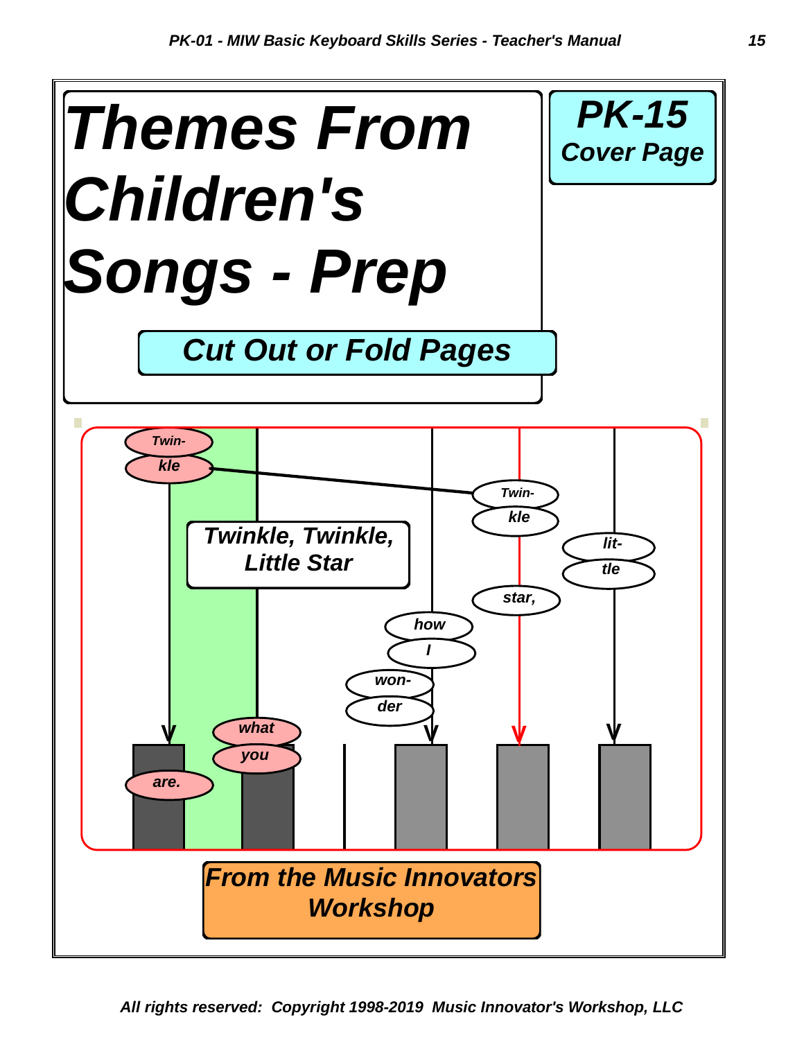# Themes From Children's Songs - Prep

**PK-15**
**Cover Page**

**Cut Out or Fold Pages**

**Twinkle, Twinkle, Little Star**

Twin- kle Twin- kle lit- tle star, how I won- der what you are.

**From the Music Innovators Workshop**

*All rights reserved: Copyright 1998-2019 Music Innovator's Workshop, LLC*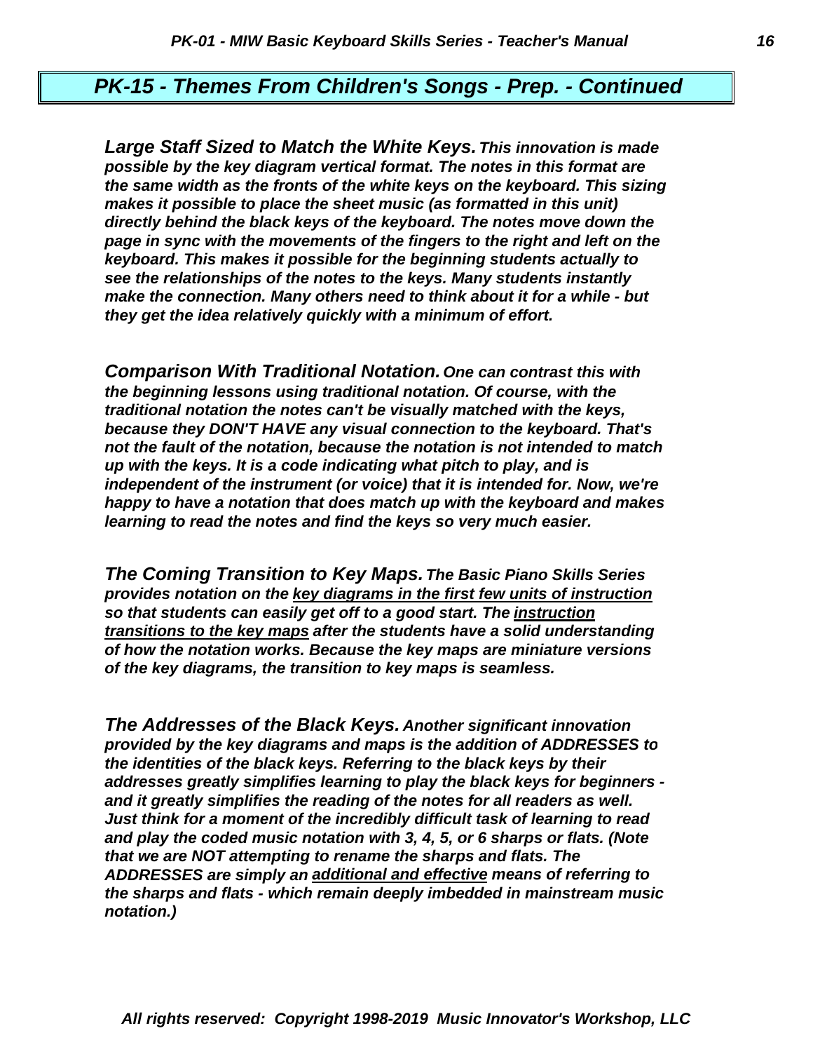## *PK-15 - Themes From Children's Songs - Prep. - Continued*

***Large Staff Sized to Match the White Keys.*** ***This innovation is made possible by the key diagram vertical format. The notes in this format are the same width as the fronts of the white keys on the keyboard. This sizing makes it possible to place the sheet music (as formatted in this unit) directly behind the black keys of the keyboard. The notes move down the page in sync with the movements of the fingers to the right and left on the keyboard. This makes it possible for the beginning students actually to see the relationships of the notes to the keys. Many students instantly make the connection. Many others need to think about it for a while - but they get the idea relatively quickly with a minimum of effort.***

***Comparison With Traditional Notation.*** ***One can contrast this with the beginning lessons using traditional notation. Of course, with the traditional notation the notes can't be visually matched with the keys, because they DON'T HAVE any visual connection to the keyboard. That's not the fault of the notation, because the notation is not intended to match up with the keys. It is a code indicating what pitch to play, and is independent of the instrument (or voice) that it is intended for. Now, we're happy to have a notation that does match up with the keyboard and makes learning to read the notes and find the keys so very much easier.***

***The Coming Transition to Key Maps.*** ***The Basic Piano Skills Series provides notation on the <u>key diagrams in the first few units of instruction</u> so that students can easily get off to a good start. The <u>instruction transitions to the key maps</u> after the students have a solid understanding of how the notation works. Because the key maps are miniature versions of the key diagrams, the transition to key maps is seamless.***

***The Addresses of the Black Keys.*** ***Another significant innovation provided by the key diagrams and maps is the addition of ADDRESSES to the identities of the black keys. Referring to the black keys by their addresses greatly simplifies learning to play the black keys for beginners - and it greatly simplifies the reading of the notes for all readers as well. Just think for a moment of the incredibly difficult task of learning to read and play the coded music notation with 3, 4, 5, or 6 sharps or flats. (Note that we are NOT attempting to rename the sharps and flats. The ADDRESSES are simply an <u>additional and effective</u> means of referring to the sharps and flats - which remain deeply imbedded in mainstream music notation.)***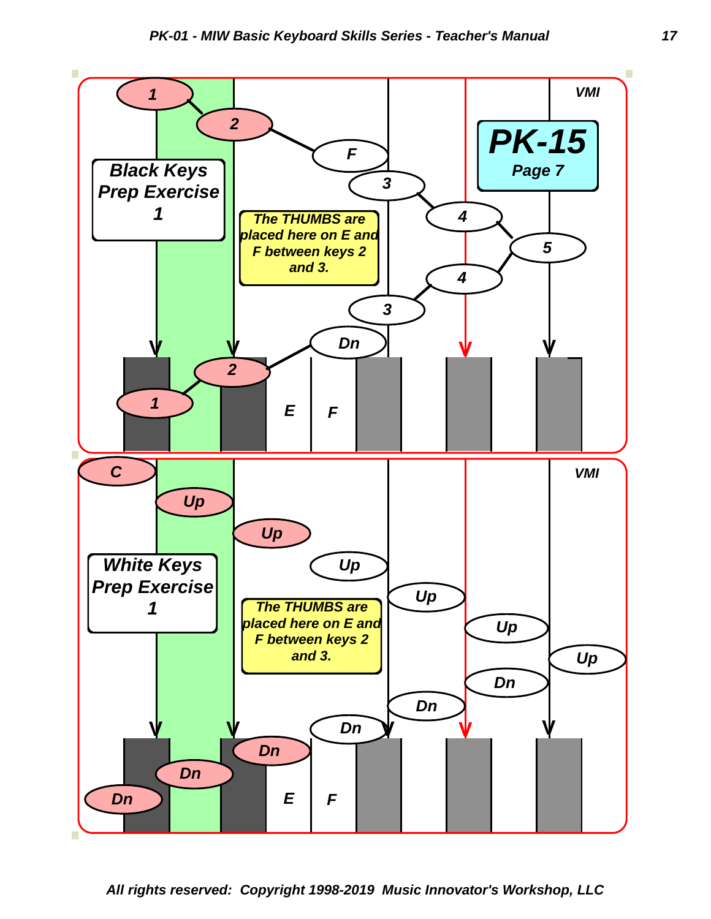VMI

**PK-15**
Page 7

## Black Keys Prep Exercise 1

1 — 2 — F — 3 — 4 — 5 — 4 — 3 — Dn — 2 — 1

*The THUMBS are placed here on E and F between keys 2 and 3.*

E F

VMI

## White Keys Prep Exercise 1

C — Up — Up — Up — Up — Up — Up — Dn — Dn — Dn — Dn — Dn — Dn

*The THUMBS are placed here on E and F between keys 2 and 3.*

E F

*All rights reserved: Copyright 1998-2019 Music Innovator's Workshop, LLC*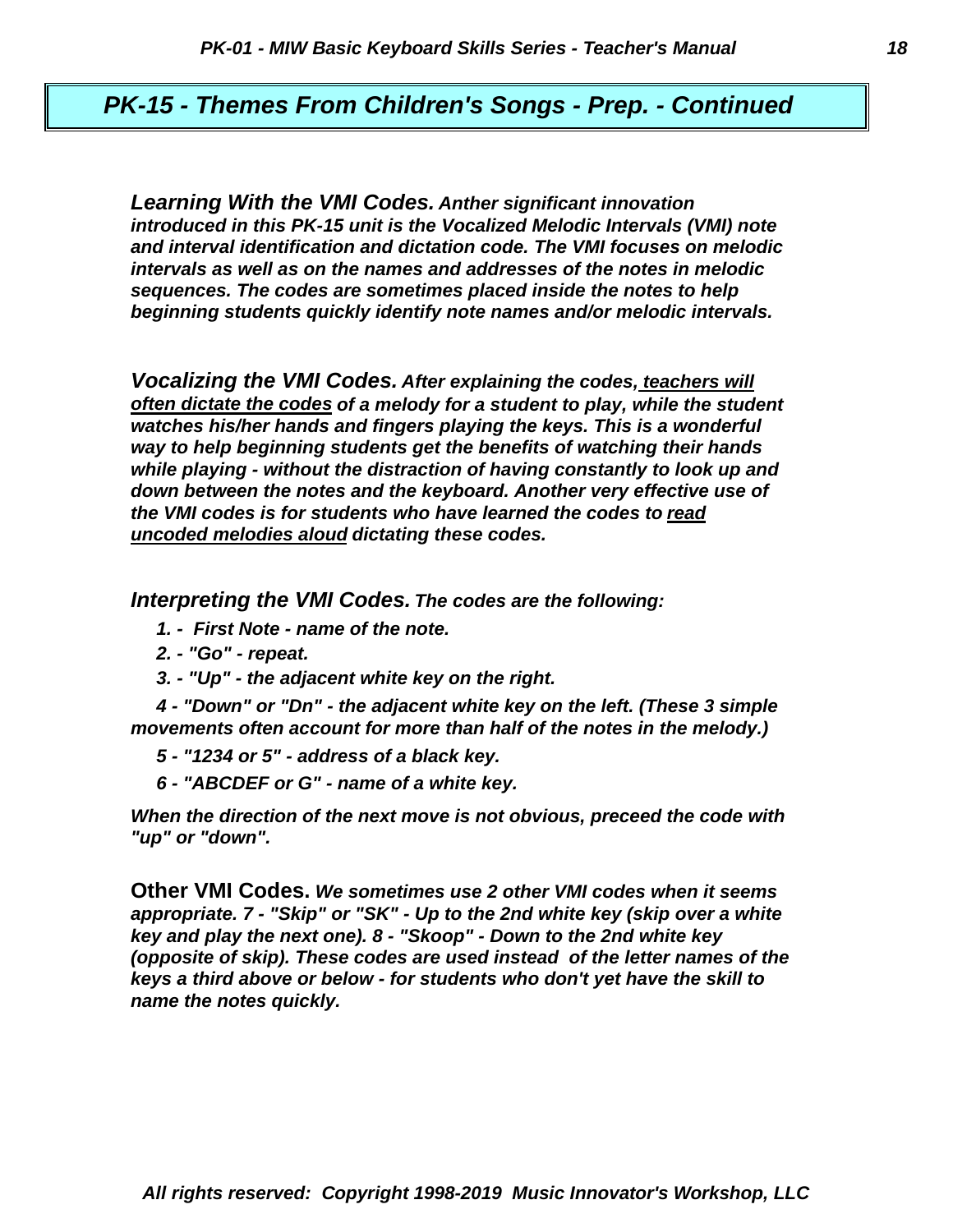## *PK-15 - Themes From Children's Songs - Prep. - Continued*

***Learning With the VMI Codes.*** ***Anther significant innovation introduced in this PK-15 unit is the Vocalized Melodic Intervals (VMI) note and interval identification and dictation code. The VMI focuses on melodic intervals as well as on the names and addresses of the notes in melodic sequences. The codes are sometimes placed inside the notes to help beginning students quickly identify note names and/or melodic intervals.***

***Vocalizing the VMI Codes.*** ***After explaining the codes, <u>teachers will often dictate the codes</u> of a melody for a student to play, while the student watches his/her hands and fingers playing the keys. This is a wonderful way to help beginning students get the benefits of watching their hands while playing - without the distraction of having constantly to look up and down between the notes and the keyboard. Another very effective use of the VMI codes is for students who have learned the codes to <u>read uncoded melodies aloud</u> dictating these codes.***

***Interpreting the VMI Codes.*** ***The codes are the following:***

***1. - First Note - name of the note.***

***2. - "Go" - repeat.***

***3. - "Up" - the adjacent white key on the right.***

***4 - "Down" or "Dn" - the adjacent white key on the left. (These 3 simple movements often account for more than half of the notes in the melody.)***

***5 - "1234 or 5" - address of a black key.***

***6 - "ABCDEF or G" - name of a white key.***

***When the direction of the next move is not obvious, preceed the code with "up" or "down".***

**Other VMI Codes.** ***We sometimes use 2 other VMI codes when it seems appropriate. 7 - "Skip" or "SK" - Up to the 2nd white key (skip over a white key and play the next one). 8 - "Skoop" - Down to the 2nd white key (opposite of skip). These codes are used instead of the letter names of the keys a third above or below - for students who don't yet have the skill to name the notes quickly.***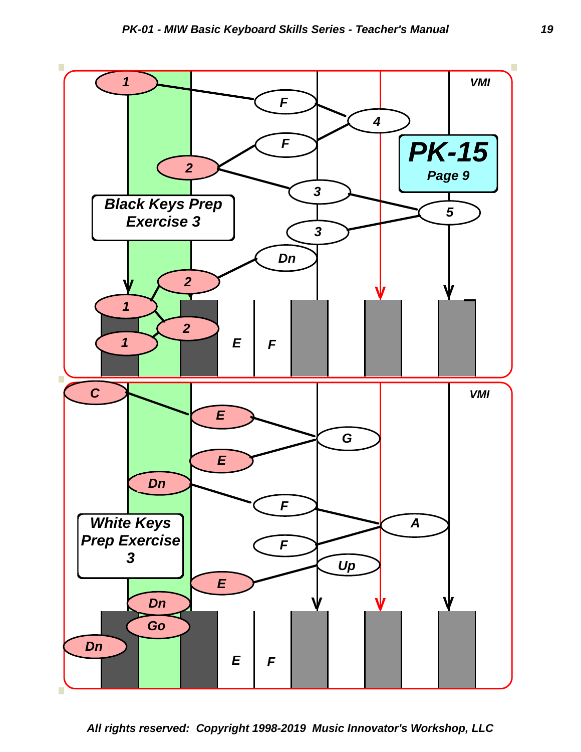VMI

**PK-15**
**Page 9**

**Black Keys Prep Exercise 3**

1 — F — 4 — F — 2 — 3 — 5 — 3 — Dn — 2 — 1 — 2 — 1

E F

VMI

**White Keys Prep Exercise 3**

C — E — G — E — Dn — F — A — F — Up — E — Dn — Go — Dn

E F

*All rights reserved: Copyright 1998-2019 Music Innovator's Workshop, LLC*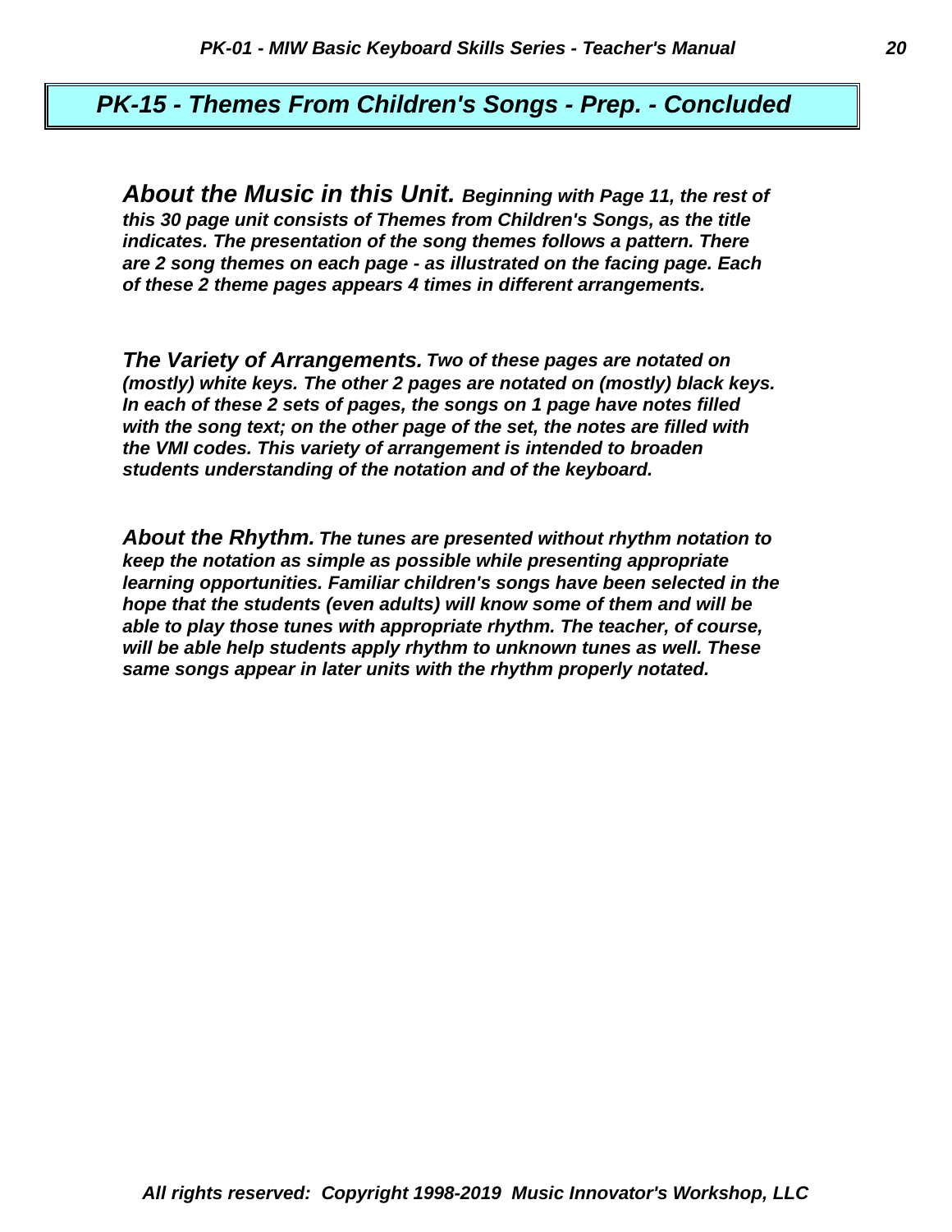# *PK-15 - Themes From Children's Songs - Prep. - Concluded*

***About the Music in this Unit.*** ***Beginning with Page 11, the rest of this 30 page unit consists of Themes from Children's Songs, as the title indicates. The presentation of the song themes follows a pattern. There are 2 song themes on each page - as illustrated on the facing page. Each of these 2 theme pages appears 4 times in different arrangements.***

***The Variety of Arrangements.*** ***Two of these pages are notated on (mostly) white keys. The other 2 pages are notated on (mostly) black keys. In each of these 2 sets of pages, the songs on 1 page have notes filled with the song text; on the other page of the set, the notes are filled with the VMI codes. This variety of arrangement is intended to broaden students understanding of the notation and of the keyboard.***

***About the Rhythm.*** ***The tunes are presented without rhythm notation to keep the notation as simple as possible while presenting appropriate learning opportunities. Familiar children's songs have been selected in the hope that the students (even adults) will know some of them and will be able to play those tunes with appropriate rhythm. The teacher, of course, will be able help students apply rhythm to unknown tunes as well. These same songs appear in later units with the rhythm properly notated.***

*All rights reserved: Copyright 1998-2019 Music Innovator's Workshop, LLC*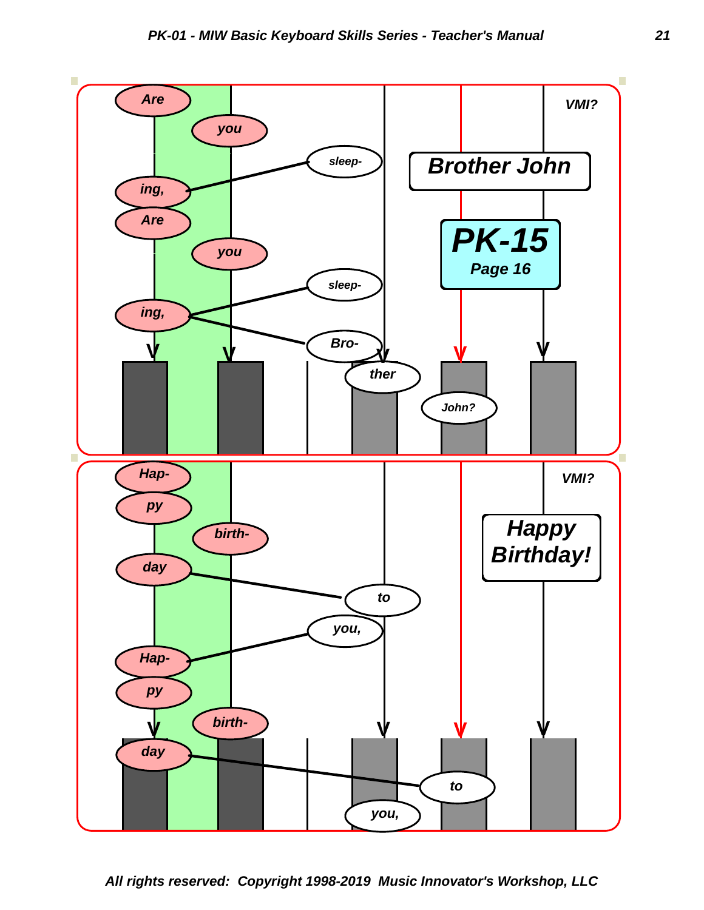VMI?

**Brother John**

**PK-15**
**Page 16**

Are you sleep- ing, Are you sleep- ing, Bro- ther John?

VMI?

**Happy Birthday!**

Hap- py birth- day to you, Hap- py birth- day to you,

All rights reserved: Copyright 1998-2019 Music Innovator's Workshop, LLC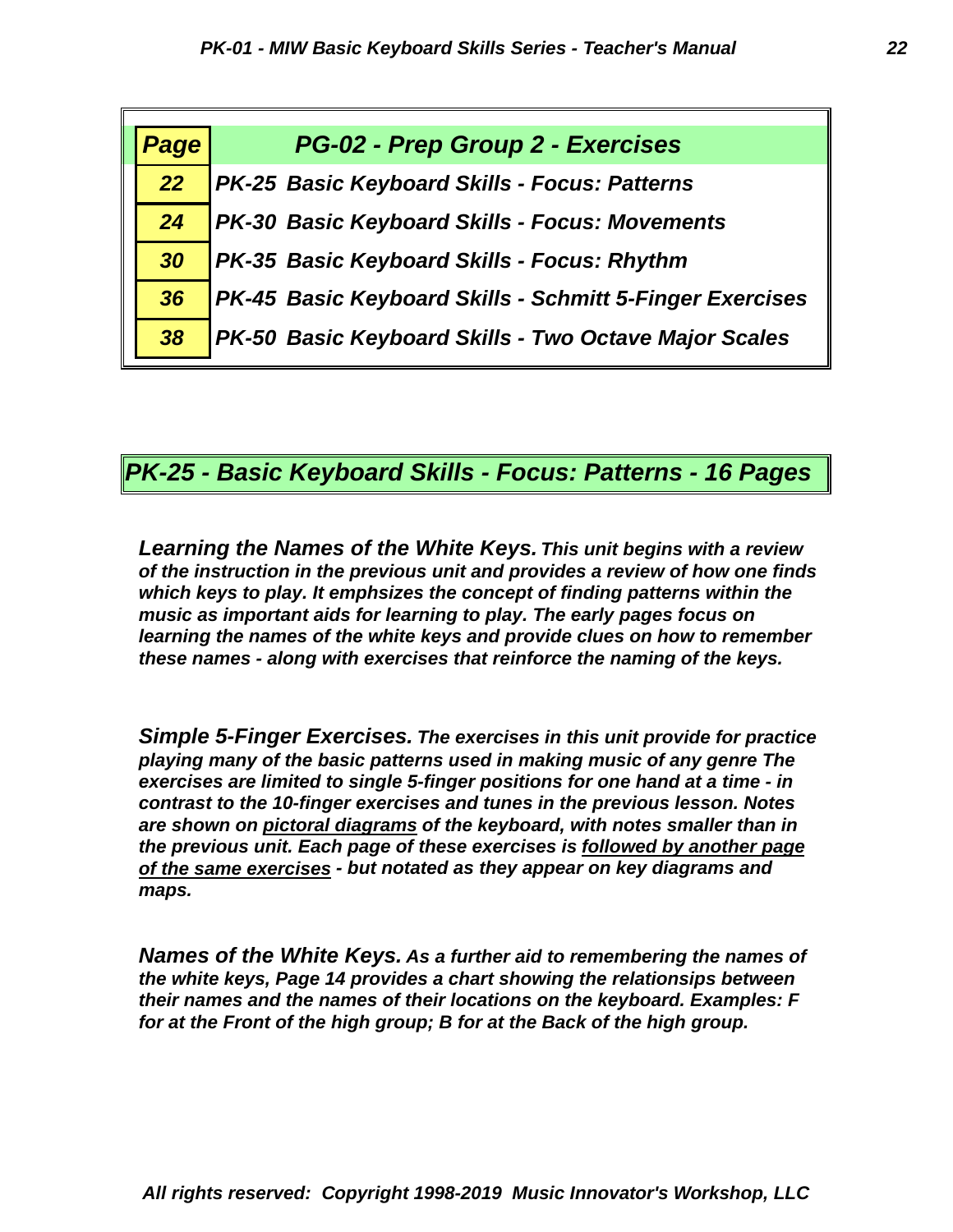| Page | PG-02 - Prep Group 2 - Exercises |
| --- | --- |
| 22 | PK-25 Basic Keyboard Skills - Focus: Patterns |
| 24 | PK-30 Basic Keyboard Skills - Focus: Movements |
| 30 | PK-35 Basic Keyboard Skills - Focus: Rhythm |
| 36 | PK-45 Basic Keyboard Skills - Schmitt 5-Finger Exercises |
| 38 | PK-50 Basic Keyboard Skills - Two Octave Major Scales |

## PK-25 - Basic Keyboard Skills - Focus: Patterns - 16 Pages

***Learning the Names of the White Keys.*** ***This unit begins with a review of the instruction in the previous unit and provides a review of how one finds which keys to play. It emphsizes the concept of finding patterns within the music as important aids for learning to play. The early pages focus on learning the names of the white keys and provide clues on how to remember these names - along with exercises that reinforce the naming of the keys.***

***Simple 5-Finger Exercises.*** ***The exercises in this unit provide for practice playing many of the basic patterns used in making music of any genre The exercises are limited to single 5-finger positions for one hand at a time - in contrast to the 10-finger exercises and tunes in the previous lesson. Notes are shown on <u>pictoral diagrams</u> of the keyboard, with notes smaller than in the previous unit. Each page of these exercises is <u>followed by another page of the same exercises</u> - but notated as they appear on key diagrams and maps.***

***Names of the White Keys.*** ***As a further aid to remembering the names of the white keys, Page 14 provides a chart showing the relationsips between their names and the names of their locations on the keyboard. Examples: F for at the Front of the high group; B for at the Back of the high group.***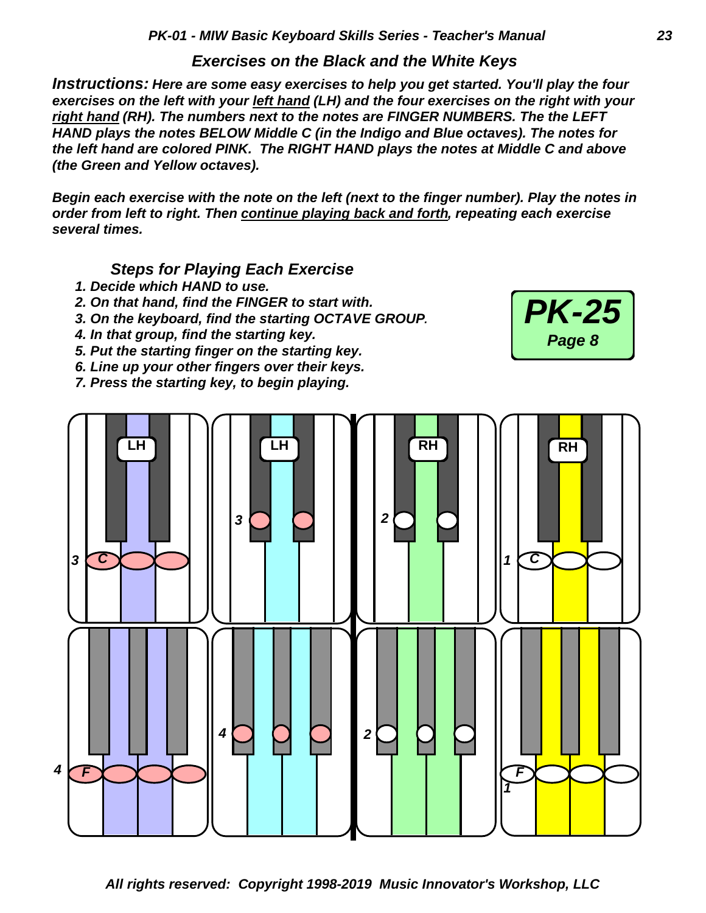## *Exercises on the Black and the White Keys*

***Instructions:*** ***Here are some easy exercises to help you get started. You'll play the four exercises on the left with your <u>left hand</u> (LH) and the four exercises on the right with your <u>right hand</u> (RH). The numbers next to the notes are FINGER NUMBERS. The the LEFT HAND plays the notes BELOW Middle C (in the Indigo and Blue octaves). The notes for the left hand are colored PINK. The RIGHT HAND plays the notes at Middle C and above (the Green and Yellow octaves).***

***Begin each exercise with the note on the left (next to the finger number). Play the notes in order from left to right. Then <u>continue playing back and forth</u>, repeating each exercise several times.***

### *Steps for Playing Each Exercise*

1. ***Decide which HAND to use.***
2. ***On that hand, find the FINGER to start with.***
3. ***On the keyboard, find the starting OCTAVE GROUP.***
4. ***In that group, find the starting key.***
5. ***Put the starting finger on the starting key.***
6. ***Line up your other fingers over their keys.***
7. ***Press the starting key, to begin playing.***

***PK-25***
***Page 8***

LH 3 C | LH 3 | RH 2 | RH 1 C

4 F | 4 | 2 | F 1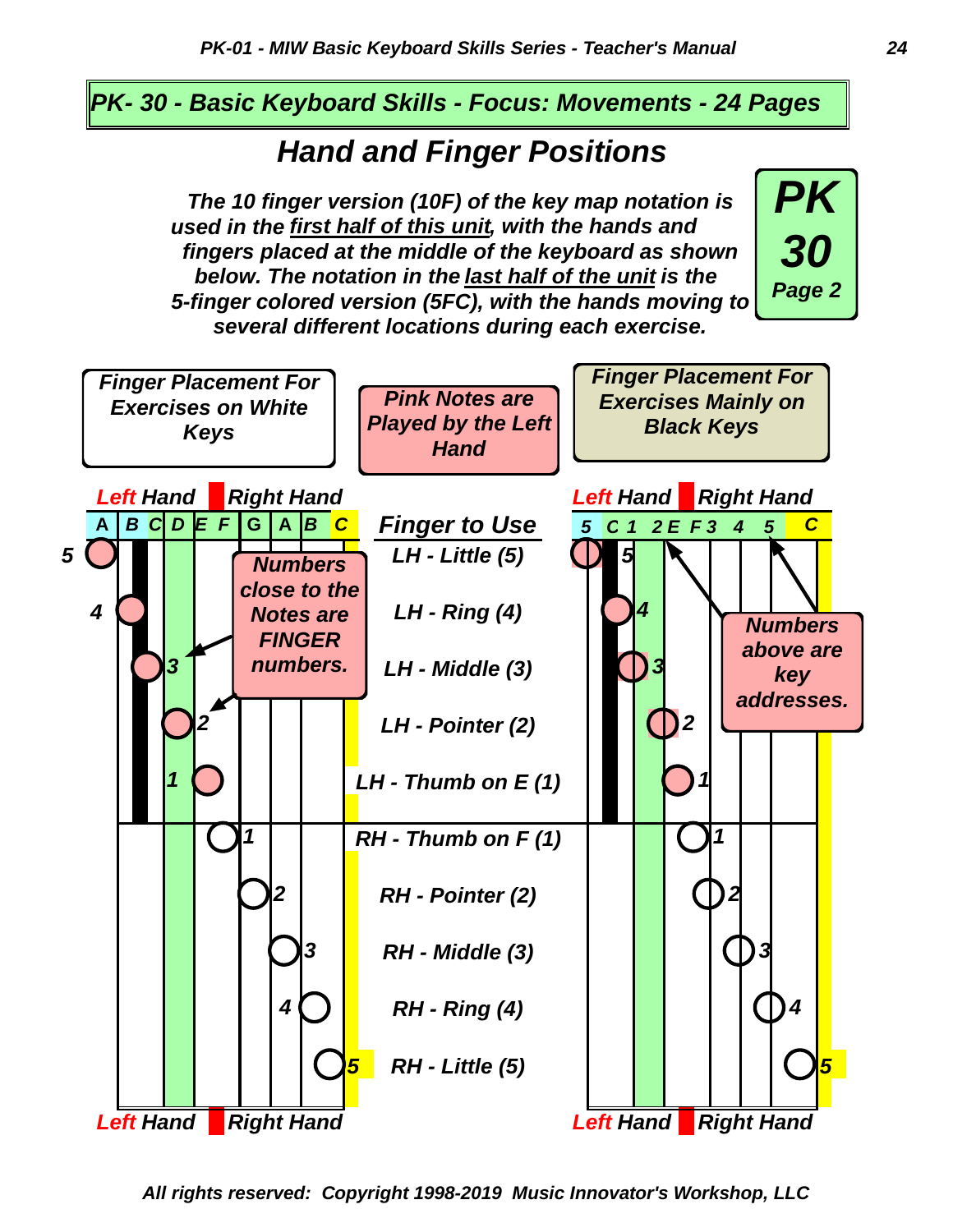## PK- 30 - Basic Keyboard Skills - Focus: Movements - 24 Pages

# Hand and Finger Positions

**PK 30 Page 2**

*The 10 finger version (10F) of the key map notation is used in the first half of this unit, with the hands and fingers placed at the middle of the keyboard as shown below. The notation in the last half of the unit is the 5-finger colored version (5FC), with the hands moving to several different locations during each exercise.*

**Finger Placement For Exercises on White Keys**

**Pink Notes are Played by the Left Hand**

**Finger Placement For Exercises Mainly on Black Keys**

Left Hand | Right Hand

A B C D E F G A B C

Numbers close to the Notes are FINGER numbers.

5 C 1 2 E F 3 4 5 C

Numbers above are key addresses.

| Finger to Use |
|---|
| LH - Little (5) |
| LH - Ring (4) |
| LH - Middle (3) |
| LH - Pointer (2) |
| LH - Thumb on E (1) |
| RH - Thumb on F (1) |
| RH - Pointer (2) |
| RH - Middle (3) |
| RH - Ring (4) |
| RH - Little (5) |

Left Hand | Right Hand

All rights reserved: Copyright 1998-2019 Music Innovator's Workshop, LLC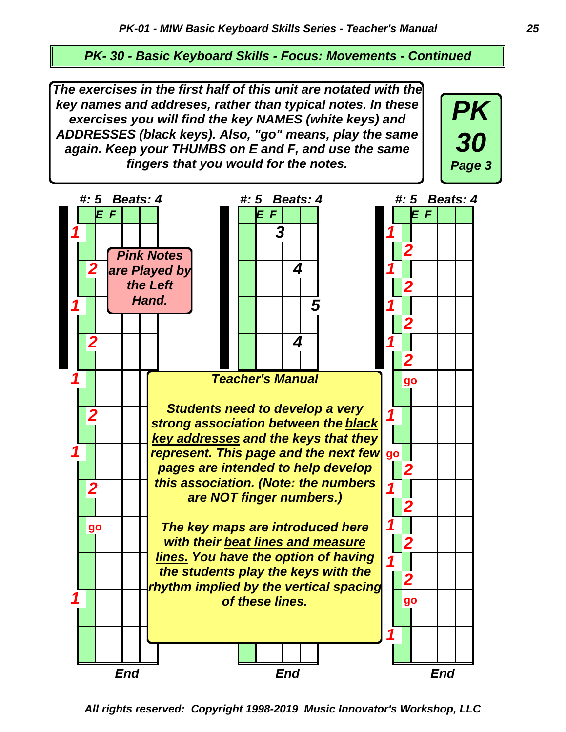## PK- 30 - Basic Keyboard Skills - Focus: Movements - Continued

**PK 30 Page 3**

***The exercises in the first half of this unit are notated with the key names and addreses, rather than typical notes. In these exercises you will find the key NAMES (white keys) and ADDRESSES (black keys). Also, "go" means, play the same again. Keep your THUMBS on E and F, and use the same fingers that you would for the notes.***

***#: 5 Beats: 4***

E F

1, 2, 1, 2, 1, 2, 1, 2, go, 1

***Pink Notes are Played by the Left Hand.***

End

***#: 5 Beats: 4***

E F

3, 4, 5, 4

End

***#: 5 Beats: 4***

E F

1, 2, 1, 2, 1, 2, 1, 2, go, 1, go, 2, 1, 2, 1, 2, 1, 2, go, 1

End

### Teacher's Manual

***Students need to develop a very strong association between the black key addresses and the keys that they represent. This page and the next few pages are intended to help develop this association. (Note: the numbers are NOT finger numbers.)***

***The key maps are introduced here with their beat lines and measure lines. You have the option of having the students play the keys with the rhythm implied by the vertical spacing of these lines.***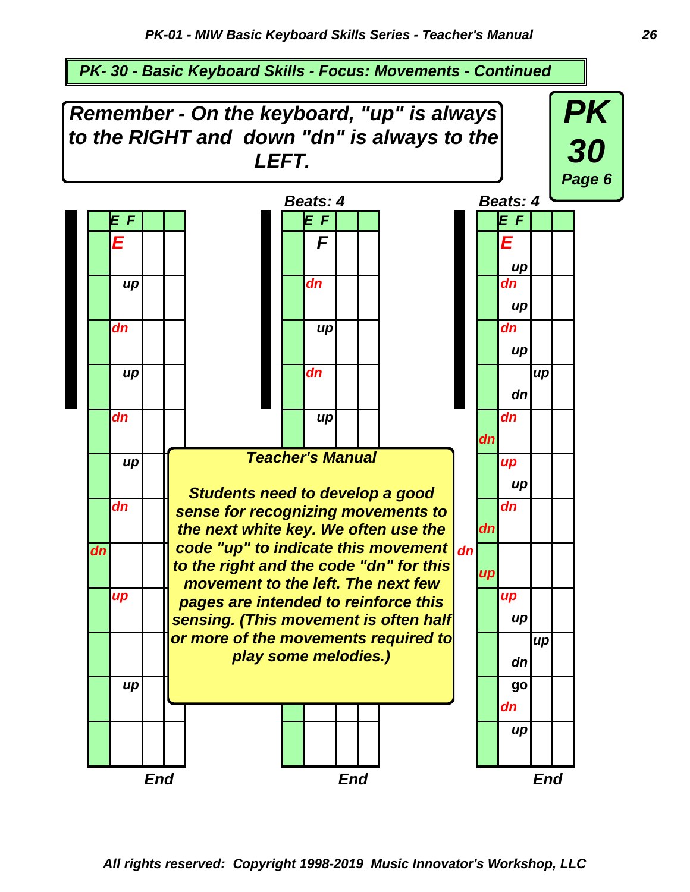## PK- 30 - Basic Keyboard Skills - Focus: Movements - Continued

**PK 30 Page 6**

***Remember - On the keyboard, "up" is always to the RIGHT and down "dn" is always to the LEFT.***

| | E F | | |
|---|---|---|---|
| | E | | |
| | up | | |
| | dn | | |
| | up | | |
| | dn | | |
| | up | | |
| | dn | | |
| dn | | | |
| | up | | |
| | | | |
| | up | | |
| | | | |

End

Beats: 4

| | E F | | |
|---|---|---|---|
| | F | | |
| | dn | | |
| | up | | |
| | dn | | |
| | up | | |

End

Beats: 4

| | E F | | |
|---|---|---|---|
| | E up | | |
| | dn up | | |
| | dn up | | |
| | dn | up | |
| dn | dn | | |
| | up up | | |
| dn | dn | | |
| up | | | |
| | up up | | |
| | dn | up | |
| | go dn | | |
| | up | | |

End

**Teacher's Manual**

***Students need to develop a good sense for recognizing movements to the next white key. We often use the code "up" to indicate this movement to the right and the code "dn" for this movement to the left. The next few pages are intended to reinforce this sensing. (This movement is often half or more of the movements required to play some melodies.)***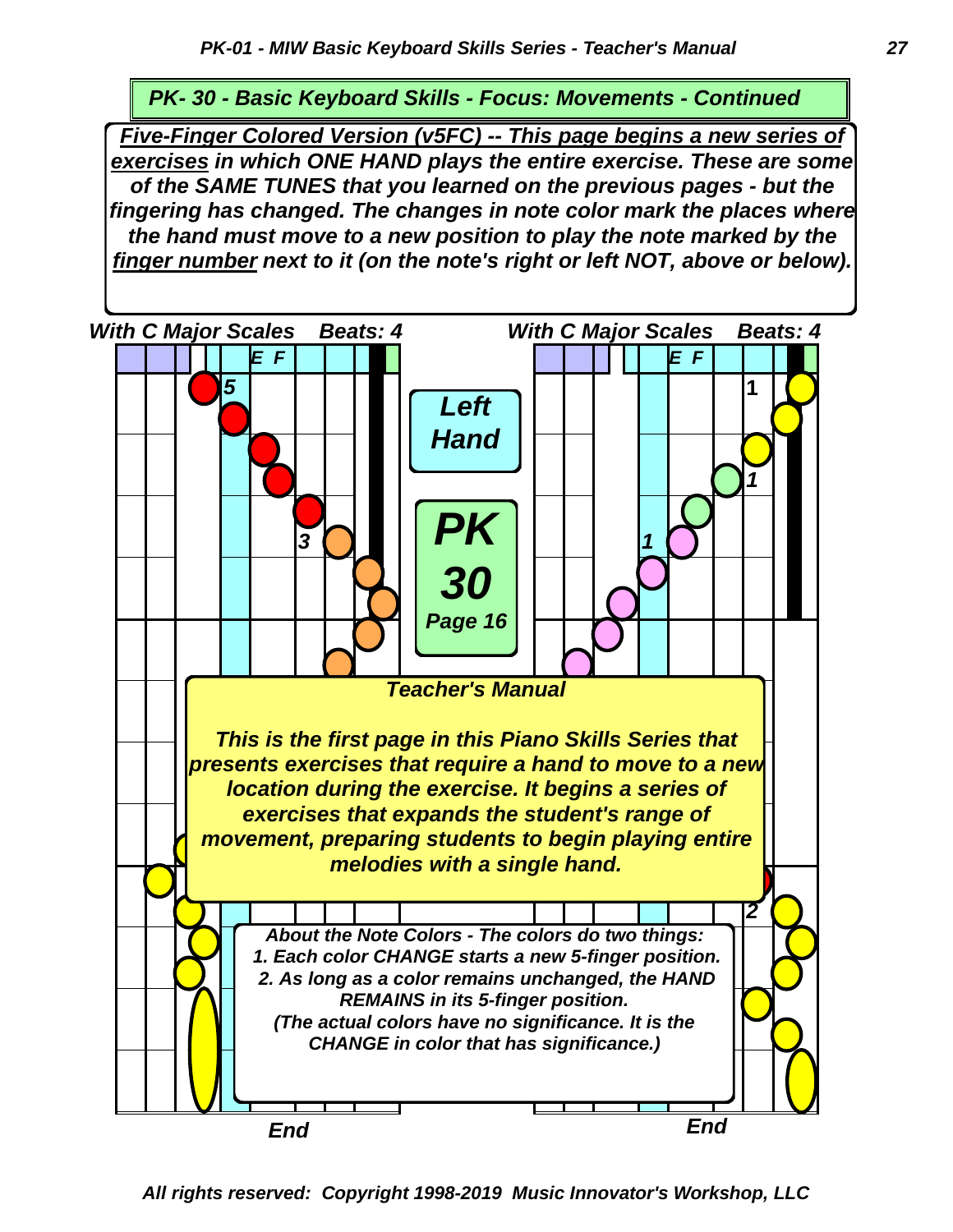## PK- 30 - Basic Keyboard Skills - Focus: Movements - Continued

***Five-Finger Colored Version (v5FC) -- This page begins a new series of exercises** in which ONE HAND plays the entire exercise. These are some of the SAME TUNES that you learned on the previous pages - but the fingering has changed. The changes in note color mark the places where the hand must move to a new position to play the note marked by the **finger number** next to it (on the note's right or left NOT, above or below).*

*With C Major Scales    Beats: 4*

*With C Major Scales    Beats: 4*

***Left Hand***

***PK 30 Page 16***

***Teacher's Manual***

***This is the first page in this Piano Skills Series that presents exercises that require a hand to move to a new location during the exercise. It begins a series of exercises that expands the student's range of movement, preparing students to begin playing entire melodies with a single hand.***

***About the Note Colors - The colors do two things:***
***1. Each color CHANGE starts a new 5-finger position.***
***2. As long as a color remains unchanged, the HAND REMAINS in its 5-finger position.***
***(The actual colors have no significance. It is the CHANGE in color that has significance.)***

***End***

***End***

*All rights reserved: Copyright 1998-2019 Music Innovator's Workshop, LLC*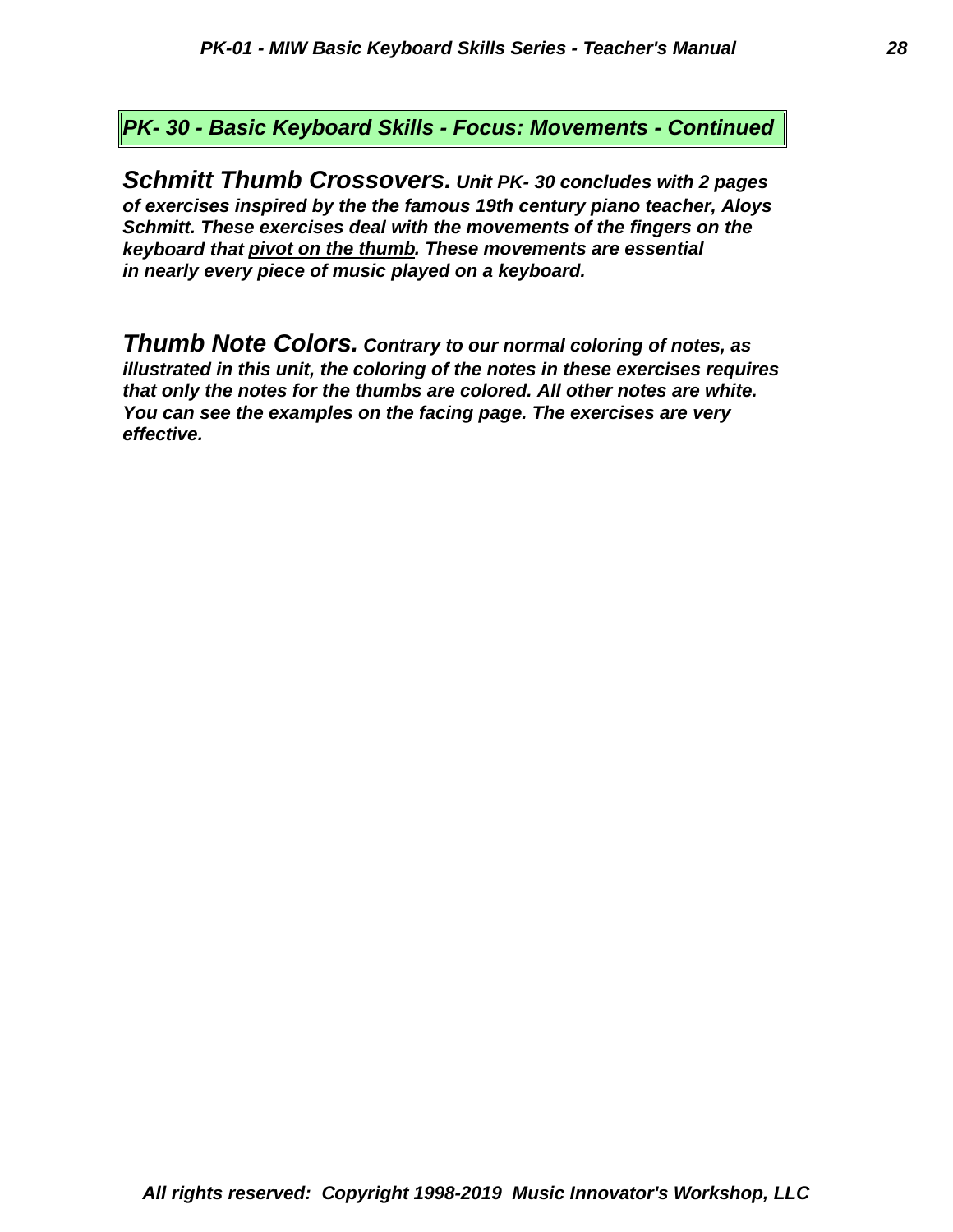## *PK- 30 - Basic Keyboard Skills - Focus: Movements - Continued*

***Schmitt Thumb Crossovers.*** ***Unit PK- 30 concludes with 2 pages of exercises inspired by the the famous 19th century piano teacher, Aloys Schmitt. These exercises deal with the movements of the fingers on the keyboard that <u>pivot on the thumb</u>. These movements are essential in nearly every piece of music played on a keyboard.***

***Thumb Note Colors.*** ***Contrary to our normal coloring of notes, as illustrated in this unit, the coloring of the notes in these exercises requires that only the notes for the thumbs are colored. All other notes are white. You can see the examples on the facing page. The exercises are very effective.***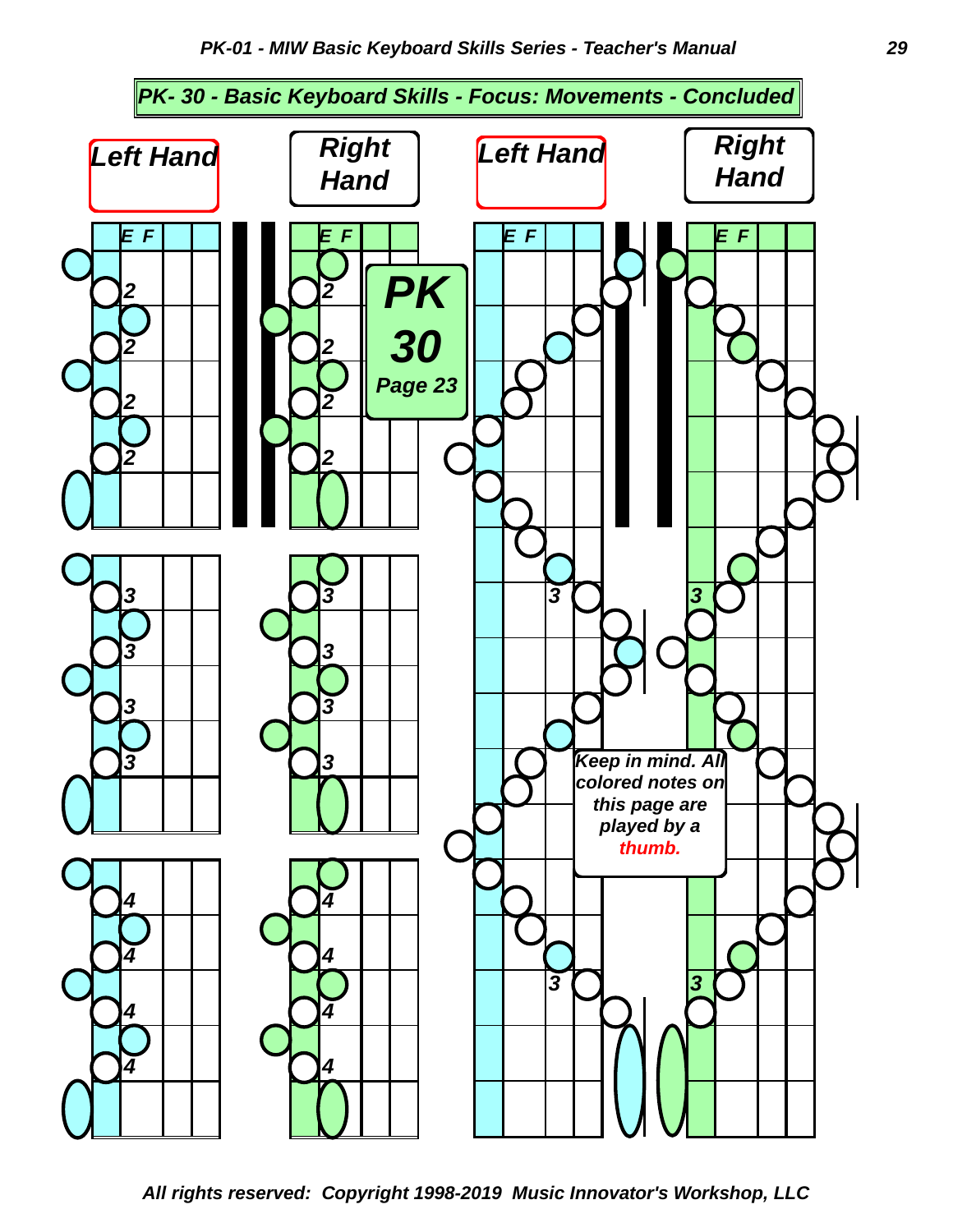## PK- 30 - Basic Keyboard Skills - Focus: Movements - Concluded

**Left Hand** | **Right Hand** | **Left Hand** | **Right Hand**

E F

2 2 2 2

3 3 3 3

4 4 4 4

**PK 30**
**Page 23**

*Keep in mind. All colored notes on this page are played by a thumb.*

*All rights reserved: Copyright 1998-2019 Music Innovator's Workshop, LLC*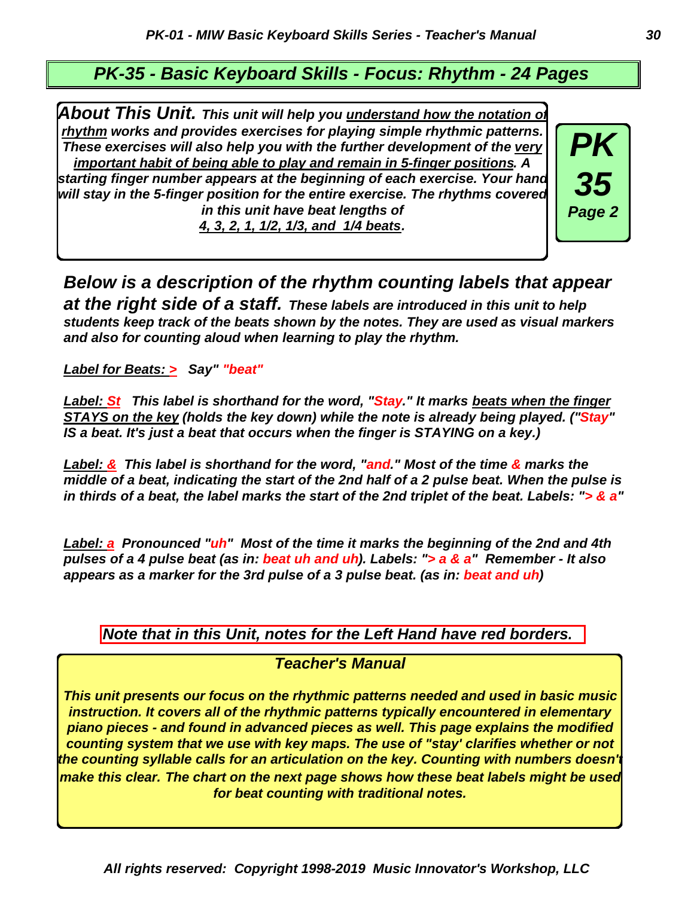## *PK-35 - Basic Keyboard Skills - Focus: Rhythm - 24 Pages*

***About This Unit.*** ***This unit will help you understand how the notation of rhythm works and provides exercises for playing simple rhythmic patterns. These exercises will also help you with the further development of the very important habit of being able to play and remain in 5-finger positions. A starting finger number appears at the beginning of each exercise. Your hand will stay in the 5-finger position for the entire exercise. The rhythms covered in this unit have beat lengths of 4, 3, 2, 1, 1/2, 1/3, and 1/4 beats.***

***PK 35 Page 2***

***Below is a description of the rhythm counting labels that appear at the right side of a staff.*** ***These labels are introduced in this unit to help students keep track of the beats shown by the notes. They are used as visual markers and also for counting aloud when learning to play the rhythm.***

***Label for Beats: >*** ***Say" "beat"***

***Label: St*** ***This label is shorthand for the word, "Stay." It marks beats when the finger STAYS on the key (holds the key down) while the note is already being played. ("Stay" IS a beat. It's just a beat that occurs when the finger is STAYING on a key.)***

***Label: &*** ***This label is shorthand for the word, "and." Most of the time & marks the middle of a beat, indicating the start of the 2nd half of a 2 pulse beat. When the pulse is in thirds of a beat, the label marks the start of the 2nd triplet of the beat. Labels: "> & a"***

***Label: a*** ***Pronounced "uh" Most of the time it marks the beginning of the 2nd and 4th pulses of a 4 pulse beat (as in: beat uh and uh). Labels: "> a & a" Remember - It also appears as a marker for the 3rd pulse of a 3 pulse beat. (as in: beat and uh)***

***Note that in this Unit, notes for the Left Hand have red borders.***

### *Teacher's Manual*

***This unit presents our focus on the rhythmic patterns needed and used in basic music instruction. It covers all of the rhythmic patterns typically encountered in elementary piano pieces - and found in advanced pieces as well. This page explains the modified counting system that we use with key maps. The use of "stay' clarifies whether or not the counting syllable calls for an articulation on the key. Counting with numbers doesn't make this clear. The chart on the next page shows how these beat labels might be used for beat counting with traditional notes.***

***All rights reserved: Copyright 1998-2019 Music Innovator's Workshop, LLC***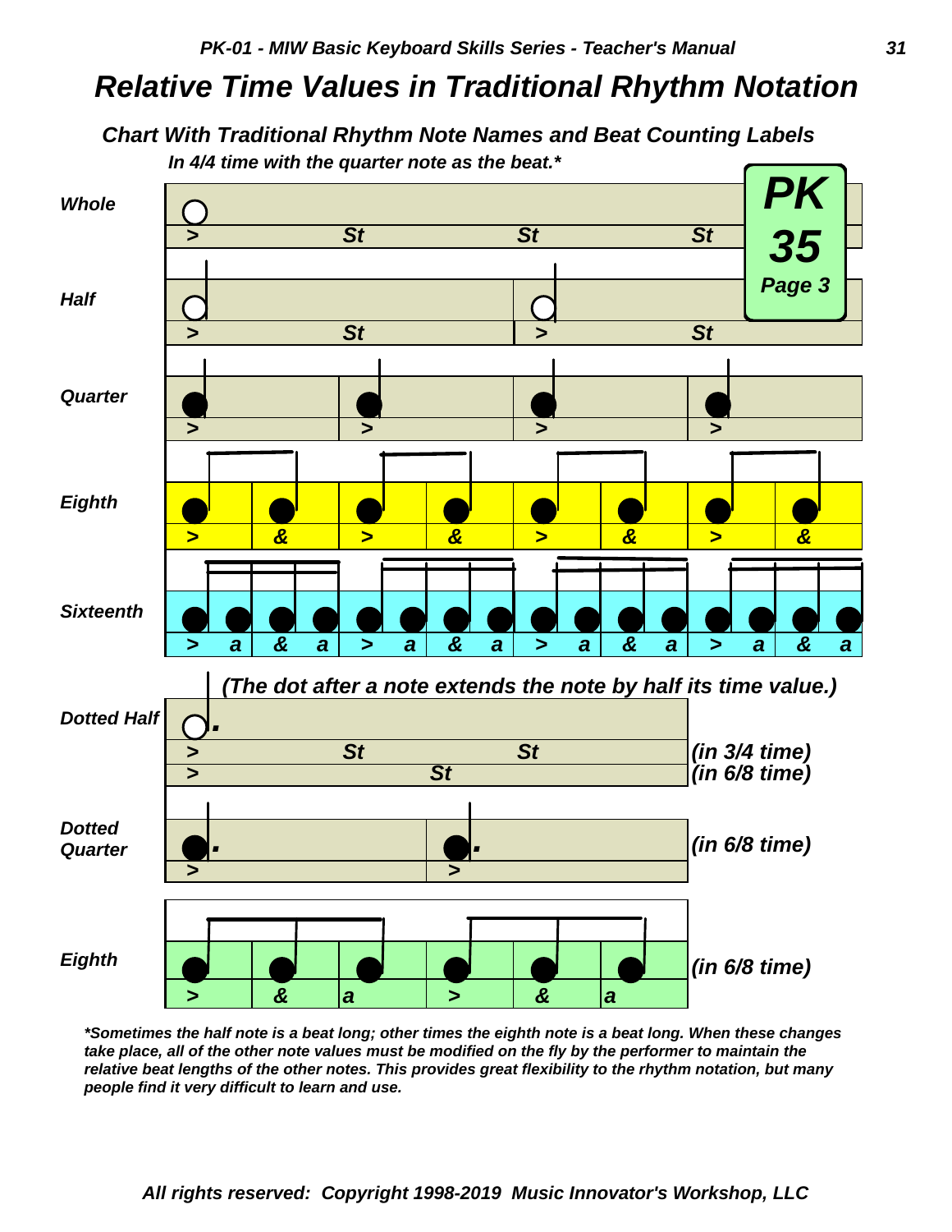# Relative Time Values in Traditional Rhythm Notation

## Chart With Traditional Rhythm Note Names and Beat Counting Labels

*In 4/4 time with the quarter note as the beat.**

**PK 35 Page 3**

| Note | Counting |
|---|---|
| Whole | > St St St |
| Half | > St > St |
| Quarter | > > > > |
| Eighth | > & > & > & > & |
| Sixteenth | > a & a > a & a > a & a > a & a |

*(The dot after a note extends the note by half its time value.)*

| Note | Counting | Time |
|---|---|---|
| Dotted Half | > St St | (in 3/4 time) |
| | > St | (in 6/8 time) |
| Dotted Quarter | > > | (in 6/8 time) |
| Eighth | > & a > & a | (in 6/8 time) |

***Sometimes the half note is a beat long; other times the eighth note is a beat long. When these changes take place, all of the other note values must be modified on the fly by the performer to maintain the relative beat lengths of the other notes. This provides great flexibility to the rhythm notation, but many people find it very difficult to learn and use.**

*All rights reserved: Copyright 1998-2019 Music Innovator's Workshop, LLC*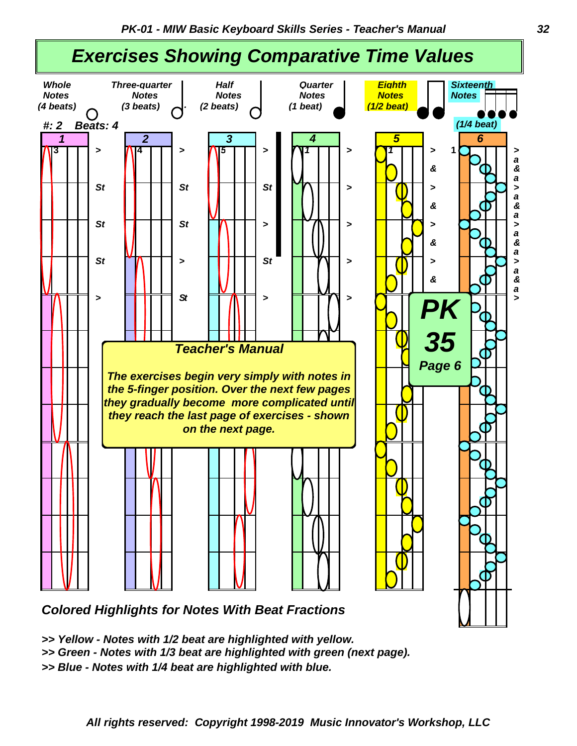# Exercises Showing Comparative Time Values

*Whole Notes (4 beats)* — *Three-quarter Notes (3 beats)* — *Half Notes (2 beats)* — *Quarter Notes (1 beat)* — *Eighth Notes (1/2 beat)* — *Sixteenth Notes (1/4 beat)*

*#: 2  Beats: 4*

**Teacher's Manual**

*The exercises begin very simply with notes in the 5-finger position. Over the next few pages they gradually become more complicated until they reach the last page of exercises - shown on the next page.*

**PK 35**
**Page 6**

### Colored Highlights for Notes With Beat Fractions

>> Yellow - Notes with 1/2 beat are highlighted with yellow.
>> Green - Notes with 1/3 beat are highlighted with green (next page).
>> Blue - Notes with 1/4 beat are highlighted with blue.

*All rights reserved: Copyright 1998-2019 Music Innovator's Workshop, LLC*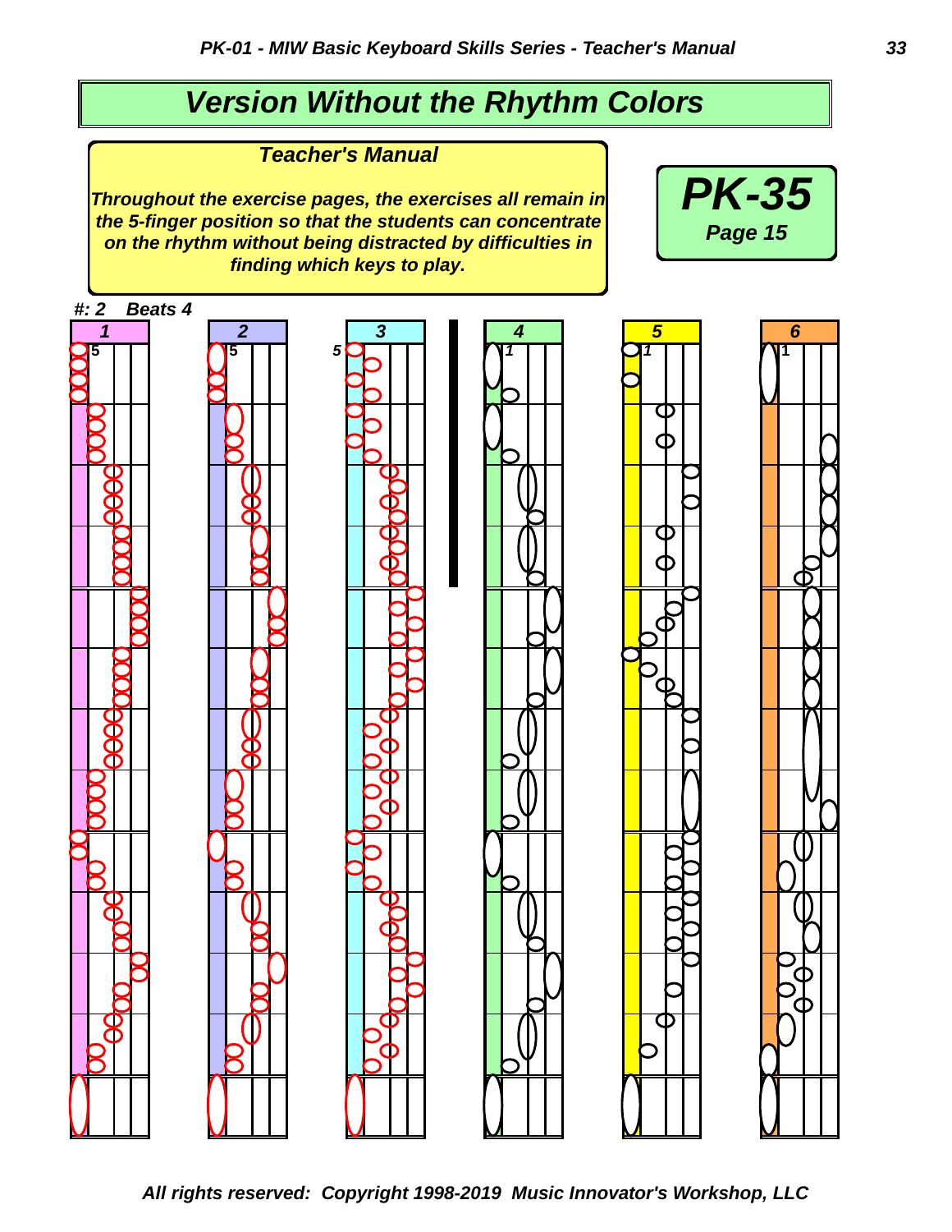# Version Without the Rhythm Colors

## Teacher's Manual

***Throughout the exercise pages, the exercises all remain in the 5-finger position so that the students can concentrate on the rhythm without being distracted by difficulties in finding which keys to play.***

**PK-35**

**Page 15**

**#: 2 Beats 4**

**1** 5 | **2** 5 | **3** 5 | **4** 1 | **5** 1 | **6** 1

***All rights reserved: Copyright 1998-2019 Music Innovator's Workshop, LLC***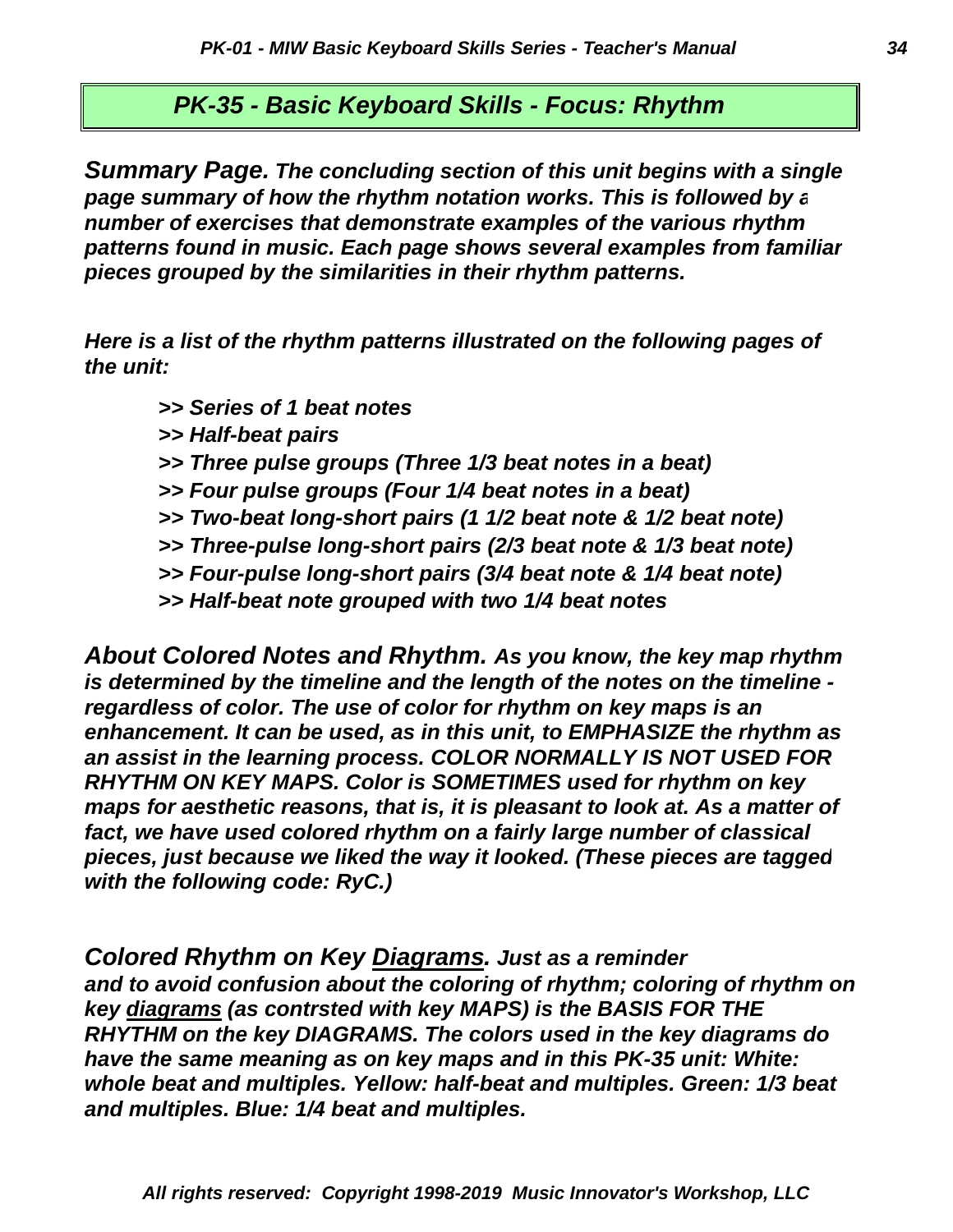## *PK-35 - Basic Keyboard Skills - Focus: Rhythm*

***Summary Page.** The concluding section of this unit begins with a single page summary of how the rhythm notation works. This is followed by a number of exercises that demonstrate examples of the various rhythm patterns found in music. Each page shows several examples from familiar pieces grouped by the similarities in their rhythm patterns.*

*Here is a list of the rhythm patterns illustrated on the following pages of the unit:*

*>> Series of 1 beat notes*
*>> Half-beat pairs*
*>> Three pulse groups (Three 1/3 beat notes in a beat)*
*>> Four pulse groups (Four 1/4 beat notes in a beat)*
*>> Two-beat long-short pairs (1 1/2 beat note & 1/2 beat note)*
*>> Three-pulse long-short pairs (2/3 beat note & 1/3 beat note)*
*>> Four-pulse long-short pairs (3/4 beat note & 1/4 beat note)*
*>> Half-beat note grouped with two 1/4 beat notes*

***About Colored Notes and Rhythm.** As you know, the key map rhythm is determined by the timeline and the length of the notes on the timeline - regardless of color. The use of color for rhythm on key maps is an enhancement. It can be used, as in this unit, to EMPHASIZE the rhythm as an assist in the learning process. COLOR NORMALLY IS NOT USED FOR RHYTHM ON KEY MAPS. Color is SOMETIMES used for rhythm on key maps for aesthetic reasons, that is, it is pleasant to look at. As a matter of fact, we have used colored rhythm on a fairly large number of classical pieces, just because we liked the way it looked. (These pieces are tagged with the following code: RyC.)*

***Colored Rhythm on Key <u>Diagrams</u>.** Just as a reminder and to avoid confusion about the coloring of rhythm; coloring of rhythm on key <u>diagrams</u> (as contrsted with key MAPS) is the BASIS FOR THE RHYTHM on the key DIAGRAMS. The colors used in the key diagrams do have the same meaning as on key maps and in this PK-35 unit: White: whole beat and multiples. Yellow: half-beat and multiples. Green: 1/3 beat and multiples. Blue: 1/4 beat and multiples.*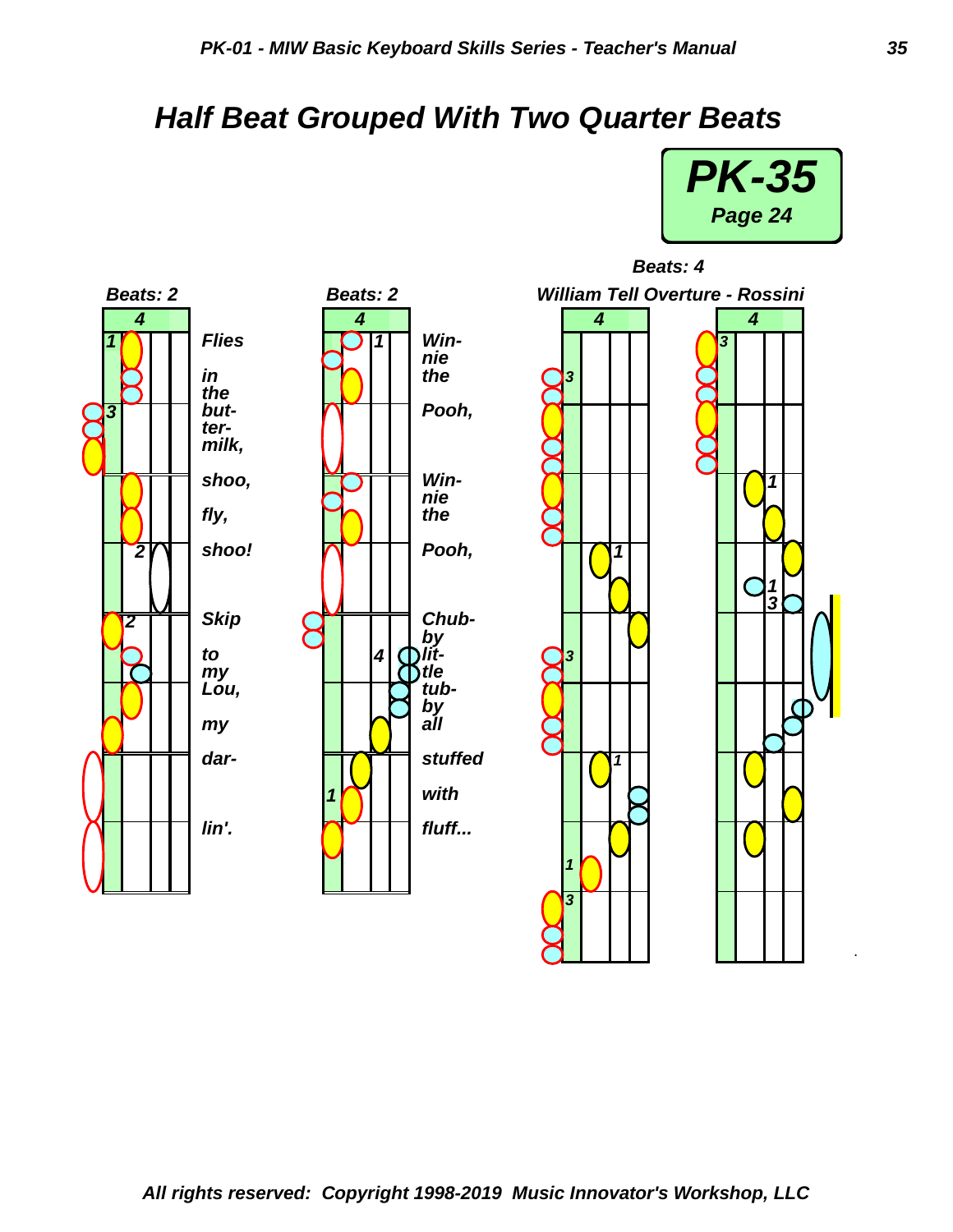# Half Beat Grouped With Two Quarter Beats

**PK-35**
**Page 24**

**Beats: 2**

Flies in the but- ter- milk, shoo, fly, shoo! Skip to my Lou, my dar- lin'.

**Beats: 2**

Win- nie the Pooh, Win- nie the Pooh, Chub- by lit- tle tub- by all stuffed with fluff...

**Beats: 4**

**William Tell Overture - Rossini**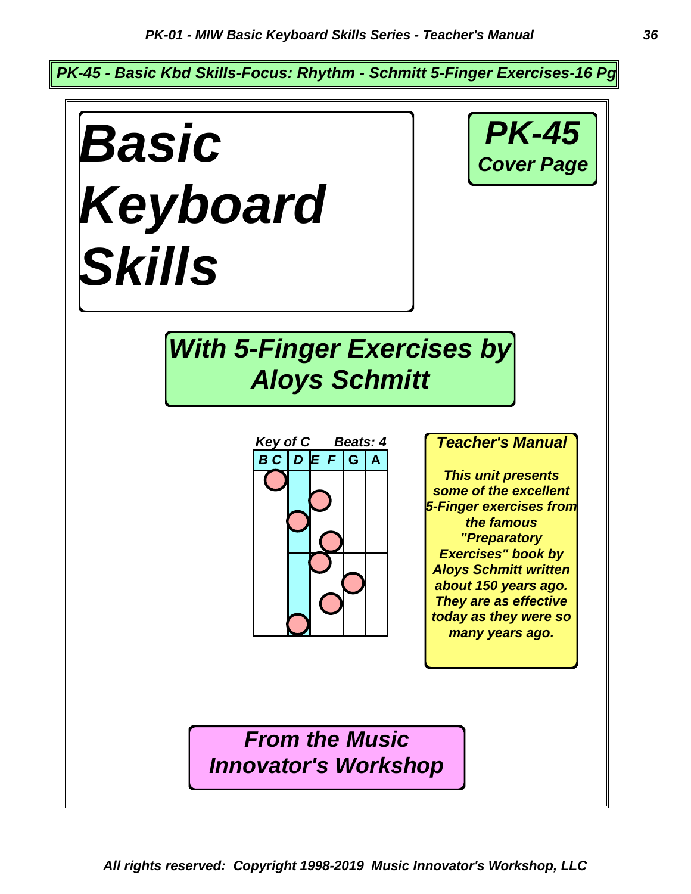**PK-45 - Basic Kbd Skills-Focus: Rhythm - Schmitt 5-Finger Exercises-16 Pg**

# Basic Keyboard Skills

**PK-45**
**Cover Page**

## With 5-Finger Exercises by Aloys Schmitt

*Key of C* *Beats: 4*

| B C | D | E F | G | A |
|---|---|---|---|---|

### Teacher's Manual

*This unit presents some of the excellent 5-Finger exercises from the famous "Preparatory Exercises" book by Aloys Schmitt written about 150 years ago. They are as effective today as they were so many years ago.*

## From the Music Innovator's Workshop

*All rights reserved: Copyright 1998-2019 Music Innovator's Workshop, LLC*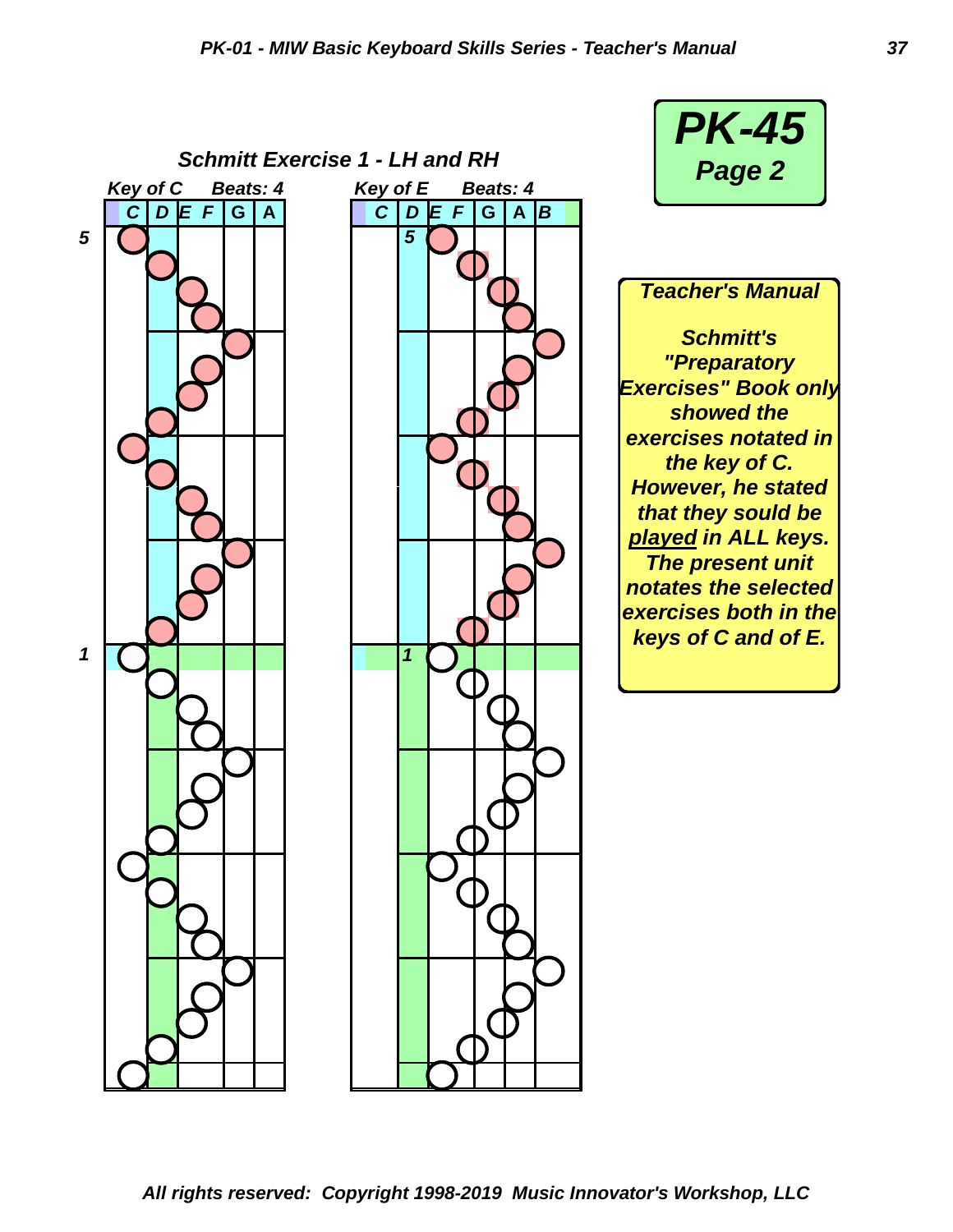# PK-45
## Page 2

### Schmitt Exercise 1 - LH and RH

*Key of C    Beats: 4*

C | D | E | F | G | A

5

1

*Key of E    Beats: 4*

C | D | E | F | G | A | B

5

1

**Teacher's Manual**

**Schmitt's "Preparatory Exercises" Book only showed the exercises notated in the key of C. However, he stated that they sould be *played* in ALL keys. The present unit notates the selected exercises both in the keys of C and of E.**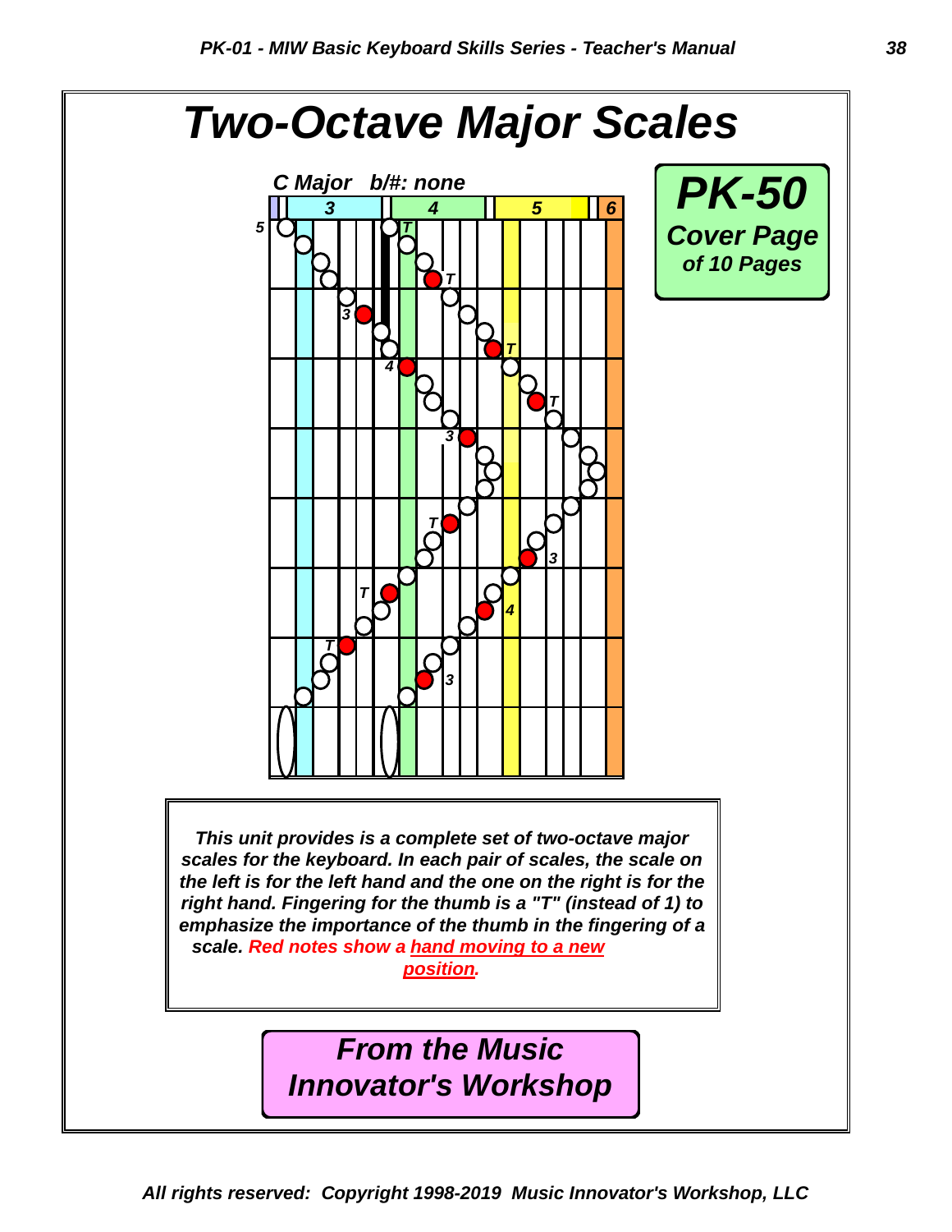# Two-Octave Major Scales

**C Major b/#: none**

**PK-50**
**Cover Page**
**of 10 Pages**

***This unit provides is a complete set of two-octave major scales for the keyboard. In each pair of scales, the scale on the left is for the left hand and the one on the right is for the right hand. Fingering for the thumb is a "T" (instead of 1) to emphasize the importance of the thumb in the fingering of a scale. Red notes show a hand moving to a new position.***

***From the Music Innovator's Workshop***

*All rights reserved: Copyright 1998-2019 Music Innovator's Workshop, LLC*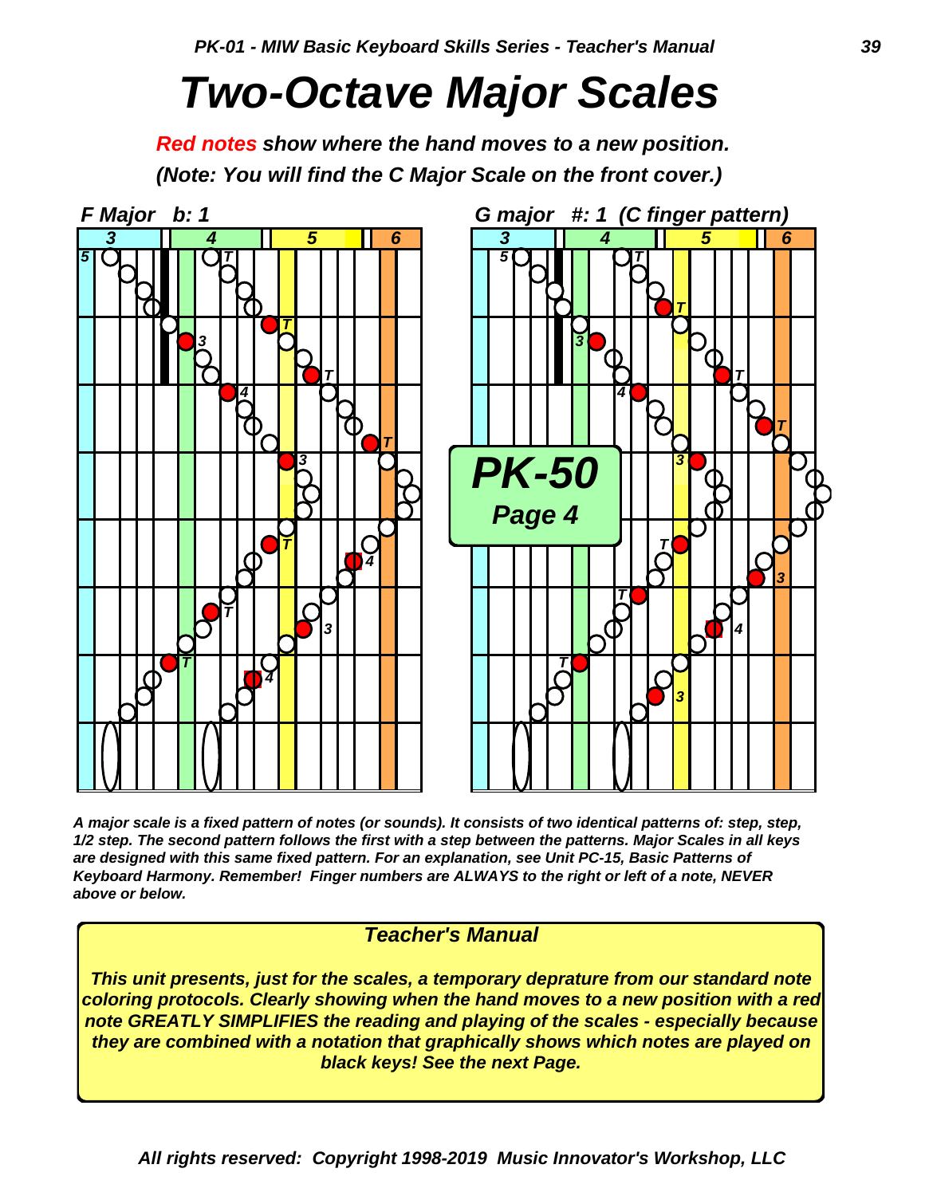# Two-Octave Major Scales

***Red notes** show where the hand moves to a new position.*

***(Note: You will find the C Major Scale on the front cover.)***

***F Major b: 1***

***G major #: 1 (C finger pattern)***

**PK-50**

**Page 4**

***A major scale is a fixed pattern of notes (or sounds). It consists of two identical patterns of: step, step, 1/2 step. The second pattern follows the first with a step between the patterns. Major Scales in all keys are designed with this same fixed pattern. For an explanation, see Unit PC-15, Basic Patterns of Keyboard Harmony. Remember! Finger numbers are ALWAYS to the right or left of a note, NEVER above or below.***

### Teacher's Manual

***This unit presents, just for the scales, a temporary deprature from our standard note coloring protocols. Clearly showing when the hand moves to a new position with a red note GREATLY SIMPLIFIES the reading and playing of the scales - especially because they are combined with a notation that graphically shows which notes are played on black keys! See the next Page.***

***All rights reserved: Copyright 1998-2019 Music Innovator's Workshop, LLC***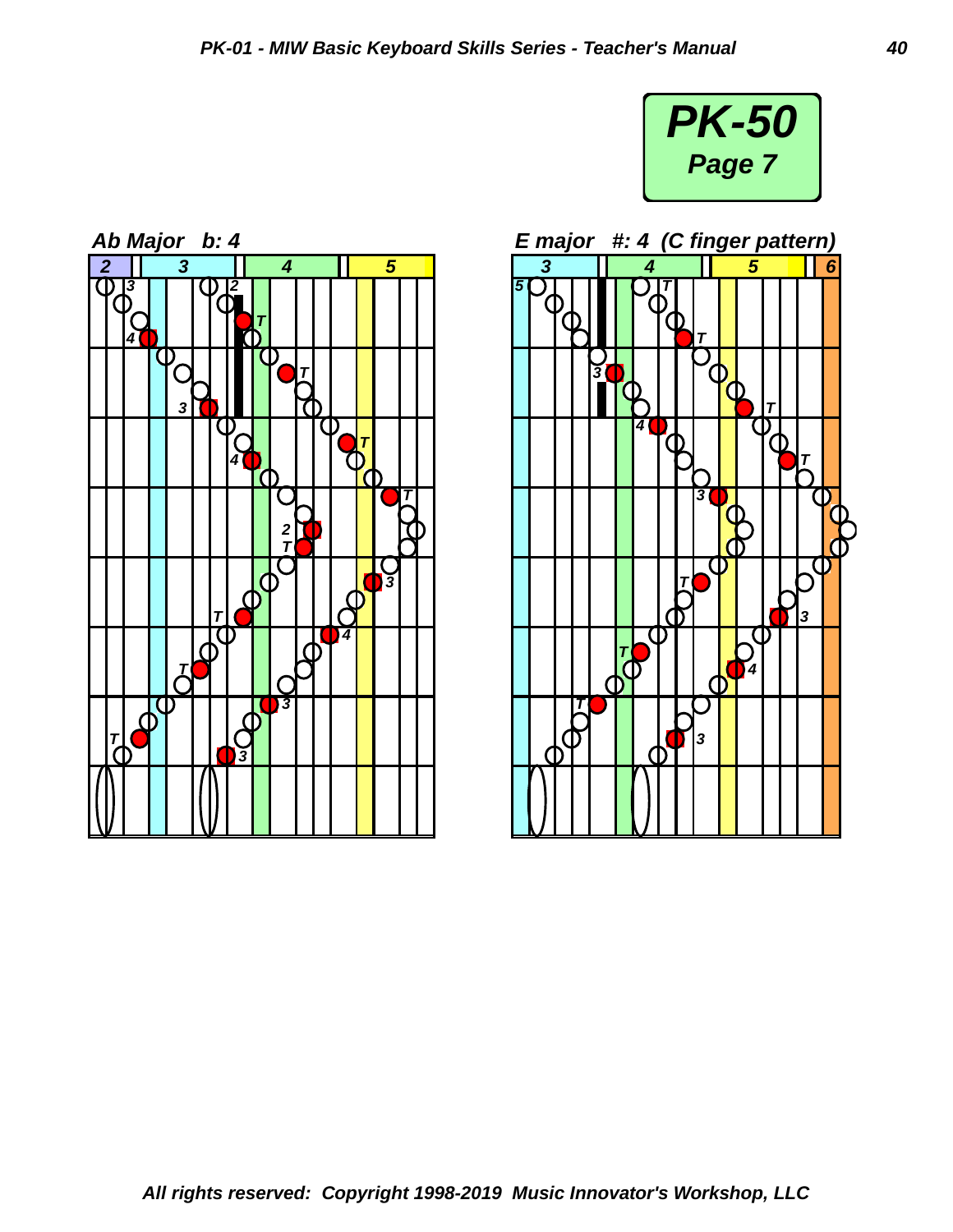**PK-50**
**Page 7**

### Ab Major b: 4

### E major #: 4 (C finger pattern)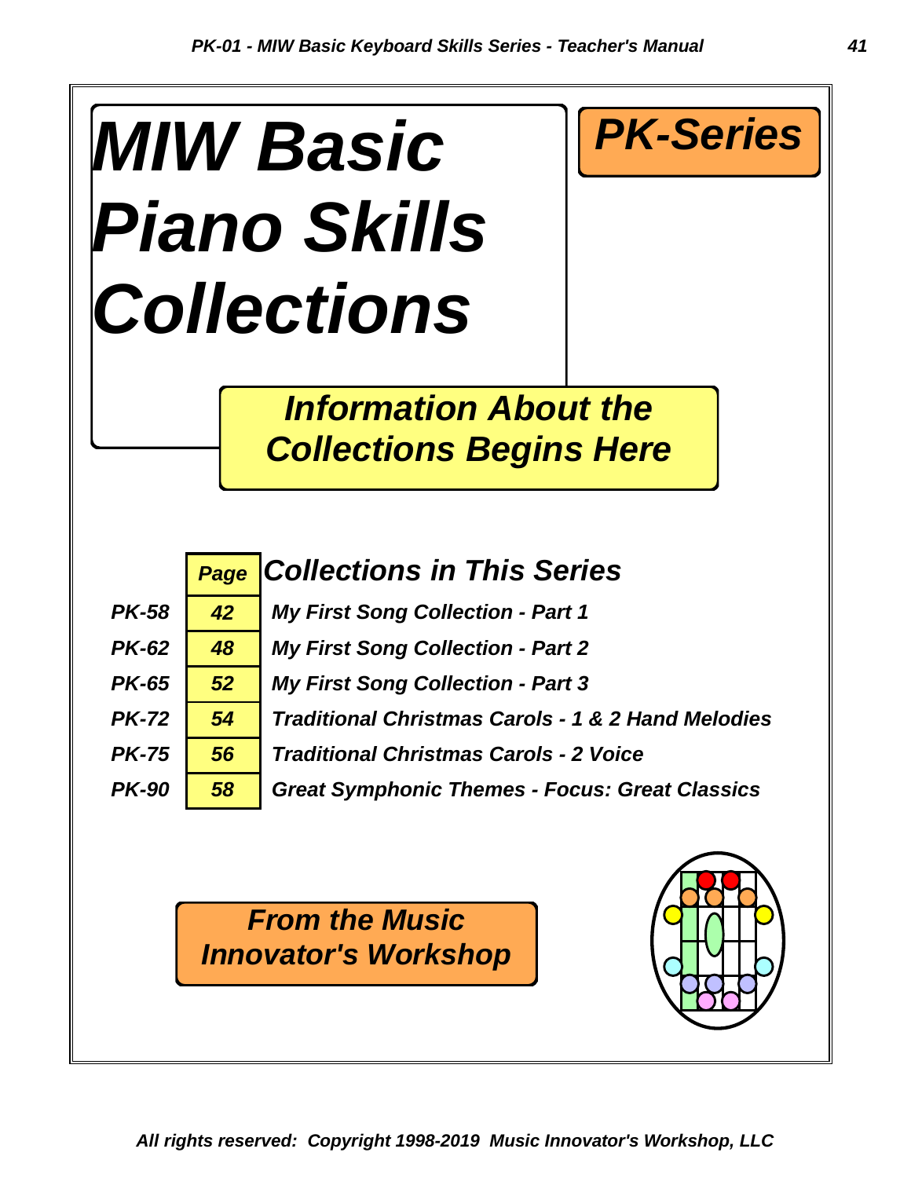# *MIW Basic Piano Skills Collections*

## *PK-Series*

### *Information About the Collections Begins Here*

| | Page | Collections in This Series |
|---|---|---|
| PK-58 | 42 | My First Song Collection - Part 1 |
| PK-62 | 48 | My First Song Collection - Part 2 |
| PK-65 | 52 | My First Song Collection - Part 3 |
| PK-72 | 54 | Traditional Christmas Carols - 1 & 2 Hand Melodies |
| PK-75 | 56 | Traditional Christmas Carols - 2 Voice |
| PK-90 | 58 | Great Symphonic Themes - Focus: Great Classics |

***From the Music Innovator's Workshop***

*All rights reserved: Copyright 1998-2019 Music Innovator's Workshop, LLC*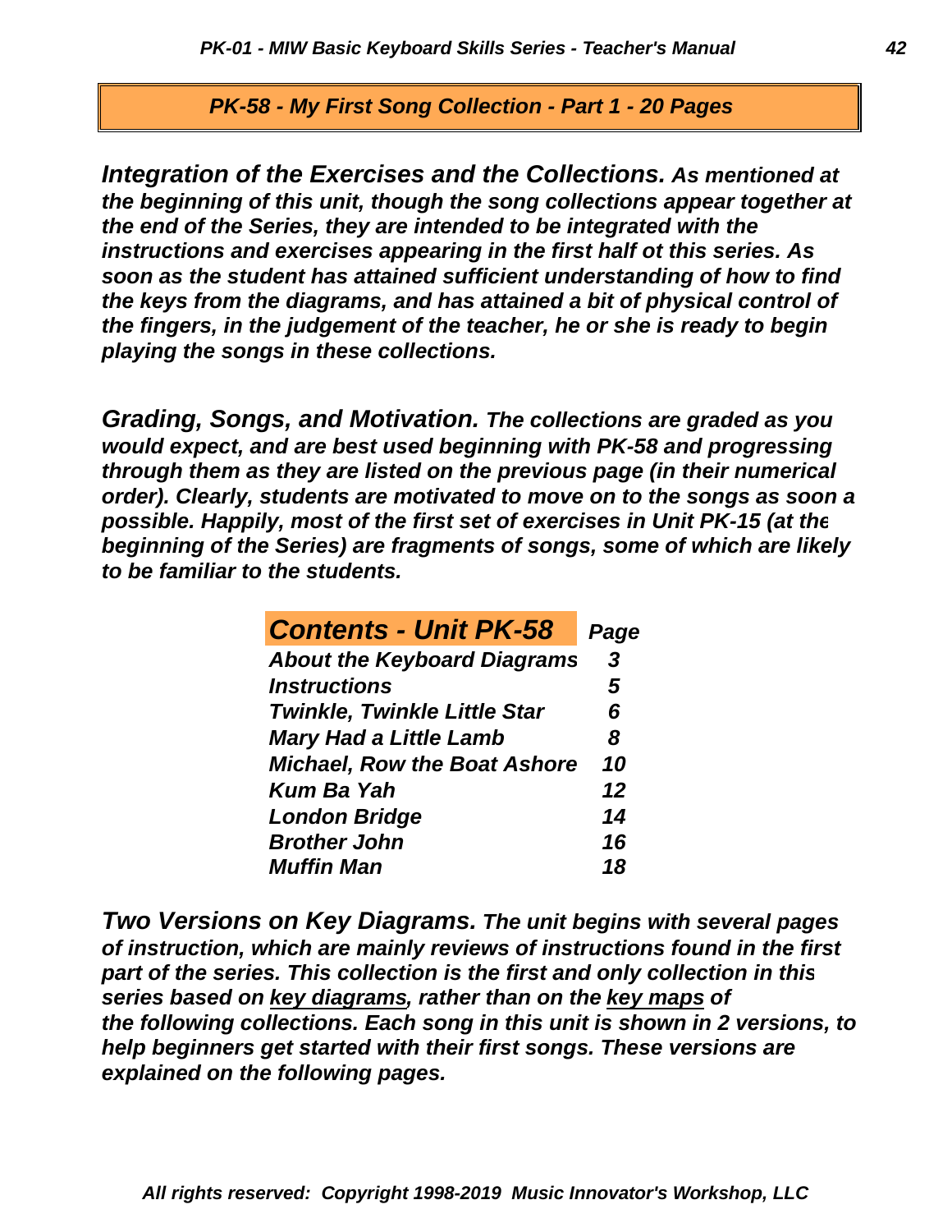## *PK-58 - My First Song Collection - Part 1 - 20 Pages*

***Integration of the Exercises and the Collections.** As mentioned at the beginning of this unit, though the song collections appear together at the end of the Series, they are intended to be integrated with the instructions and exercises appearing in the first half ot this series. As soon as the student has attained sufficient understanding of how to find the keys from the diagrams, and has attained a bit of physical control of the fingers, in the judgement of the teacher, he or she is ready to begin playing the songs in these collections.*

***Grading, Songs, and Motivation.** The collections are graded as you would expect, and are best used beginning with PK-58 and progressing through them as they are listed on the previous page (in their numerical order). Clearly, students are motivated to move on to the songs as soon a possible. Happily, most of the first set of exercises in Unit PK-15 (at the beginning of the Series) are fragments of songs, some of which are likely to be familiar to the students.*

| *Contents - Unit PK-58* | *Page* |
|---|---|
| *About the Keyboard Diagrams* | *3* |
| *Instructions* | *5* |
| *Twinkle, Twinkle Little Star* | *6* |
| *Mary Had a Little Lamb* | *8* |
| *Michael, Row the Boat Ashore* | *10* |
| *Kum Ba Yah* | *12* |
| *London Bridge* | *14* |
| *Brother John* | *16* |
| *Muffin Man* | *18* |

***Two Versions on Key Diagrams.** The unit begins with several pages of instruction, which are mainly reviews of instructions found in the first part of the series. This collection is the first and only collection in this series based on <u>key diagrams</u>, rather than on the <u>key maps</u> of the following collections. Each song in this unit is shown in 2 versions, to help beginners get started with their first songs. These versions are explained on the following pages.*

*All rights reserved: Copyright 1998-2019 Music Innovator's Workshop, LLC*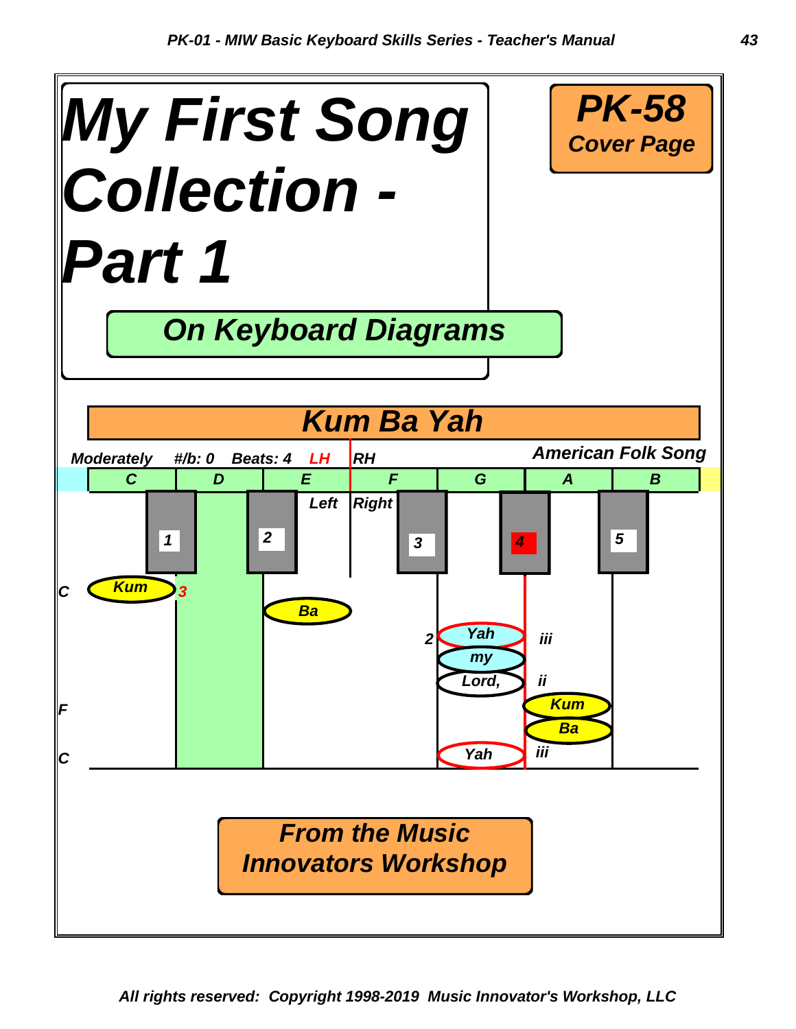# My First Song Collection - Part 1

**PK-58**
**Cover Page**

## On Keyboard Diagrams

## Kum Ba Yah

*Moderately* *#/b: 0* *Beats: 4* *LH* *RH* *American Folk Song*

| C | D | E | F | G | A | B |
|---|---|---|---|---|---|---|

Left Right

1 2 3 4 5

C Kum 3

Ba

2 Yah iii

my

Lord, ii

F Kum

Ba

C Yah iii

### From the Music Innovators Workshop

*All rights reserved: Copyright 1998-2019 Music Innovator's Workshop, LLC*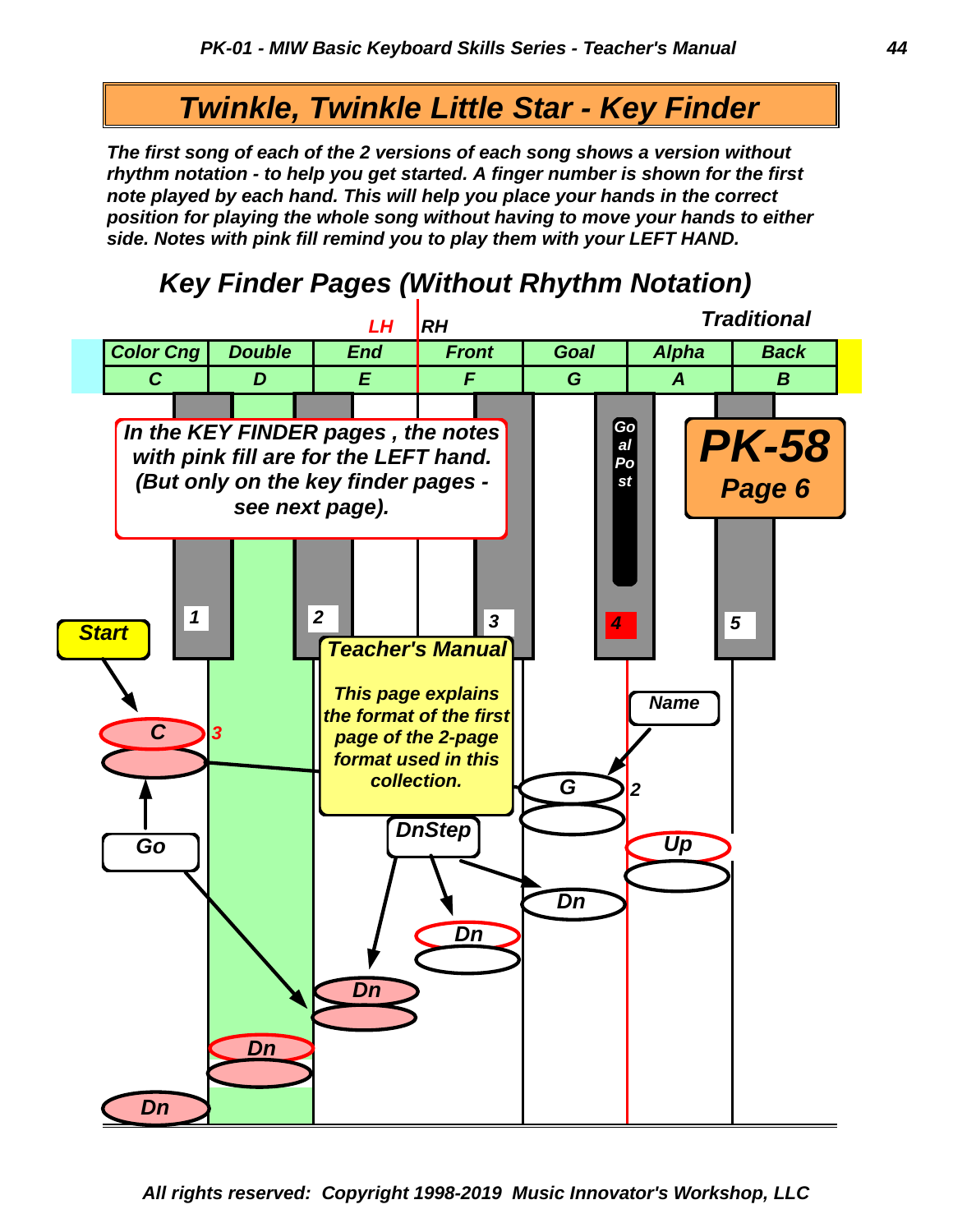# Twinkle, Twinkle Little Star - Key Finder

***The first song of each of the 2 versions of each song shows a version without rhythm notation - to help you get started. A finger number is shown for the first note played by each hand. This will help you place your hands in the correct position for playing the whole song without having to move your hands to either side. Notes with pink fill remind you to play them with your LEFT HAND.***

## Key Finder Pages (Without Rhythm Notation)

LH | RH

*Traditional*

| Color Cng | Double | End | Front | Goal | Alpha | Back |
|---|---|---|---|---|---|---|
| C | D | E | F | G | A | B |

Goal Post

**PK-58**
**Page 6**

*In the KEY FINDER pages , the notes with pink fill are for the LEFT hand. (But only on the key finder pages - see next page).*

1 2 3 4 5

Start

C 3

Go

G 2

Name

*Teacher's Manual*

*This page explains the format of the first page of the 2-page format used in this collection.*

DnStep

Up

Dn

Dn

Dn

Dn

Dn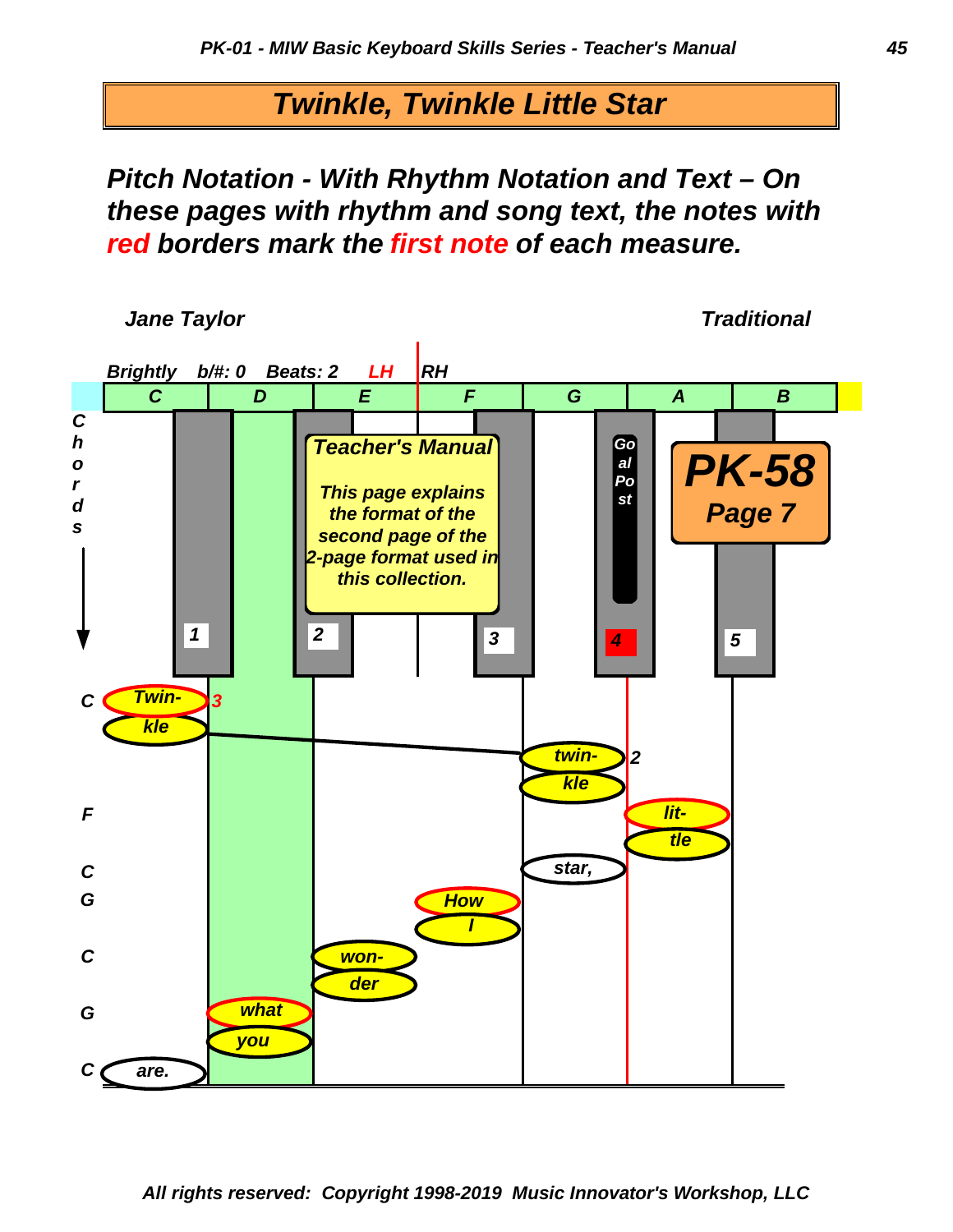# Twinkle, Twinkle Little Star

***Pitch Notation - With Rhythm Notation and Text – On these pages with rhythm and song text, the notes with red borders mark the first note of each measure.***

*Jane Taylor* | *Traditional*

*Brightly* *b/#: 0* *Beats: 2* *LH* *RH*

| C | D | E | F | G | A | B |
|---|---|---|---|---|---|---|

**Teacher's Manual**

*This page explains the format of the second page of the 2-page format used in this collection.*

**PK-58**
**Page 7**

Goal Post

1 2 3 4 5

| Chords | Lyric | Note |
|---|---|---|
| C | Twin- | C (3) |
| | kle | C |
| | twin- | G (2) |
| | kle | G |
| F | lit- | A |
| | tle | A |
| C | star, | G |
| G | How | F |
| | I | F |
| C | won- | E |
| | der | E |
| G | what | D |
| | you | D |
| C | are. | C |

*All rights reserved: Copyright 1998-2019 Music Innovator's Workshop, LLC*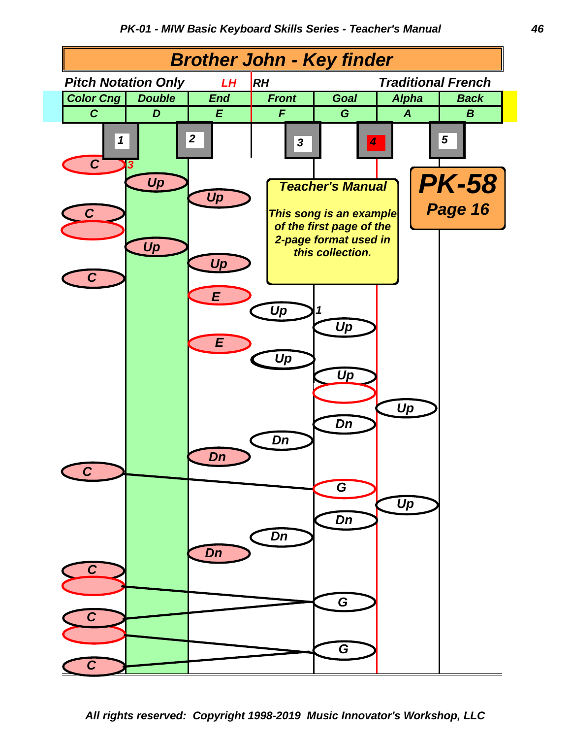# Brother John - Key finder

**Pitch Notation Only** LH | RH **Traditional French**

| Color Cng | Double | End | Front | Goal | Alpha | Back |
|---|---|---|---|---|---|---|
| C | D | E | F | G | A | B |

1 2 3 4 5

C 3

Up

Up

C

Up

Up

C

E

Up 1

Up

E

Up

Up

Up

Dn

Dn

Dn

C

G

Up

Dn

Dn

Dn

C

G

C

G

C

**Teacher's Manual**

This song is an example of the first page of the 2-page format used in this collection.

**PK-58**
**Page 16**

All rights reserved: Copyright 1998-2019 Music Innovator's Workshop, LLC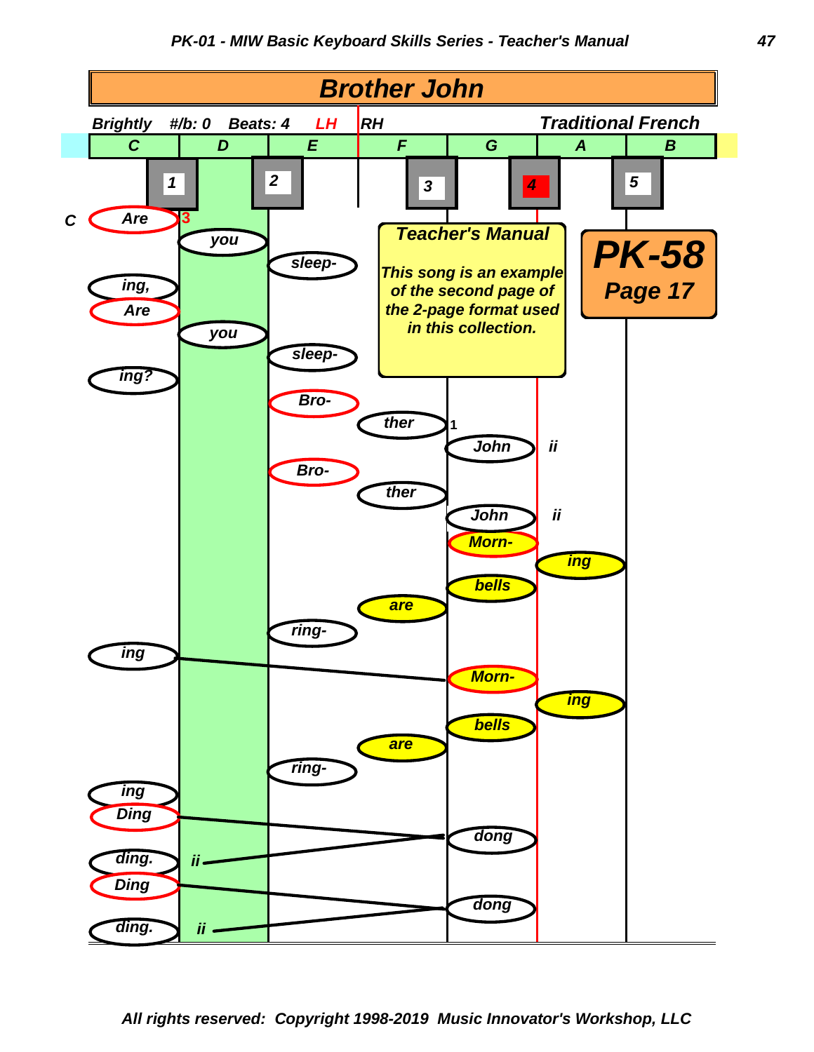# Brother John

**Brightly** **#/b: 0** **Beats: 4** **LH** **RH** **Traditional French**

| C | D | E | F | G | A | B |
|---|---|---|---|---|---|---|
| 1 | | 2 | 3 | 4 | 5 | |

**C**

Are you sleep- ing, Are you sleep- ing? Bro- ther John ii Bro- ther John ii Morn- ing bells are ring- ing Morn- ing bells are ring- ing Ding dong ding. ii Ding dong ding. ii

**Teacher's Manual**

*This song is an example of the second page of the 2-page format used in this collection.*

**PK-58**
**Page 17**

*All rights reserved: Copyright 1998-2019 Music Innovator's Workshop, LLC*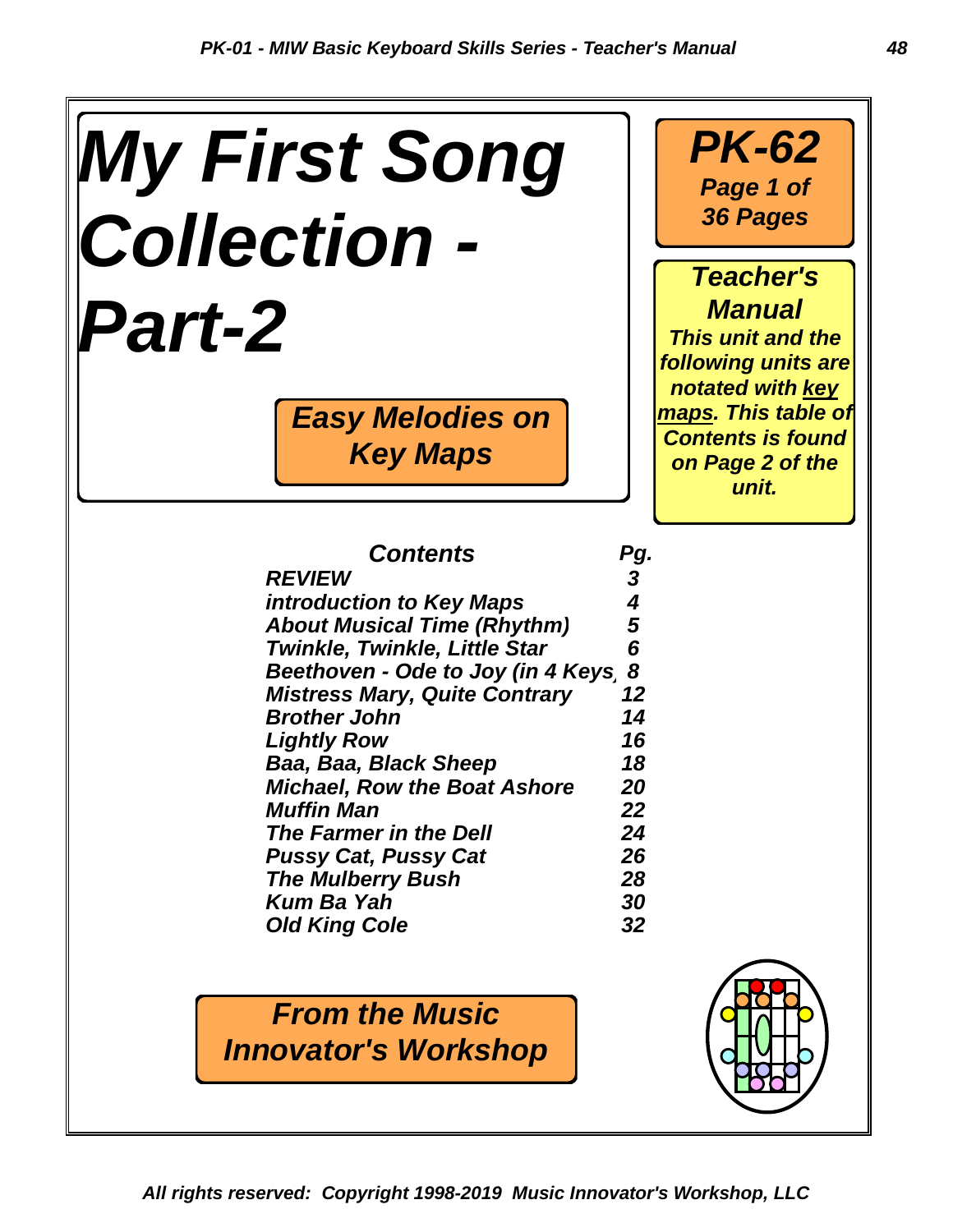# *My First Song Collection - Part-2*

***Easy Melodies on Key Maps***

***PK-62***
***Page 1 of 36 Pages***

***Teacher's Manual***

***This unit and the following units are notated with <u>key maps</u>. This table of Contents is found on Page 2 of the unit.***

| *Contents* | *Pg.* |
|---|---|
| *REVIEW* | *3* |
| *introduction to Key Maps* | *4* |
| *About Musical Time (Rhythm)* | *5* |
| *Twinkle, Twinkle, Little Star* | *6* |
| *Beethoven - Ode to Joy (in 4 Keys* | *8* |
| *Mistress Mary, Quite Contrary* | *12* |
| *Brother John* | *14* |
| *Lightly Row* | *16* |
| *Baa, Baa, Black Sheep* | *18* |
| *Michael, Row the Boat Ashore* | *20* |
| *Muffin Man* | *22* |
| *The Farmer in the Dell* | *24* |
| *Pussy Cat, Pussy Cat* | *26* |
| *The Mulberry Bush* | *28* |
| *Kum Ba Yah* | *30* |
| *Old King Cole* | *32* |

***From the Music Innovator's Workshop***

*All rights reserved: Copyright 1998-2019 Music Innovator's Workshop, LLC*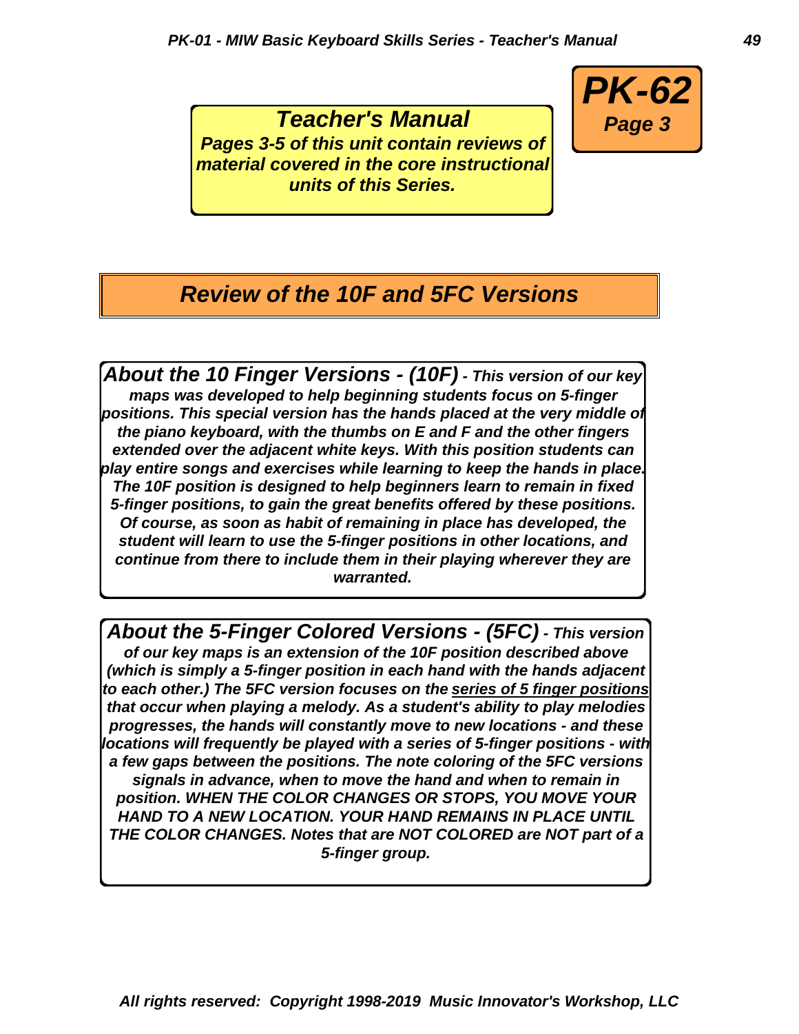**PK-62**
**Page 3**

***Teacher's Manual***
***Pages 3-5 of this unit contain reviews of material covered in the core instructional units of this Series.***

## *Review of the 10F and 5FC Versions*

***About the 10 Finger Versions - (10F)** - This version of our key maps was developed to help beginning students focus on 5-finger positions. This special version has the hands placed at the very middle of the piano keyboard, with the thumbs on E and F and the other fingers extended over the adjacent white keys. With this position students can play entire songs and exercises while learning to keep the hands in place. The 10F position is designed to help beginners learn to remain in fixed 5-finger positions, to gain the great benefits offered by these positions. Of course, as soon as habit of remaining in place has developed, the student will learn to use the 5-finger positions in other locations, and continue from there to include them in their playing wherever they are warranted.*

***About the 5-Finger Colored Versions - (5FC)** - This version of our key maps is an extension of the 10F position described above (which is simply a 5-finger position in each hand with the hands adjacent to each other.) The 5FC version focuses on the <u>series of 5 finger positions</u> that occur when playing a melody. As a student's ability to play melodies progresses, the hands will constantly move to new locations - and these locations will frequently be played with a series of 5-finger positions - with a few gaps between the positions. The note coloring of the 5FC versions signals in advance, when to move the hand and when to remain in position. WHEN THE COLOR CHANGES OR STOPS, YOU MOVE YOUR HAND TO A NEW LOCATION. YOUR HAND REMAINS IN PLACE UNTIL THE COLOR CHANGES. Notes that are NOT COLORED are NOT part of a 5-finger group.*

*All rights reserved: Copyright 1998-2019 Music Innovator's Workshop, LLC*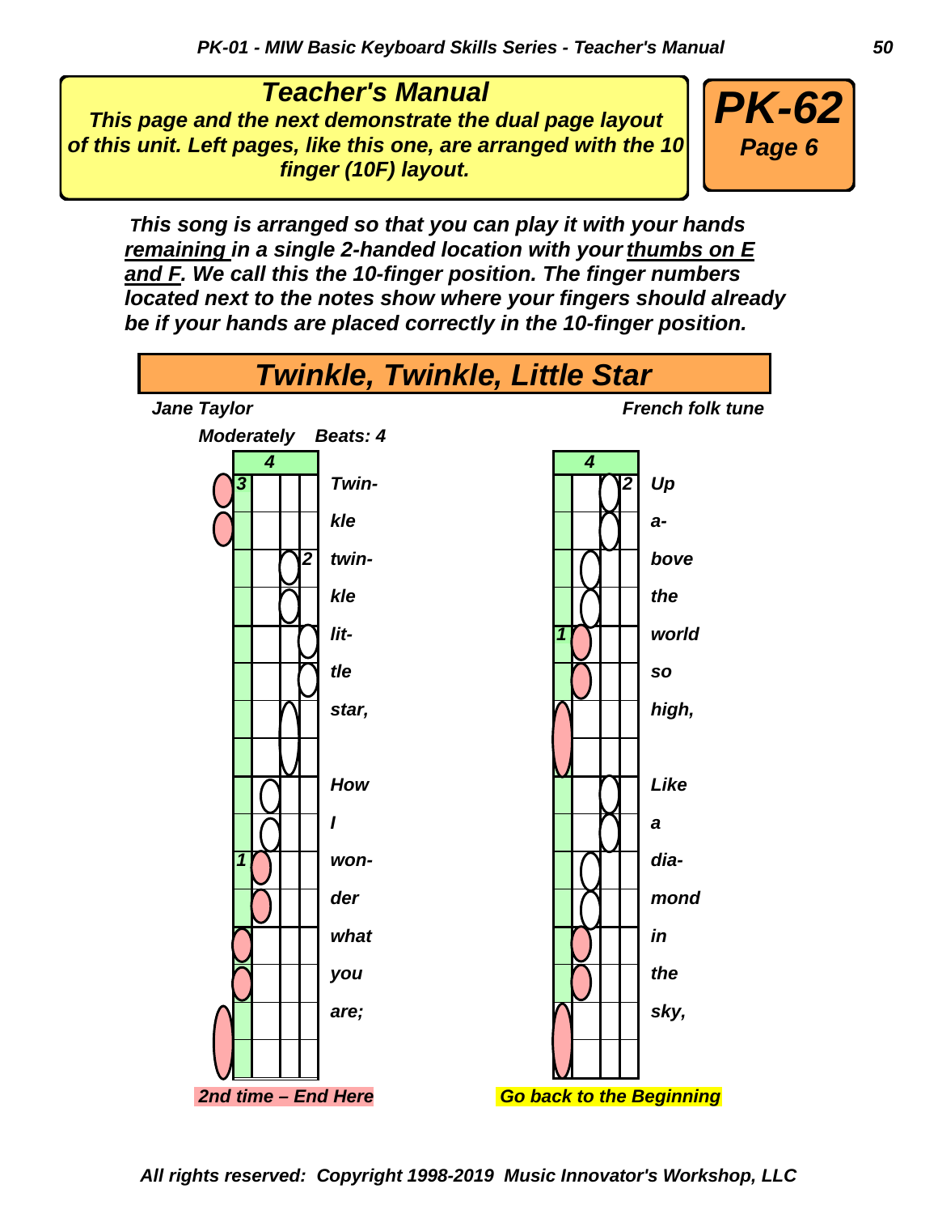**Teacher's Manual**

***This page and the next demonstrate the dual page layout of this unit. Left pages, like this one, are arranged with the 10 finger (10F) layout.***

**PK-62**
**Page 6**

***This song is arranged so that you can play it with your hands remaining in a single 2-handed location with your thumbs on E and F. We call this the 10-finger position. The finger numbers located next to the notes show where your fingers should already be if your hands are placed correctly in the 10-finger position.***

# Twinkle, Twinkle, Little Star

*Jane Taylor* — *French folk tune*

*Moderately* *Beats: 4*

Twin- kle twin- kle lit- tle star,

How I won- der what you are;

*2nd time – End Here*

Up a- bove the world so high,

Like a dia- mond in the sky,

*Go back to the Beginning*

*All rights reserved: Copyright 1998-2019 Music Innovator's Workshop, LLC*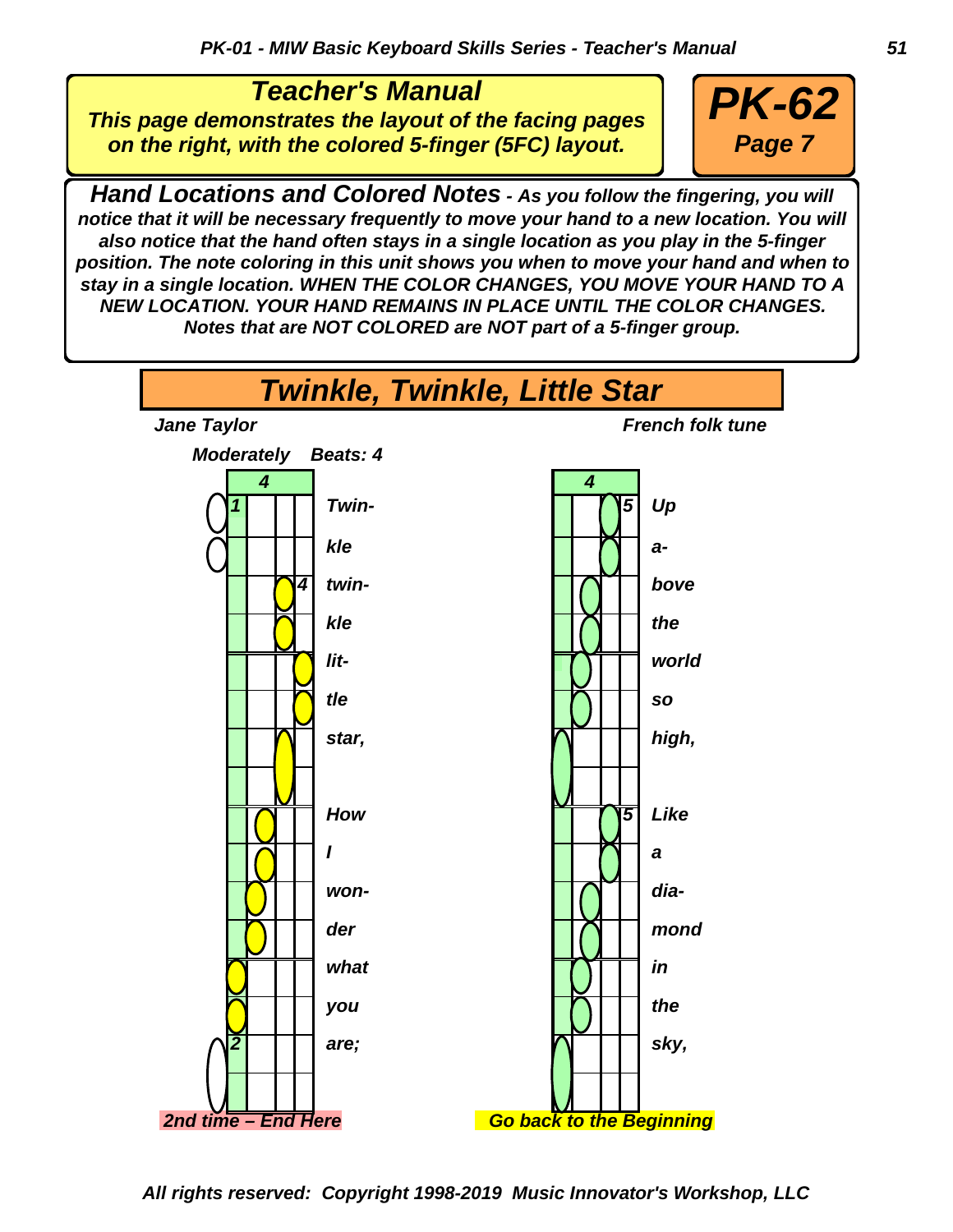## Teacher's Manual

***This page demonstrates the layout of the facing pages on the right, with the colored 5-finger (5FC) layout.***

**PK-62**
**Page 7**

***Hand Locations and Colored Notes** - As you follow the fingering, you will notice that it will be necessary frequently to move your hand to a new location. You will also notice that the hand often stays in a single location as you play in the 5-finger position. The note coloring in this unit shows you when to move your hand and when to stay in a single location. WHEN THE COLOR CHANGES, YOU MOVE YOUR HAND TO A NEW LOCATION. YOUR HAND REMAINS IN PLACE UNTIL THE COLOR CHANGES. Notes that are NOT COLORED are NOT part of a 5-finger group.*

# Twinkle, Twinkle, Little Star

*Jane Taylor* — *French folk tune*

*Moderately   Beats: 4*

4

1 Twin-
kle
4 twin-
kle
lit-
tle
star,

How
I
won-
der
what
you
2 are;

**2nd time – End Here**

4

5 Up
a-
bove
the
world
so
high,

5 Like
a
dia-
mond
in
the
sky,

**Go back to the Beginning**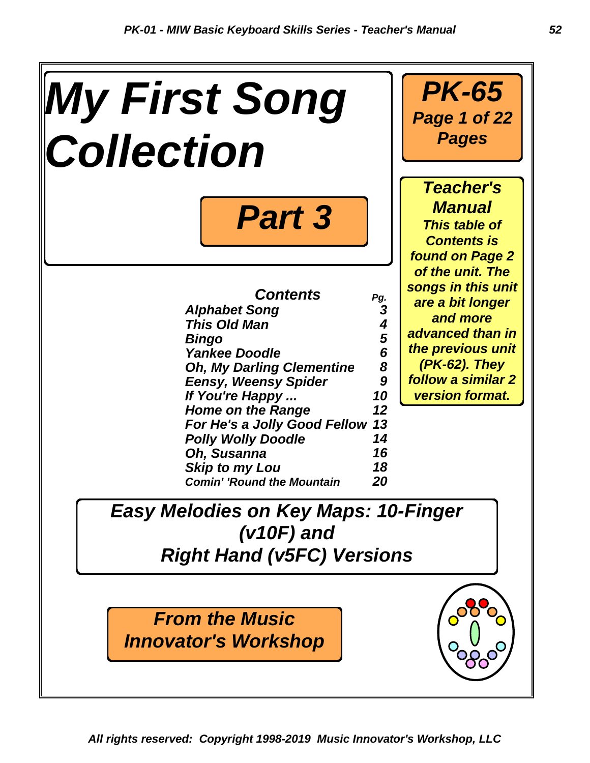# My First Song Collection

## Part 3

**PK-65**
**Page 1 of 22 Pages**

**Teacher's Manual**

*This table of Contents is found on Page 2 of the unit. The songs in this unit are a bit longer and more advanced than in the previous unit (PK-62). They follow a similar 2 version format.*

| Contents | Pg. |
|---|---|
| Alphabet Song | 3 |
| This Old Man | 4 |
| Bingo | 5 |
| Yankee Doodle | 6 |
| Oh, My Darling Clementine | 8 |
| Eensy, Weensy Spider | 9 |
| If You're Happy ... | 10 |
| Home on the Range | 12 |
| For He's a Jolly Good Fellow | 13 |
| Polly Wolly Doodle | 14 |
| Oh, Susanna | 16 |
| Skip to my Lou | 18 |
| Comin' 'Round the Mountain | 20 |

**Easy Melodies on Key Maps: 10-Finger (v10F) and Right Hand (v5FC) Versions**

**From the Music Innovator's Workshop**

*All rights reserved: Copyright 1998-2019 Music Innovator's Workshop, LLC*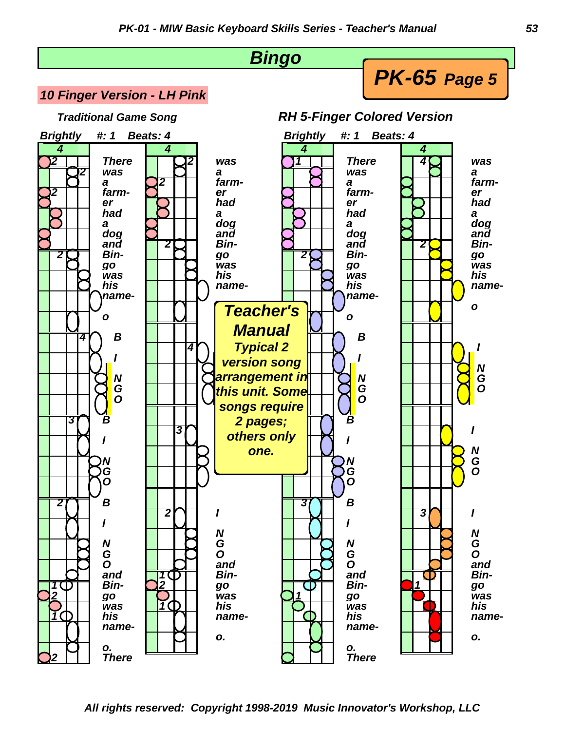# Bingo

## PK-65 Page 5

### 10 Finger Version - LH Pink

**Traditional Game Song**

*Brightly #: 1 Beats: 4*

There was a farm- er had a dog and Bin- go was his name- o

B I N G O B I N G O B I N G O and Bin- go was his name- o. There

was a farm- er had a dog and Bin- go was his name-

I N G O and Bin- go was his name- o.

### RH 5-Finger Colored Version

*Brightly #: 1 Beats: 4*

There was a farm- er had a dog and Bin- go was his name- o

B I N G O B I N G O B I N G O and Bin- go was his name- o. There

was a farm- er had a dog and Bin- go was his name- o

I N G O I N G O I N G O and Bin- go was his name- o.

**Teacher's Manual**

*Typical 2 version song arrangement in this unit. Some songs require 2 pages; others only one.*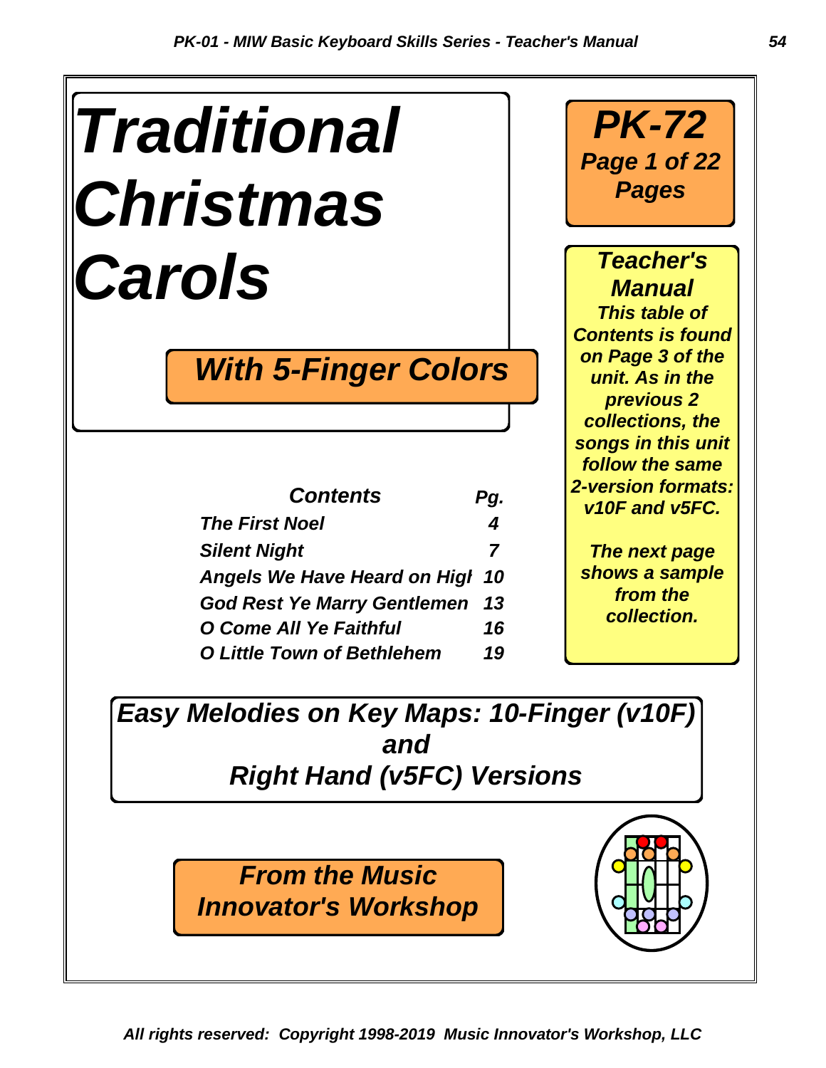# *Traditional Christmas Carols*

## *With 5-Finger Colors*

**PK-72**
***Page 1 of 22 Pages***

***Teacher's Manual***

***This table of Contents is found on Page 3 of the unit. As in the previous 2 collections, the songs in this unit follow the same 2-version formats: v10F and v5FC.***

***The next page shows a sample from the collection.***

| *Contents* | *Pg.* |
| --- | --- |
| *The First Noel* | *4* |
| *Silent Night* | *7* |
| *Angels We Have Heard on Higl* | *10* |
| *God Rest Ye Marry Gentlemen* | *13* |
| *O Come All Ye Faithful* | *16* |
| *O Little Town of Bethlehem* | *19* |

## *Easy Melodies on Key Maps: 10-Finger (v10F) and Right Hand (v5FC) Versions*

***From the Music Innovator's Workshop***

***All rights reserved: Copyright 1998-2019 Music Innovator's Workshop, LLC***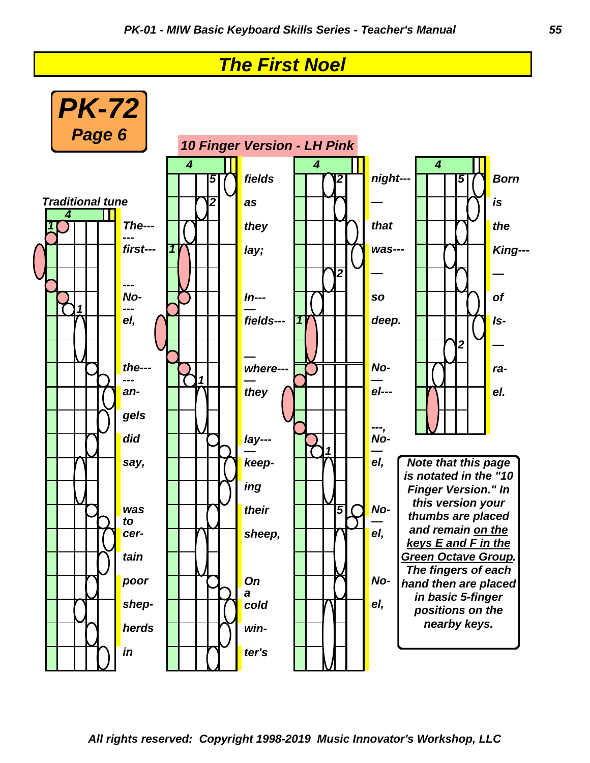# The First Noel

**PK-72**
**Page 6**

**10 Finger Version - LH Pink**

*Traditional tune*

The--- --- first--- --- No- --- el, the--- --- an- gels did say, was to cer- tain poor shep- herds in

fields as they lay; In--- — fields--- — where--- — they lay--- — keep- ing their sheep, On a cold win- ter's

night--- — that was--- — so deep. No- — el--- ---, No- — el, No- — el, No- el,

Born is the King--- — of Is- — ra- el.

*Note that this page is notated in the "10 Finger Version." In this version your thumbs are placed and remain on the keys E and F in the Green Octave Group. The fingers of each hand then are placed in basic 5-finger positions on the nearby keys.*

All rights reserved: Copyright 1998-2019 Music Innovator's Workshop, LLC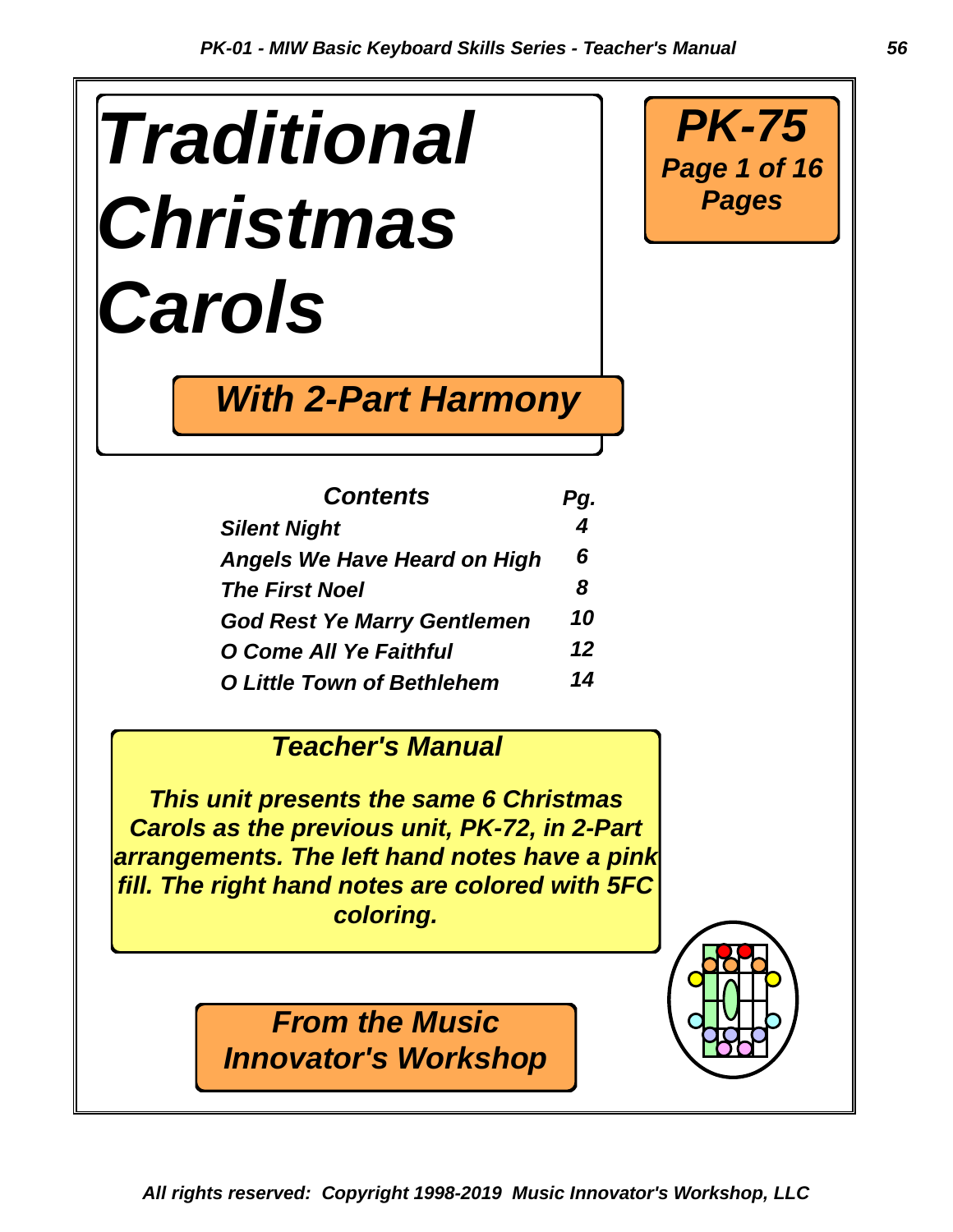# Traditional Christmas Carols

## With 2-Part Harmony

**PK-75**
**Page 1 of 16 Pages**

| Contents | Pg. |
|---|---|
| Silent Night | 4 |
| Angels We Have Heard on High | 6 |
| The First Noel | 8 |
| God Rest Ye Marry Gentlemen | 10 |
| O Come All Ye Faithful | 12 |
| O Little Town of Bethlehem | 14 |

### Teacher's Manual

*This unit presents the same 6 Christmas Carols as the previous unit, PK-72, in 2-Part arrangements. The left hand notes have a pink fill. The right hand notes are colored with 5FC coloring.*

**From the Music Innovator's Workshop**

All rights reserved: Copyright 1998-2019 Music Innovator's Workshop, LLC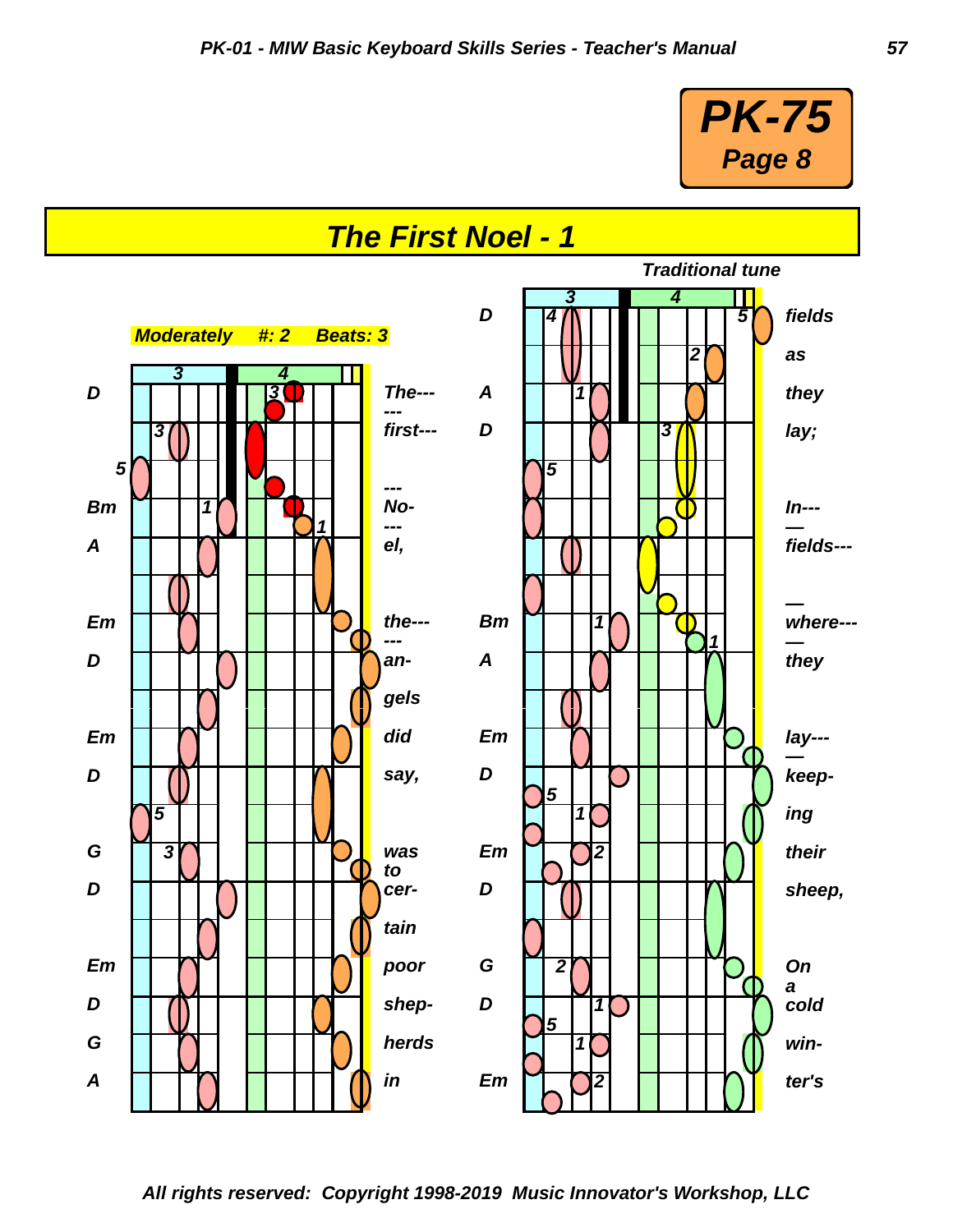**PK-75**
**Page 8**

# The First Noel - 1

*Traditional tune*

*Moderately*  *#: 2*  *Beats: 3*

D The---
first---
Bm No-
A el,
Em the---
D an-
gels
Em did
D say,
G was to
D cer-
tain
Em poor
D shep-
G herds
A in

D fields
as
A they
D lay;
In---
fields---
Bm where---
A they
Em lay---
D keep-
ing
Em their
D sheep,
G On a
D cold
win-
Em ter's

*All rights reserved: Copyright 1998-2019 Music Innovator's Workshop, LLC*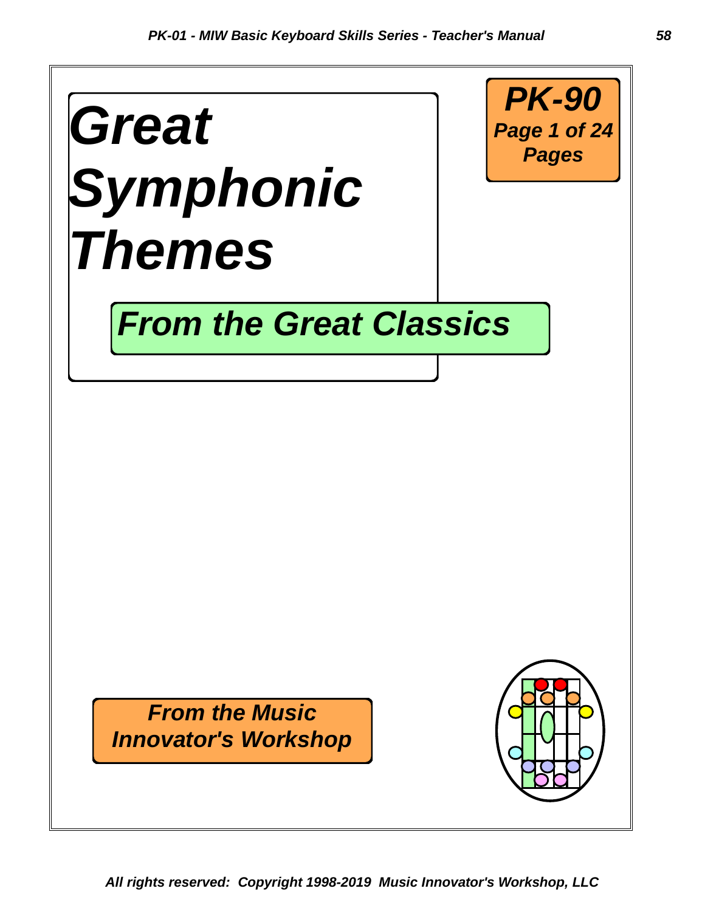# *Great Symphonic Themes*

***PK-90***
***Page 1 of 24 Pages***

## *From the Great Classics*

***From the Music Innovator's Workshop***

*All rights reserved: Copyright 1998-2019 Music Innovator's Workshop, LLC*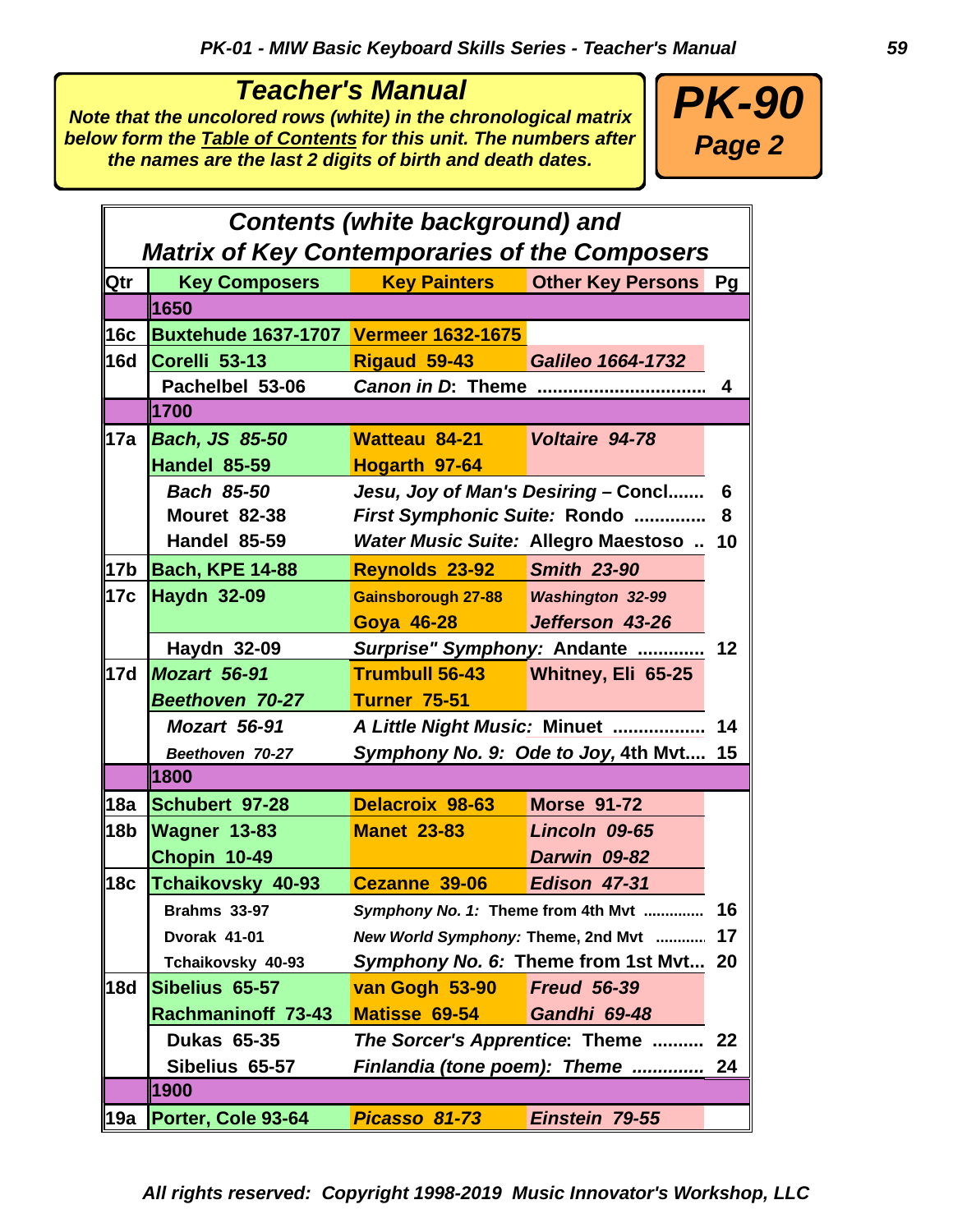## Teacher's Manual

***Note that the uncolored rows (white) in the chronological matrix below form the Table of Contents for this unit. The numbers after the names are the last 2 digits of birth and death dates.***

## PK-90
### Page 2

### Contents (white background) and Matrix of Key Contemporaries of the Composers

| Qtr | Key Composers | Key Painters | Other Key Persons | Pg |
|---|---|---|---|---|
| | **1650** | | | |
| 16c | Buxtehude 1637-1707 | Vermeer 1632-1675 | | |
| 16d | Corelli 53-13 | Rigaud 59-43 | *Galileo 1664-1732* | |
| | Pachelbel 53-06 | *Canon in D*: Theme ................................ | | 4 |
| | **1700** | | | |
| 17a | *Bach, JS 85-50* | Watteau 84-21 | *Voltaire 94-78* | |
| | Handel 85-59 | Hogarth 97-64 | | |
| | *Bach 85-50* | *Jesu, Joy of Man's Desiring* – Concl....... | | 6 |
| | Mouret 82-38 | *First Symphonic Suite:* Rondo ............. | | 8 |
| | Handel 85-59 | *Water Music Suite:* Allegro Maestoso .. | | 10 |
| 17b | Bach, KPE 14-88 | Reynolds 23-92 | *Smith 23-90* | |
| 17c | Haydn 32-09 | Gainsborough 27-88 | *Washington 32-99* | |
| | | Goya 46-28 | *Jefferson 43-26* | |
| | Haydn 32-09 | *Surprise" Symphony:* Andante ............ | | 12 |
| 17d | *Mozart 56-91* | Trumbull 56-43 | Whitney, Eli 65-25 | |
| | *Beethoven 70-27* | Turner 75-51 | | |
| | *Mozart 56-91* | *A Little Night Music:* Minuet .................. | | 14 |
| | *Beethoven 70-27* | *Symphony No. 9: Ode to Joy*, 4th Mvt.... | | 15 |
| | **1800** | | | |
| 18a | Schubert 97-28 | Delacroix 98-63 | Morse 91-72 | |
| 18b | Wagner 13-83 | Manet 23-83 | *Lincoln 09-65* | |
| | Chopin 10-49 | | *Darwin 09-82* | |
| 18c | Tchaikovsky 40-93 | Cezanne 39-06 | *Edison 47-31* | |
| | Brahms 33-97 | *Symphony No. 1:* Theme from 4th Mvt .............. | | 16 |
| | Dvorak 41-01 | *New World Symphony:* Theme, 2nd Mvt ............ | | 17 |
| | Tchaikovsky 40-93 | *Symphony No. 6:* Theme from 1st Mvt... | | 20 |
| 18d | Sibelius 65-57 | van Gogh 53-90 | *Freud 56-39* | |
| | Rachmaninoff 73-43 | Matisse 69-54 | *Gandhi 69-48* | |
| | Dukas 65-35 | *The Sorcer's Apprentice*: Theme .......... | | 22 |
| | Sibelius 65-57 | *Finlandia (tone poem): Theme* .............. | | 24 |
| | **1900** | | | |
| 19a | Porter, Cole 93-64 | *Picasso 81-73* | *Einstein 79-55* | |

*All rights reserved: Copyright 1998-2019 Music Innovator's Workshop, LLC*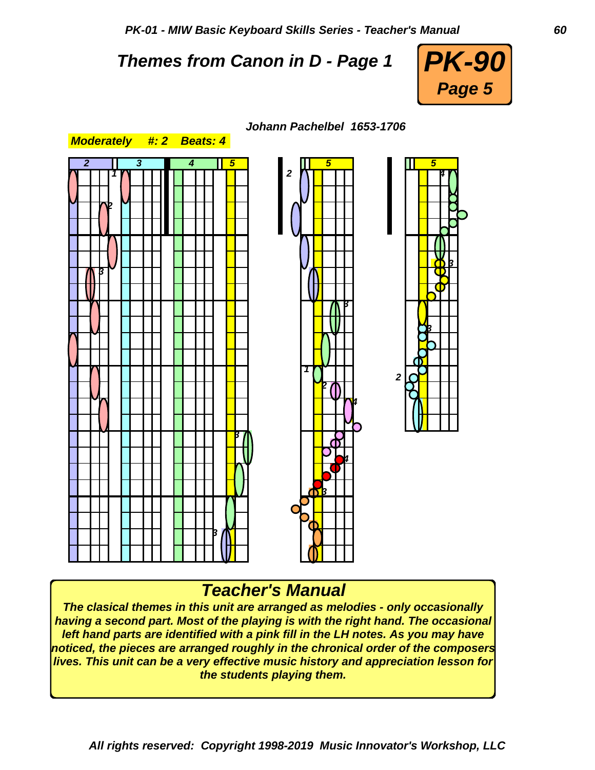# Themes from Canon in D - Page 1

**PK-90**
**Page 5**

***Johann Pachelbel 1653-1706***

***Moderately #: 2 Beats: 4***

## Teacher's Manual

***The clasical themes in this unit are arranged as melodies - only occasionally having a second part. Most of the playing is with the right hand. The occasional left hand parts are identified with a pink fill in the LH notes. As you may have noticed, the pieces are arranged roughly in the chronical order of the composers lives. This unit can be a very effective music history and appreciation lesson for the students playing them.***

***All rights reserved: Copyright 1998-2019 Music Innovator's Workshop, LLC***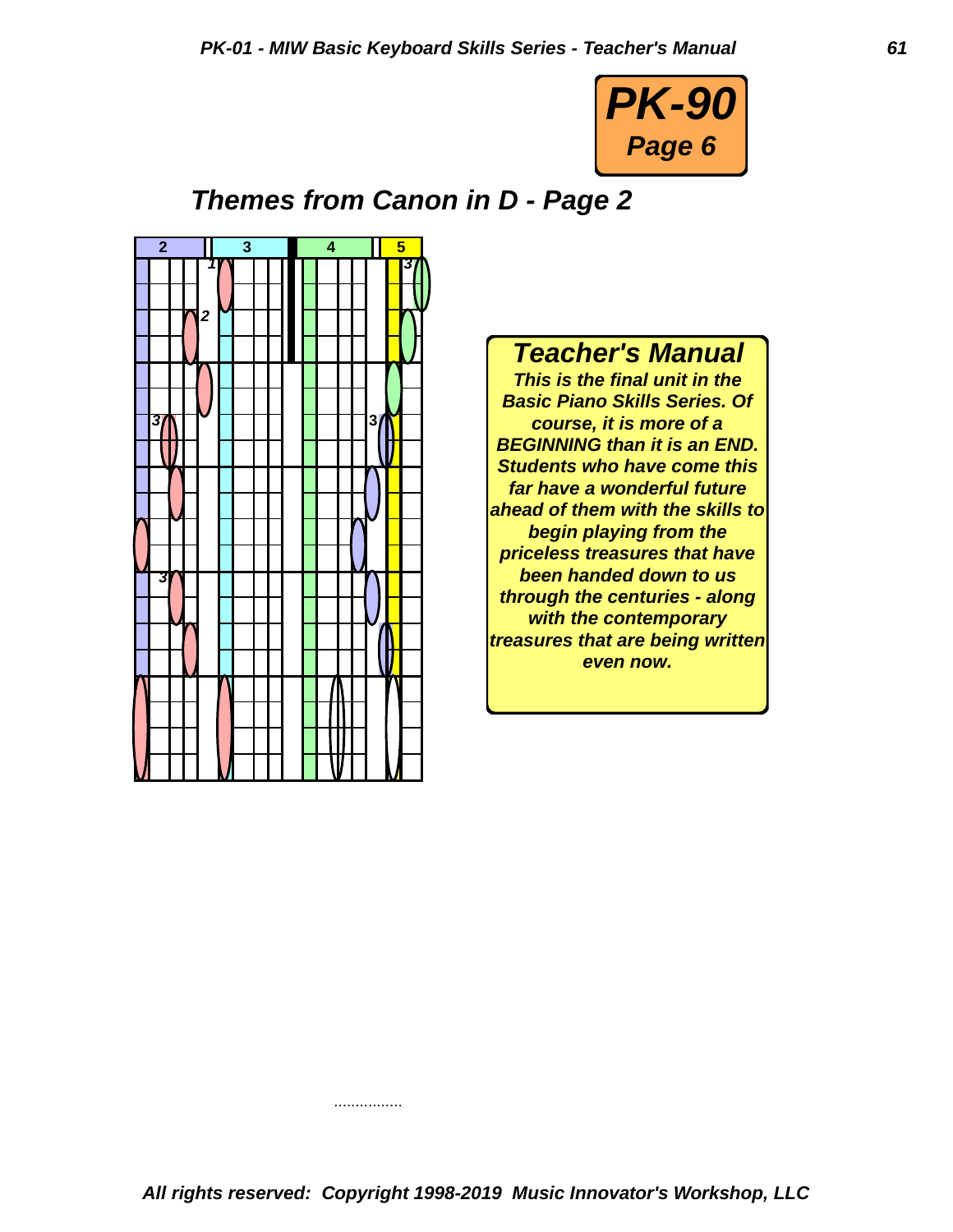**PK-90**
**Page 6**

## *Themes from Canon in D - Page 2*

### *Teacher's Manual*

***This is the final unit in the Basic Piano Skills Series. Of course, it is more of a BEGINNING than it is an END. Students who have come this far have a wonderful future ahead of them with the skills to begin playing from the priceless treasures that have been handed down to us through the centuries - along with the contemporary treasures that are being written even now.***

................

*All rights reserved: Copyright 1998-2019 Music Innovator's Workshop, LLC*